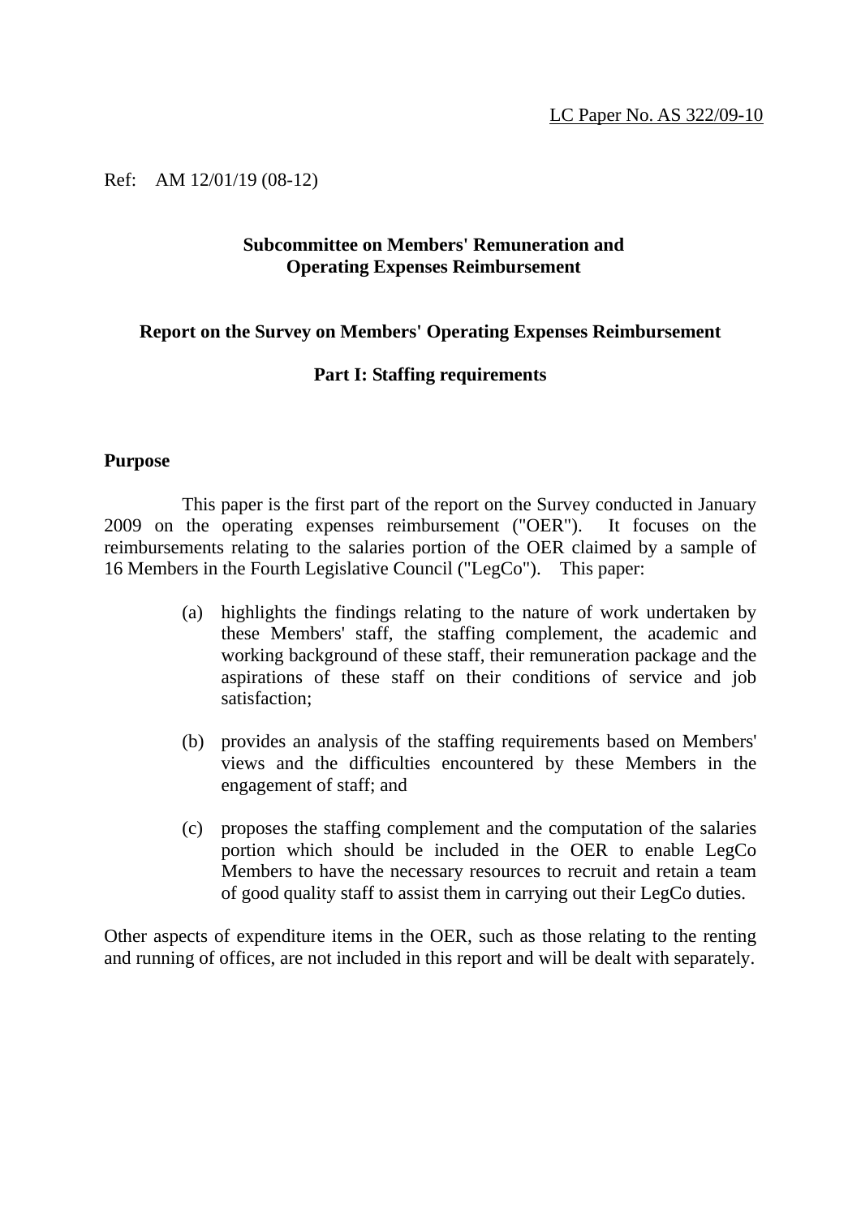LC Paper No. AS 322/09-10

Ref: AM 12/01/19 (08-12)

**Subcommittee on Members' Remuneration and Operating Expenses Reimbursement**

**Report on the Survey on Members' Operating Expenses Reimbursement**

**Part I: Staffing requirements**

## Purpose

This paper is the first part of the report on the Survey conducted in January 2009 on the operating expenses reimbursement ("OER"). It focuses on the reimbursements relating to the salaries portion of the OER claimed by a sample of 16 Members in the Fourth Legislative Council ("LegCo"). This paper:

(a) highlights the findings relating to the nature of work undertaken by these Members' staff, the staffing complement, the academic and working background of these staff, their remuneration package and the aspirations of these staff on their conditions of service and job satisfaction;

(b) provides an analysis of the staffing requirements based on Members' views and the difficulties encountered by these Members in the engagement of staff; and

(c) proposes the staffing complement and the computation of the salaries portion which should be included in the OER to enable LegCo Members to have the necessary resources to recruit and retain a team of good quality staff to assist them in carrying out their LegCo duties.

Other aspects of expenditure items in the OER, such as those relating to the renting and running of offices, are not included in this report and will be dealt with separately.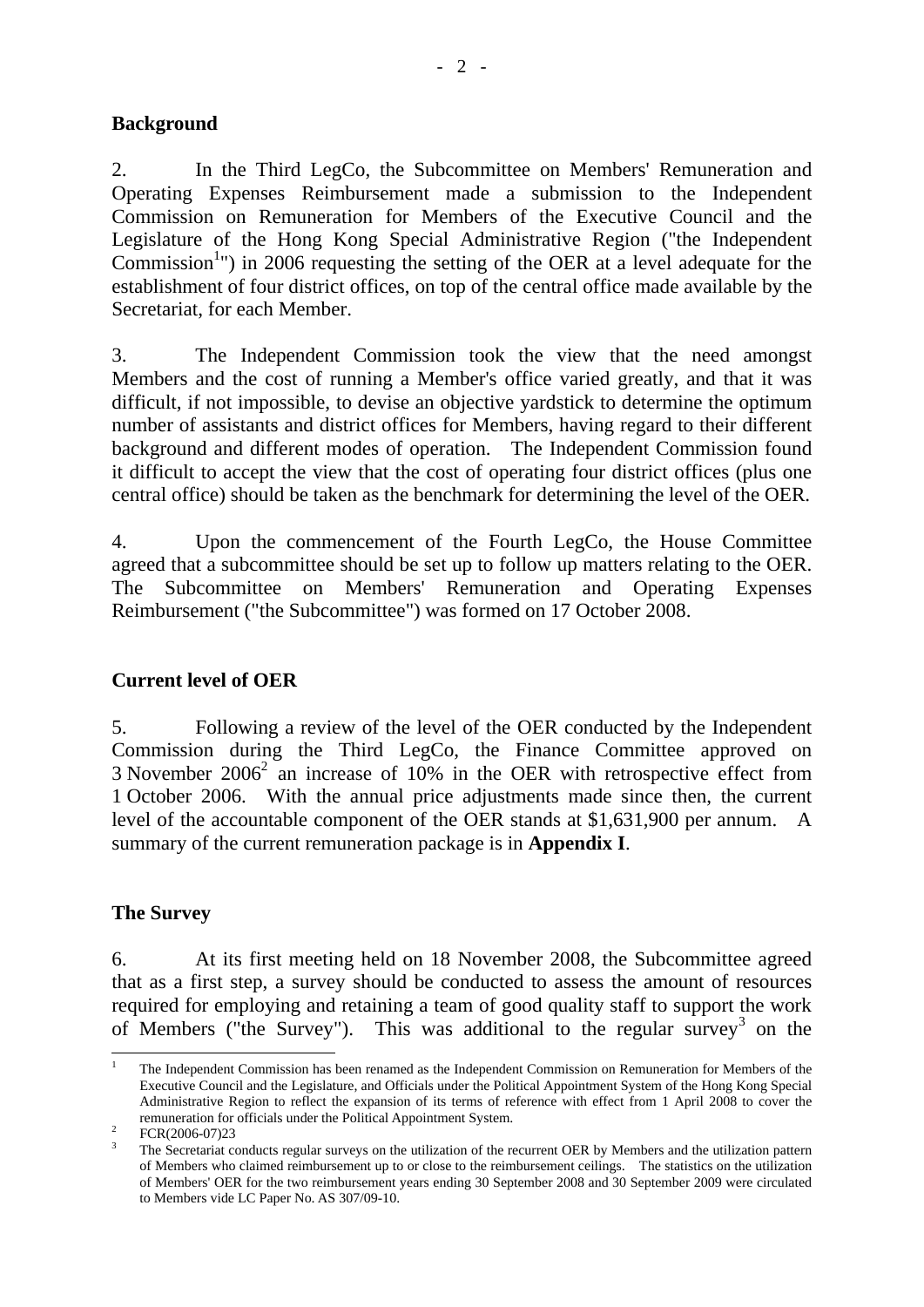**Background**

2. In the Third LegCo, the Subcommittee on Members' Remuneration and Operating Expenses Reimbursement made a submission to the Independent Commission on Remuneration for Members of the Executive Council and the Legislature of the Hong Kong Special Administrative Region ("the Independent Commission[1]") in 2006 requesting the setting of the OER at a level adequate for the establishment of four district offices, on top of the central office made available by the Secretariat, for each Member.

3. The Independent Commission took the view that the need amongst Members and the cost of running a Member's office varied greatly, and that it was difficult, if not impossible, to devise an objective yardstick to determine the optimum number of assistants and district offices for Members, having regard to their different background and different modes of operation. The Independent Commission found it difficult to accept the view that the cost of operating four district offices (plus one central office) should be taken as the benchmark for determining the level of the OER.

4. Upon the commencement of the Fourth LegCo, the House Committee agreed that a subcommittee should be set up to follow up matters relating to the OER. The Subcommittee on Members' Remuneration and Operating Expenses Reimbursement ("the Subcommittee") was formed on 17 October 2008.

**Current level of OER**

5. Following a review of the level of the OER conducted by the Independent Commission during the Third LegCo, the Finance Committee approved on 3 November 2006[2] an increase of 10% in the OER with retrospective effect from 1 October 2006. With the annual price adjustments made since then, the current level of the accountable component of the OER stands at $1,631,900 per annum. A summary of the current remuneration package is in **Appendix I**.

**The Survey**

6. At its first meeting held on 18 November 2008, the Subcommittee agreed that as a first step, a survey should be conducted to assess the amount of resources required for employing and retaining a team of good quality staff to support the work of Members ("the Survey"). This was additional to the regular survey[3] on the

---

[1] The Independent Commission has been renamed as the Independent Commission on Remuneration for Members of the Executive Council and the Legislature, and Officials under the Political Appointment System of the Hong Kong Special Administrative Region to reflect the expansion of its terms of reference with effect from 1 April 2008 to cover the remuneration for officials under the Political Appointment System.

[2] FCR(2006-07)23

[3] The Secretariat conducts regular surveys on the utilization of the recurrent OER by Members and the utilization pattern of Members who claimed reimbursement up to or close to the reimbursement ceilings. The statistics on the utilization of Members' OER for the two reimbursement years ending 30 September 2008 and 30 September 2009 were circulated to Members vide LC Paper No. AS 307/09-10.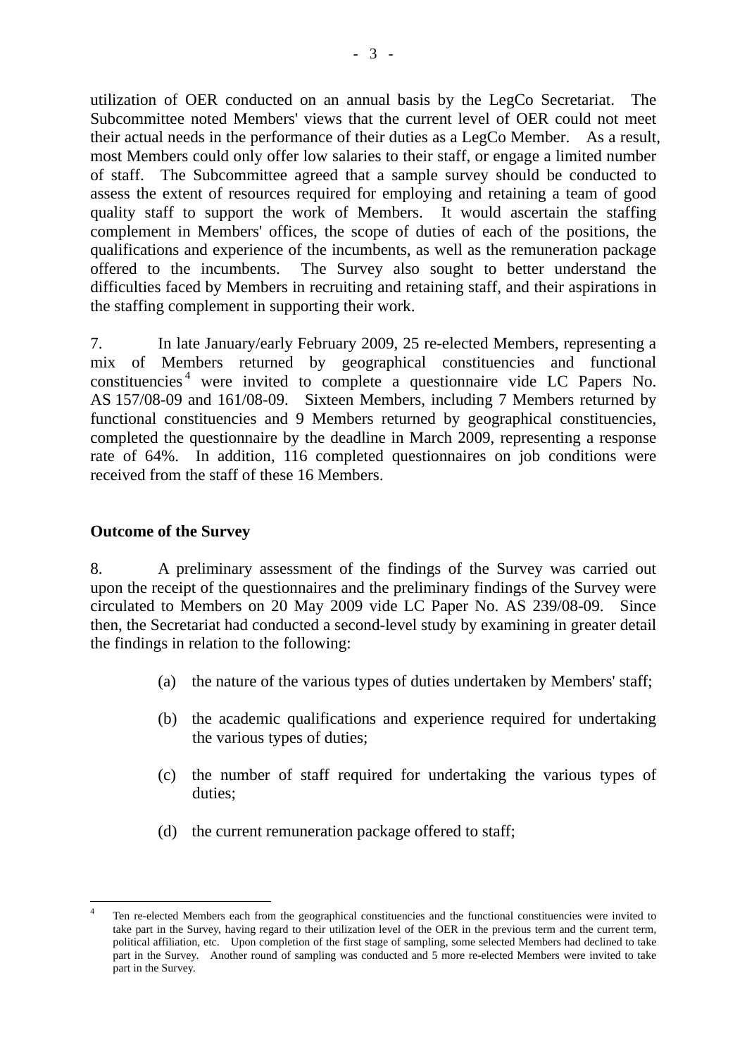utilization of OER conducted on an annual basis by the LegCo Secretariat. The Subcommittee noted Members' views that the current level of OER could not meet their actual needs in the performance of their duties as a LegCo Member. As a result, most Members could only offer low salaries to their staff, or engage a limited number of staff. The Subcommittee agreed that a sample survey should be conducted to assess the extent of resources required for employing and retaining a team of good quality staff to support the work of Members. It would ascertain the staffing complement in Members' offices, the scope of duties of each of the positions, the qualifications and experience of the incumbents, as well as the remuneration package offered to the incumbents. The Survey also sought to better understand the difficulties faced by Members in recruiting and retaining staff, and their aspirations in the staffing complement in supporting their work.

7. In late January/early February 2009, 25 re-elected Members, representing a mix of Members returned by geographical constituencies and functional constituencies[4] were invited to complete a questionnaire vide LC Papers No. AS 157/08-09 and 161/08-09. Sixteen Members, including 7 Members returned by functional constituencies and 9 Members returned by geographical constituencies, completed the questionnaire by the deadline in March 2009, representing a response rate of 64%. In addition, 116 completed questionnaires on job conditions were received from the staff of these 16 Members.

**Outcome of the Survey**

8. A preliminary assessment of the findings of the Survey was carried out upon the receipt of the questionnaires and the preliminary findings of the Survey were circulated to Members on 20 May 2009 vide LC Paper No. AS 239/08-09. Since then, the Secretariat had conducted a second-level study by examining in greater detail the findings in relation to the following:

(a) the nature of the various types of duties undertaken by Members' staff;

(b) the academic qualifications and experience required for undertaking the various types of duties;

(c) the number of staff required for undertaking the various types of duties;

(d) the current remuneration package offered to staff;

---

[4] Ten re-elected Members each from the geographical constituencies and the functional constituencies were invited to take part in the Survey, having regard to their utilization level of the OER in the previous term and the current term, political affiliation, etc. Upon completion of the first stage of sampling, some selected Members had declined to take part in the Survey. Another round of sampling was conducted and 5 more re-elected Members were invited to take part in the Survey.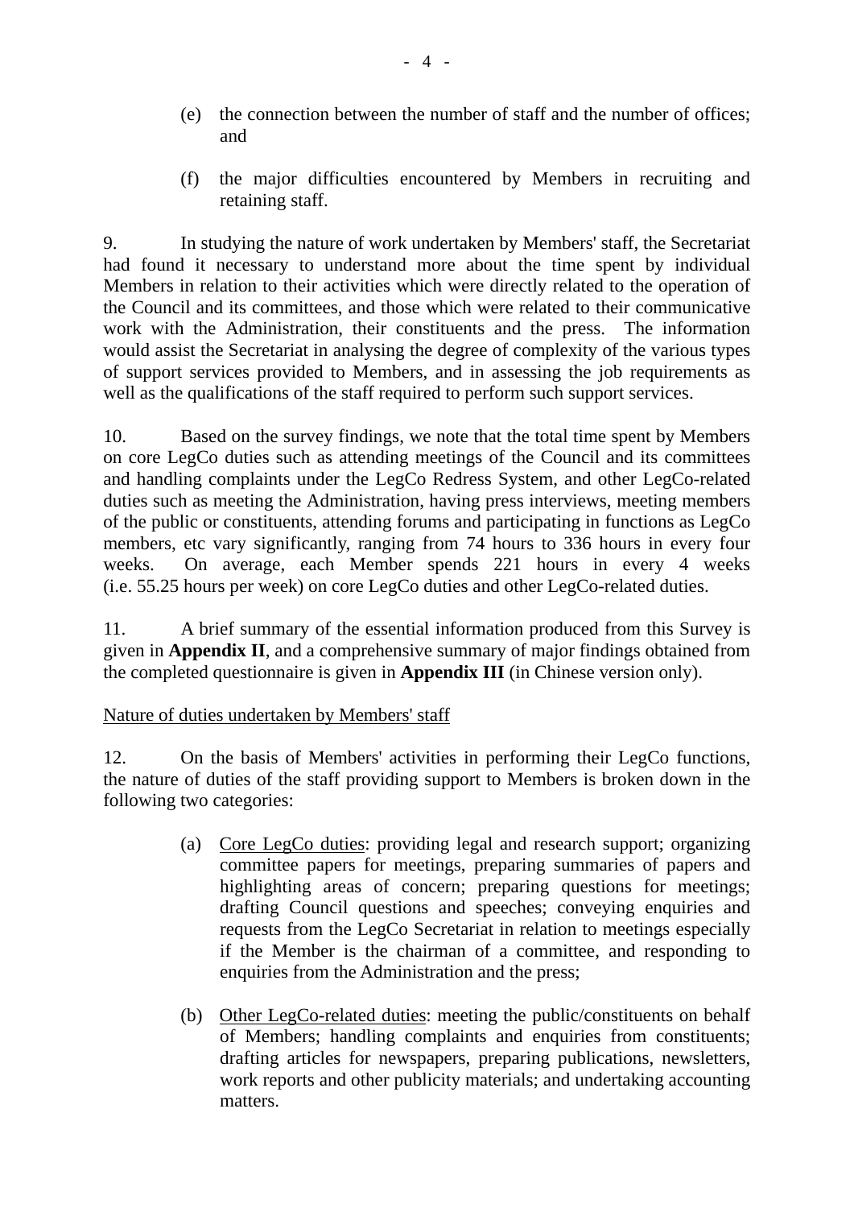(e) the connection between the number of staff and the number of offices; and

(f) the major difficulties encountered by Members in recruiting and retaining staff.

9. In studying the nature of work undertaken by Members' staff, the Secretariat had found it necessary to understand more about the time spent by individual Members in relation to their activities which were directly related to the operation of the Council and its committees, and those which were related to their communicative work with the Administration, their constituents and the press. The information would assist the Secretariat in analysing the degree of complexity of the various types of support services provided to Members, and in assessing the job requirements as well as the qualifications of the staff required to perform such support services.

10. Based on the survey findings, we note that the total time spent by Members on core LegCo duties such as attending meetings of the Council and its committees and handling complaints under the LegCo Redress System, and other LegCo-related duties such as meeting the Administration, having press interviews, meeting members of the public or constituents, attending forums and participating in functions as LegCo members, etc vary significantly, ranging from 74 hours to 336 hours in every four weeks. On average, each Member spends 221 hours in every 4 weeks (i.e. 55.25 hours per week) on core LegCo duties and other LegCo-related duties.

11. A brief summary of the essential information produced from this Survey is given in **Appendix II**, and a comprehensive summary of major findings obtained from the completed questionnaire is given in **Appendix III** (in Chinese version only).

<u>Nature of duties undertaken by Members' staff</u>

12. On the basis of Members' activities in performing their LegCo functions, the nature of duties of the staff providing support to Members is broken down in the following two categories:

(a) <u>Core LegCo duties</u>: providing legal and research support; organizing committee papers for meetings, preparing summaries of papers and highlighting areas of concern; preparing questions for meetings; drafting Council questions and speeches; conveying enquiries and requests from the LegCo Secretariat in relation to meetings especially if the Member is the chairman of a committee, and responding to enquiries from the Administration and the press;

(b) <u>Other LegCo-related duties</u>: meeting the public/constituents on behalf of Members; handling complaints and enquiries from constituents; drafting articles for newspapers, preparing publications, newsletters, work reports and other publicity materials; and undertaking accounting matters.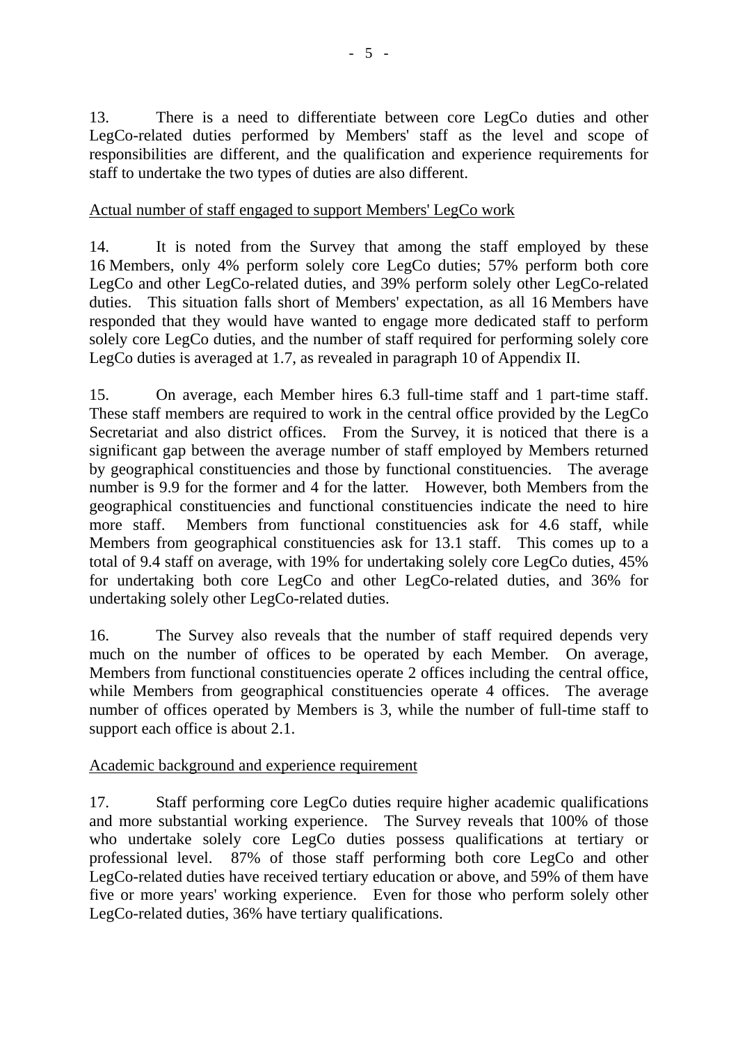13. There is a need to differentiate between core LegCo duties and other LegCo-related duties performed by Members' staff as the level and scope of responsibilities are different, and the qualification and experience requirements for staff to undertake the two types of duties are also different.

Actual number of staff engaged to support Members' LegCo work

14. It is noted from the Survey that among the staff employed by these 16 Members, only 4% perform solely core LegCo duties; 57% perform both core LegCo and other LegCo-related duties, and 39% perform solely other LegCo-related duties. This situation falls short of Members' expectation, as all 16 Members have responded that they would have wanted to engage more dedicated staff to perform solely core LegCo duties, and the number of staff required for performing solely core LegCo duties is averaged at 1.7, as revealed in paragraph 10 of Appendix II.

15. On average, each Member hires 6.3 full-time staff and 1 part-time staff. These staff members are required to work in the central office provided by the LegCo Secretariat and also district offices. From the Survey, it is noticed that there is a significant gap between the average number of staff employed by Members returned by geographical constituencies and those by functional constituencies. The average number is 9.9 for the former and 4 for the latter. However, both Members from the geographical constituencies and functional constituencies indicate the need to hire more staff. Members from functional constituencies ask for 4.6 staff, while Members from geographical constituencies ask for 13.1 staff. This comes up to a total of 9.4 staff on average, with 19% for undertaking solely core LegCo duties, 45% for undertaking both core LegCo and other LegCo-related duties, and 36% for undertaking solely other LegCo-related duties.

16. The Survey also reveals that the number of staff required depends very much on the number of offices to be operated by each Member. On average, Members from functional constituencies operate 2 offices including the central office, while Members from geographical constituencies operate 4 offices. The average number of offices operated by Members is 3, while the number of full-time staff to support each office is about 2.1.

Academic background and experience requirement

17. Staff performing core LegCo duties require higher academic qualifications and more substantial working experience. The Survey reveals that 100% of those who undertake solely core LegCo duties possess qualifications at tertiary or professional level. 87% of those staff performing both core LegCo and other LegCo-related duties have received tertiary education or above, and 59% of them have five or more years' working experience. Even for those who perform solely other LegCo-related duties, 36% have tertiary qualifications.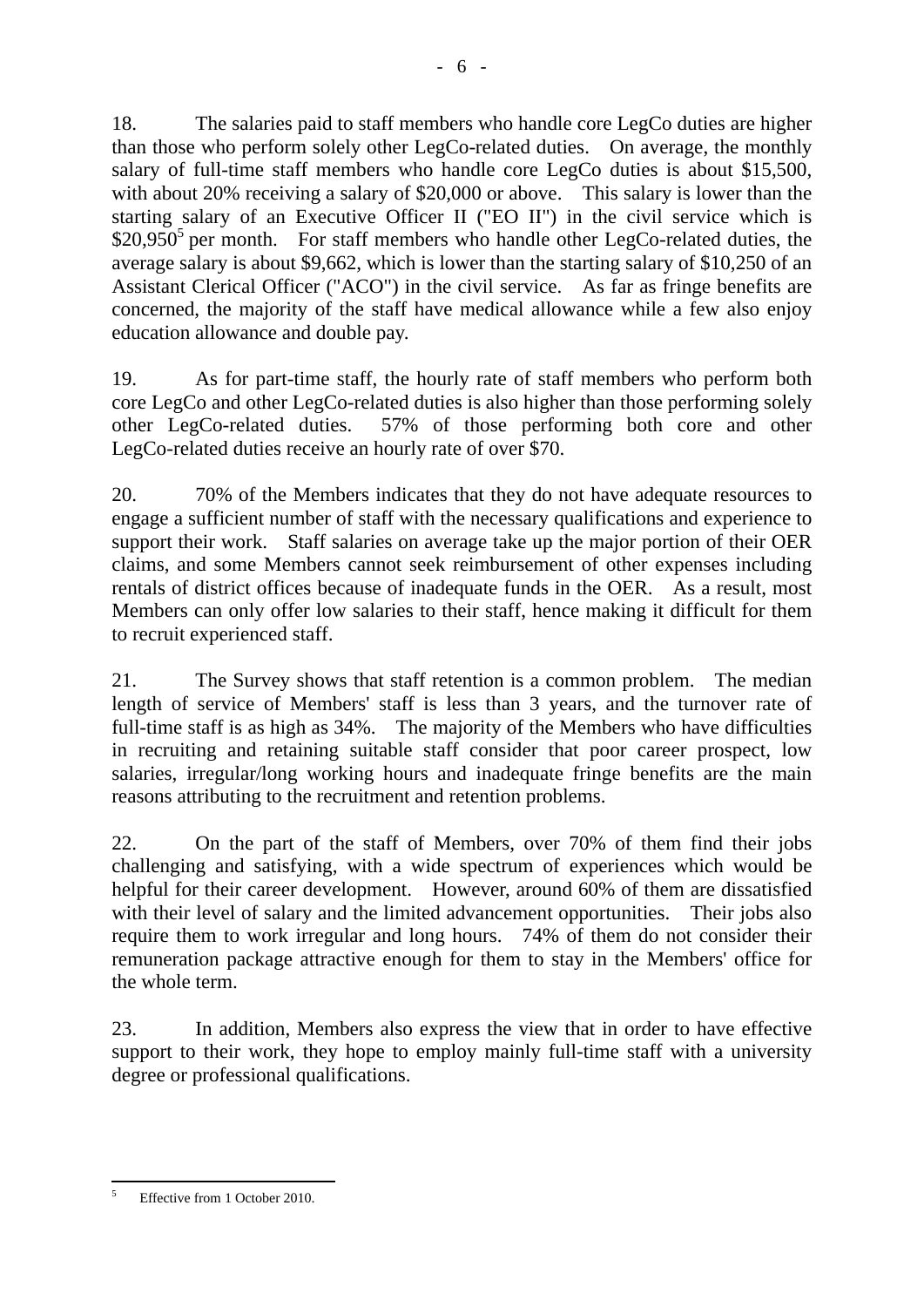18. The salaries paid to staff members who handle core LegCo duties are higher than those who perform solely other LegCo-related duties. On average, the monthly salary of full-time staff members who handle core LegCo duties is about $15,500, with about 20% receiving a salary of $20,000 or above. This salary is lower than the starting salary of an Executive Officer II ("EO II") in the civil service which is $20,950[5] per month. For staff members who handle other LegCo-related duties, the average salary is about $9,662, which is lower than the starting salary of $10,250 of an Assistant Clerical Officer ("ACO") in the civil service. As far as fringe benefits are concerned, the majority of the staff have medical allowance while a few also enjoy education allowance and double pay.

19. As for part-time staff, the hourly rate of staff members who perform both core LegCo and other LegCo-related duties is also higher than those performing solely other LegCo-related duties. 57% of those performing both core and other LegCo-related duties receive an hourly rate of over $70.

20. 70% of the Members indicates that they do not have adequate resources to engage a sufficient number of staff with the necessary qualifications and experience to support their work. Staff salaries on average take up the major portion of their OER claims, and some Members cannot seek reimbursement of other expenses including rentals of district offices because of inadequate funds in the OER. As a result, most Members can only offer low salaries to their staff, hence making it difficult for them to recruit experienced staff.

21. The Survey shows that staff retention is a common problem. The median length of service of Members' staff is less than 3 years, and the turnover rate of full-time staff is as high as 34%. The majority of the Members who have difficulties in recruiting and retaining suitable staff consider that poor career prospect, low salaries, irregular/long working hours and inadequate fringe benefits are the main reasons attributing to the recruitment and retention problems.

22. On the part of the staff of Members, over 70% of them find their jobs challenging and satisfying, with a wide spectrum of experiences which would be helpful for their career development. However, around 60% of them are dissatisfied with their level of salary and the limited advancement opportunities. Their jobs also require them to work irregular and long hours. 74% of them do not consider their remuneration package attractive enough for them to stay in the Members' office for the whole term.

23. In addition, Members also express the view that in order to have effective support to their work, they hope to employ mainly full-time staff with a university degree or professional qualifications.

---

[5] Effective from 1 October 2010.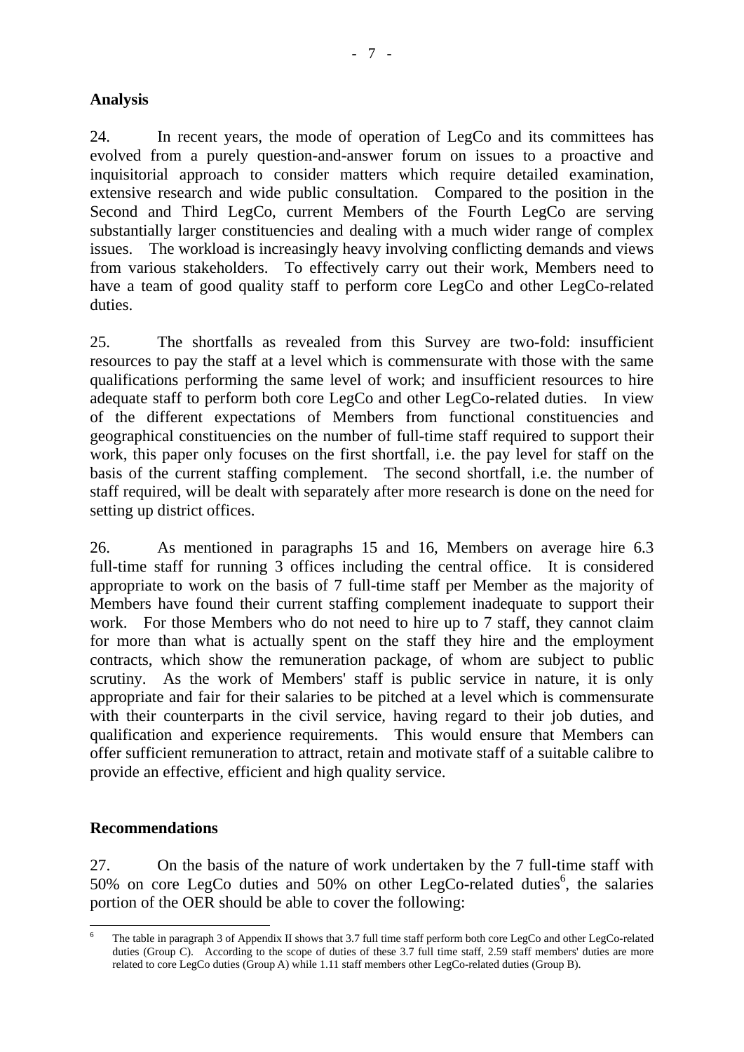## Analysis

24. In recent years, the mode of operation of LegCo and its committees has evolved from a purely question-and-answer forum on issues to a proactive and inquisitorial approach to consider matters which require detailed examination, extensive research and wide public consultation. Compared to the position in the Second and Third LegCo, current Members of the Fourth LegCo are serving substantially larger constituencies and dealing with a much wider range of complex issues. The workload is increasingly heavy involving conflicting demands and views from various stakeholders. To effectively carry out their work, Members need to have a team of good quality staff to perform core LegCo and other LegCo-related duties.

25. The shortfalls as revealed from this Survey are two-fold: insufficient resources to pay the staff at a level which is commensurate with those with the same qualifications performing the same level of work; and insufficient resources to hire adequate staff to perform both core LegCo and other LegCo-related duties. In view of the different expectations of Members from functional constituencies and geographical constituencies on the number of full-time staff required to support their work, this paper only focuses on the first shortfall, i.e. the pay level for staff on the basis of the current staffing complement. The second shortfall, i.e. the number of staff required, will be dealt with separately after more research is done on the need for setting up district offices.

26. As mentioned in paragraphs 15 and 16, Members on average hire 6.3 full-time staff for running 3 offices including the central office. It is considered appropriate to work on the basis of 7 full-time staff per Member as the majority of Members have found their current staffing complement inadequate to support their work. For those Members who do not need to hire up to 7 staff, they cannot claim for more than what is actually spent on the staff they hire and the employment contracts, which show the remuneration package, of whom are subject to public scrutiny. As the work of Members' staff is public service in nature, it is only appropriate and fair for their salaries to be pitched at a level which is commensurate with their counterparts in the civil service, having regard to their job duties, and qualification and experience requirements. This would ensure that Members can offer sufficient remuneration to attract, retain and motivate staff of a suitable calibre to provide an effective, efficient and high quality service.

## Recommendations

27. On the basis of the nature of work undertaken by the 7 full-time staff with 50% on core LegCo duties and 50% on other LegCo-related duties[6], the salaries portion of the OER should be able to cover the following:

---

[6] The table in paragraph 3 of Appendix II shows that 3.7 full time staff perform both core LegCo and other LegCo-related duties (Group C). According to the scope of duties of these 3.7 full time staff, 2.59 staff members' duties are more related to core LegCo duties (Group A) while 1.11 staff members other LegCo-related duties (Group B).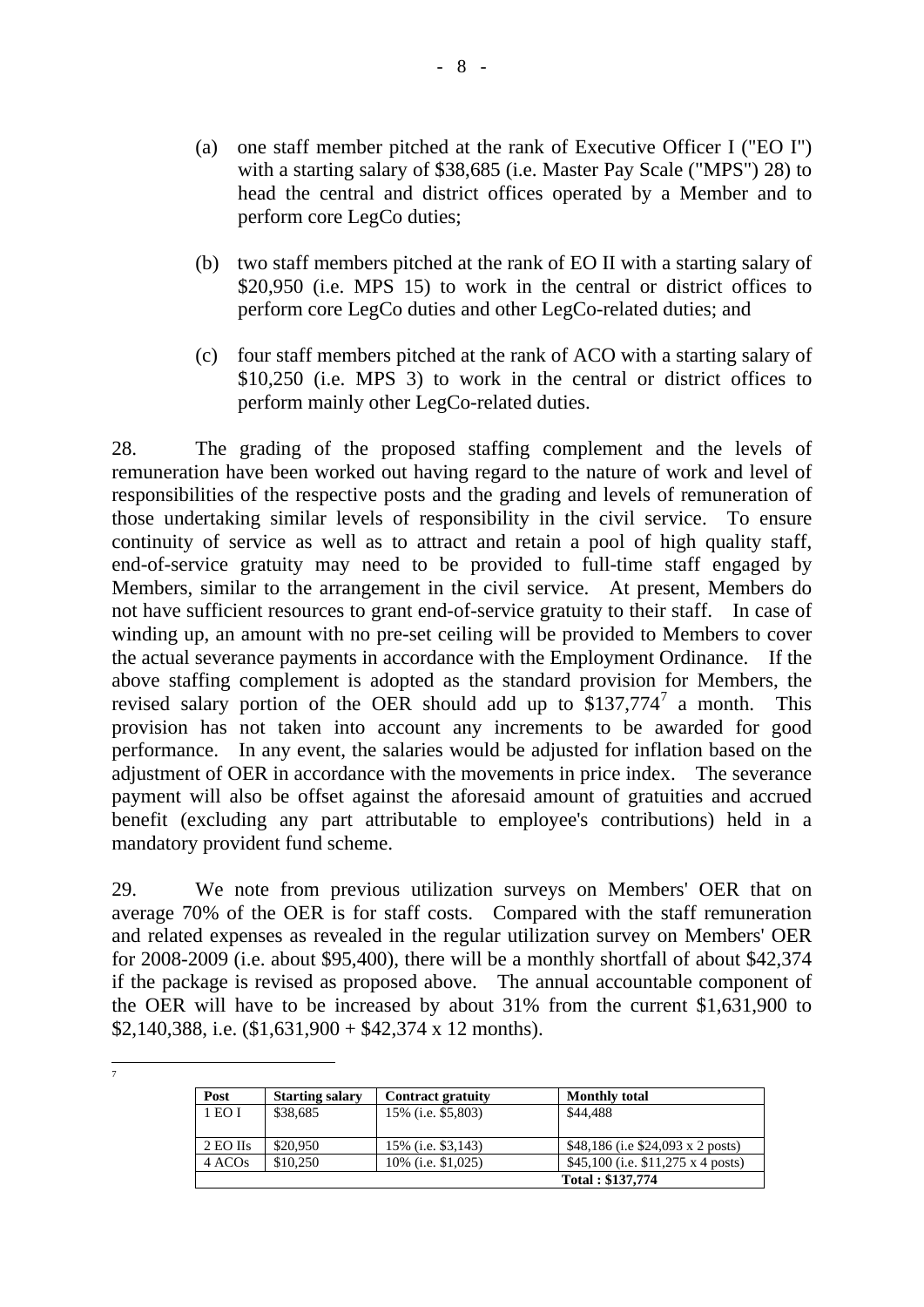(a) one staff member pitched at the rank of Executive Officer I ("EO I") with a starting salary of $38,685 (i.e. Master Pay Scale ("MPS") 28) to head the central and district offices operated by a Member and to perform core LegCo duties;

(b) two staff members pitched at the rank of EO II with a starting salary of $20,950 (i.e. MPS 15) to work in the central or district offices to perform core LegCo duties and other LegCo-related duties; and

(c) four staff members pitched at the rank of ACO with a starting salary of $10,250 (i.e. MPS 3) to work in the central or district offices to perform mainly other LegCo-related duties.

28. The grading of the proposed staffing complement and the levels of remuneration have been worked out having regard to the nature of work and level of responsibilities of the respective posts and the grading and levels of remuneration of those undertaking similar levels of responsibility in the civil service. To ensure continuity of service as well as to attract and retain a pool of high quality staff, end-of-service gratuity may need to be provided to full-time staff engaged by Members, similar to the arrangement in the civil service. At present, Members do not have sufficient resources to grant end-of-service gratuity to their staff. In case of winding up, an amount with no pre-set ceiling will be provided to Members to cover the actual severance payments in accordance with the Employment Ordinance. If the above staffing complement is adopted as the standard provision for Members, the revised salary portion of the OER should add up to $137,774[7] a month. This provision has not taken into account any increments to be awarded for good performance. In any event, the salaries would be adjusted for inflation based on the adjustment of OER in accordance with the movements in price index. The severance payment will also be offset against the aforesaid amount of gratuities and accrued benefit (excluding any part attributable to employee's contributions) held in a mandatory provident fund scheme.

29. We note from previous utilization surveys on Members' OER that on average 70% of the OER is for staff costs. Compared with the staff remuneration and related expenses as revealed in the regular utilization survey on Members' OER for 2008-2009 (i.e. about $95,400), there will be a monthly shortfall of about $42,374 if the package is revised as proposed above. The annual accountable component of the OER will have to be increased by about 31% from the current $1,631,900 to $2,140,388, i.e. ($1,631,900 + $42,374 x 12 months).

---

[7]

| Post | Starting salary | Contract gratuity | Monthly total |
|---|---|---|---|
| 1 EO I | $38,685 | 15% (i.e. $5,803) | $44,488 |
| 2 EO IIs | $20,950 | 15% (i.e. $3,143) | $48,186 (i.e $24,093 x 2 posts) |
| 4 ACOs | $10,250 | 10% (i.e. $1,025) | $45,100 (i.e. $11,275 x 4 posts) |
| | | | **Total : $137,774** |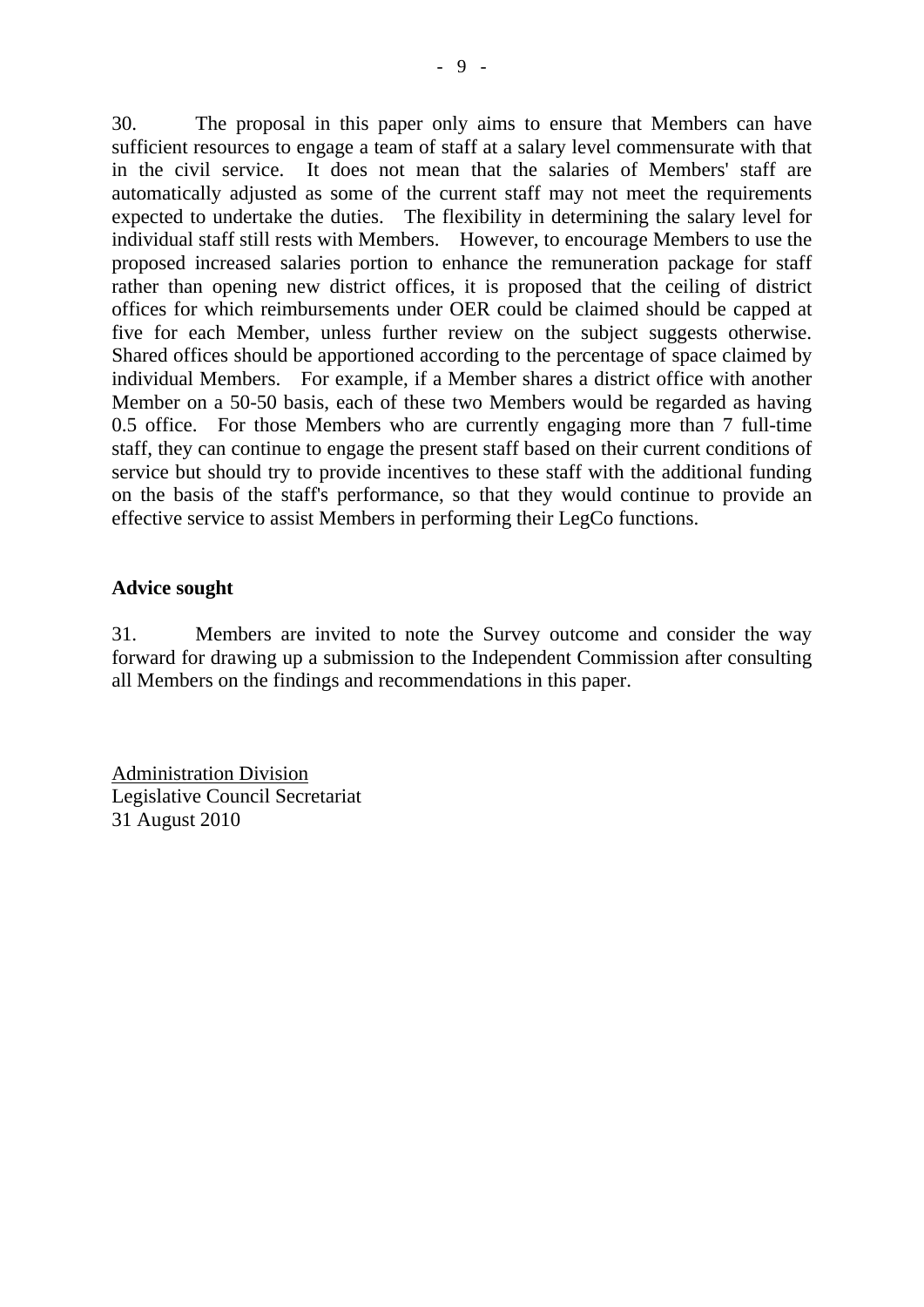30. The proposal in this paper only aims to ensure that Members can have sufficient resources to engage a team of staff at a salary level commensurate with that in the civil service. It does not mean that the salaries of Members' staff are automatically adjusted as some of the current staff may not meet the requirements expected to undertake the duties. The flexibility in determining the salary level for individual staff still rests with Members. However, to encourage Members to use the proposed increased salaries portion to enhance the remuneration package for staff rather than opening new district offices, it is proposed that the ceiling of district offices for which reimbursements under OER could be claimed should be capped at five for each Member, unless further review on the subject suggests otherwise. Shared offices should be apportioned according to the percentage of space claimed by individual Members. For example, if a Member shares a district office with another Member on a 50-50 basis, each of these two Members would be regarded as having 0.5 office. For those Members who are currently engaging more than 7 full-time staff, they can continue to engage the present staff based on their current conditions of service but should try to provide incentives to these staff with the additional funding on the basis of the staff's performance, so that they would continue to provide an effective service to assist Members in performing their LegCo functions.

**Advice sought**

31. Members are invited to note the Survey outcome and consider the way forward for drawing up a submission to the Independent Commission after consulting all Members on the findings and recommendations in this paper.

Administration Division
Legislative Council Secretariat
31 August 2010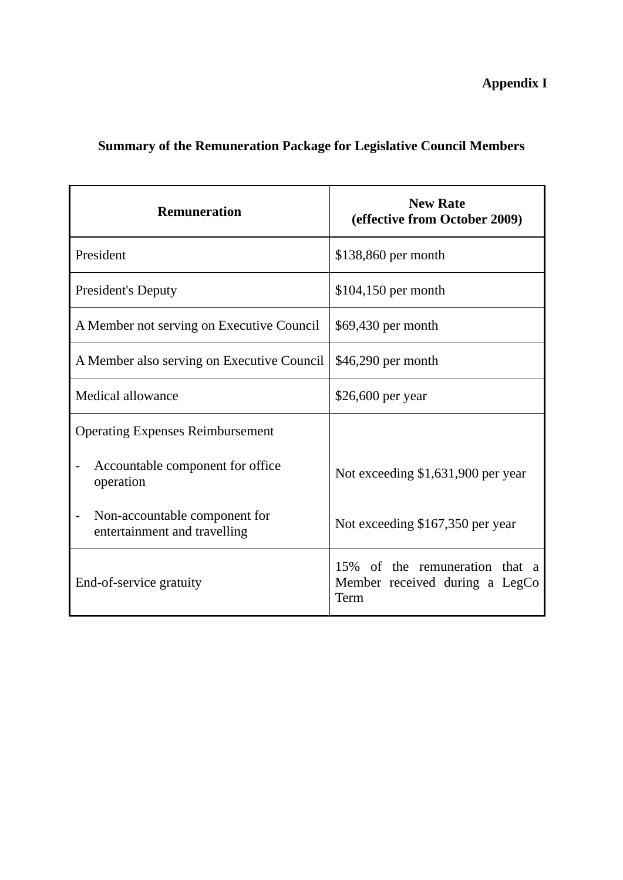**Appendix I**

## Summary of the Remuneration Package for Legislative Council Members

| Remuneration | New Rate (effective from October 2009) |
|---|---|
| President | $138,860 per month |
| President's Deputy | $104,150 per month |
| A Member not serving on Executive Council | $69,430 per month |
| A Member also serving on Executive Council | $46,290 per month |
| Medical allowance | $26,600 per year |
| Operating Expenses Reimbursement | |
| - Accountable component for office operation | Not exceeding $1,631,900 per year |
| - Non-accountable component for entertainment and travelling | Not exceeding $167,350 per year |
| End-of-service gratuity | 15% of the remuneration that a Member received during a LegCo Term |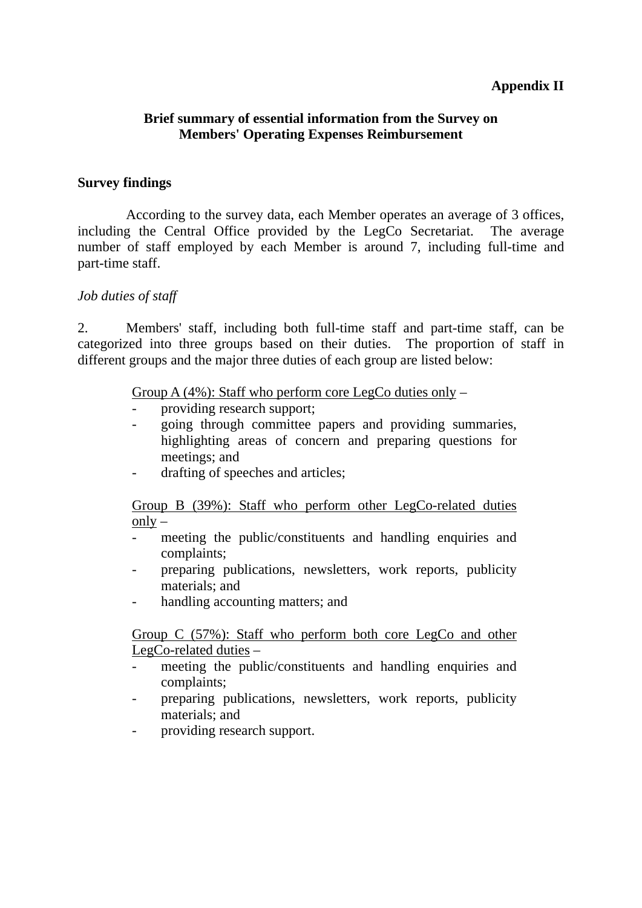**Appendix II**

**Brief summary of essential information from the Survey on Members' Operating Expenses Reimbursement**

**Survey findings**

According to the survey data, each Member operates an average of 3 offices, including the Central Office provided by the LegCo Secretariat. The average number of staff employed by each Member is around 7, including full-time and part-time staff.

*Job duties of staff*

2. Members' staff, including both full-time staff and part-time staff, can be categorized into three groups based on their duties. The proportion of staff in different groups and the major three duties of each group are listed below:

Group A (4%): Staff who perform core LegCo duties only –

- providing research support;
- going through committee papers and providing summaries, highlighting areas of concern and preparing questions for meetings; and
- drafting of speeches and articles;

Group B (39%): Staff who perform other LegCo-related duties only –

- meeting the public/constituents and handling enquiries and complaints;
- preparing publications, newsletters, work reports, publicity materials; and
- handling accounting matters; and

Group C (57%): Staff who perform both core LegCo and other LegCo-related duties –

- meeting the public/constituents and handling enquiries and complaints;
- preparing publications, newsletters, work reports, publicity materials; and
- providing research support.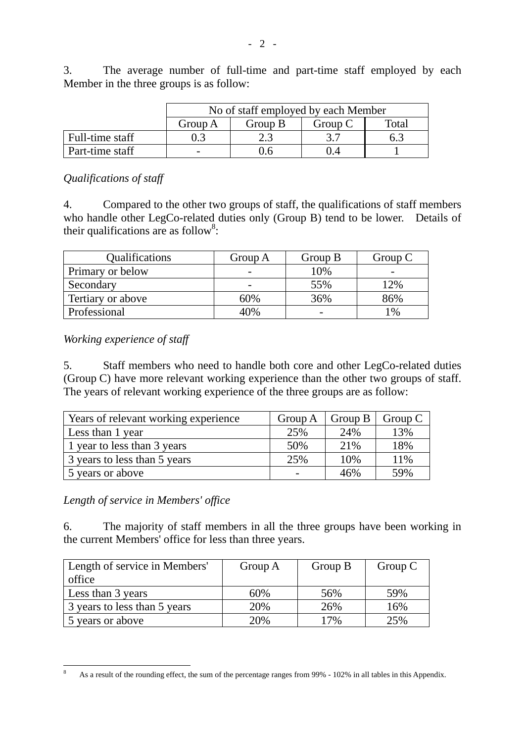3. The average number of full-time and part-time staff employed by each Member in the three groups is as follow:

| | No of staff employed by each Member | | | |
|---|---|---|---|---|
| | Group A | Group B | Group C | Total |
| Full-time staff | 0.3 | 2.3 | 3.7 | 6.3 |
| Part-time staff | - | 0.6 | 0.4 | 1 |

*Qualifications of staff*

4. Compared to the other two groups of staff, the qualifications of staff members who handle other LegCo-related duties only (Group B) tend to be lower. Details of their qualifications are as follow[8]:

| Qualifications | Group A | Group B | Group C |
|---|---|---|---|
| Primary or below | - | 10% | - |
| Secondary | - | 55% | 12% |
| Tertiary or above | 60% | 36% | 86% |
| Professional | 40% | - | 1% |

*Working experience of staff*

5. Staff members who need to handle both core and other LegCo-related duties (Group C) have more relevant working experience than the other two groups of staff. The years of relevant working experience of the three groups are as follow:

| Years of relevant working experience | Group A | Group B | Group C |
|---|---|---|---|
| Less than 1 year | 25% | 24% | 13% |
| 1 year to less than 3 years | 50% | 21% | 18% |
| 3 years to less than 5 years | 25% | 10% | 11% |
| 5 years or above | - | 46% | 59% |

*Length of service in Members' office*

6. The majority of staff members in all the three groups have been working in the current Members' office for less than three years.

| Length of service in Members' office | Group A | Group B | Group C |
|---|---|---|---|
| Less than 3 years | 60% | 56% | 59% |
| 3 years to less than 5 years | 20% | 26% | 16% |
| 5 years or above | 20% | 17% | 25% |

[8] As a result of the rounding effect, the sum of the percentage ranges from 99% - 102% in all tables in this Appendix.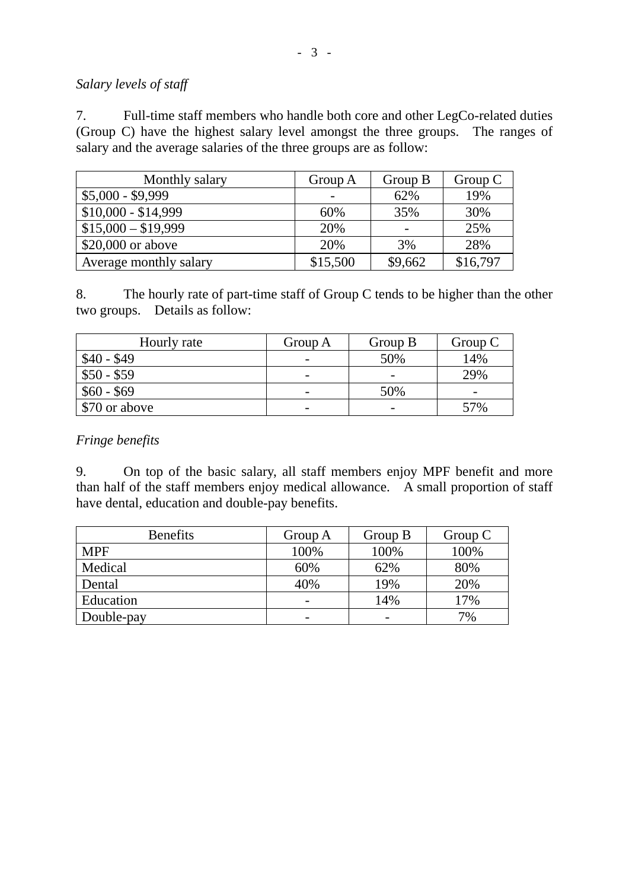*Salary levels of staff*

7. Full-time staff members who handle both core and other LegCo-related duties (Group C) have the highest salary level amongst the three groups. The ranges of salary and the average salaries of the three groups are as follow:

| Monthly salary | Group A | Group B | Group C |
|---|---|---|---|
| $5,000 - $9,999 | - | 62% | 19% |
| $10,000 - $14,999 | 60% | 35% | 30% |
| $15,000 – $19,999 | 20% | - | 25% |
| $20,000 or above | 20% | 3% | 28% |
| Average monthly salary | $15,500 | $9,662 | $16,797 |

8. The hourly rate of part-time staff of Group C tends to be higher than the other two groups. Details as follow:

| Hourly rate | Group A | Group B | Group C |
|---|---|---|---|
| $40 - $49 | - | 50% | 14% |
| $50 - $59 | - | - | 29% |
| $60 - $69 | - | 50% | - |
| $70 or above | - | - | 57% |

*Fringe benefits*

9. On top of the basic salary, all staff members enjoy MPF benefit and more than half of the staff members enjoy medical allowance. A small proportion of staff have dental, education and double-pay benefits.

| Benefits | Group A | Group B | Group C |
|---|---|---|---|
| MPF | 100% | 100% | 100% |
| Medical | 60% | 62% | 80% |
| Dental | 40% | 19% | 20% |
| Education | - | 14% | 17% |
| Double-pay | - | - | 7% |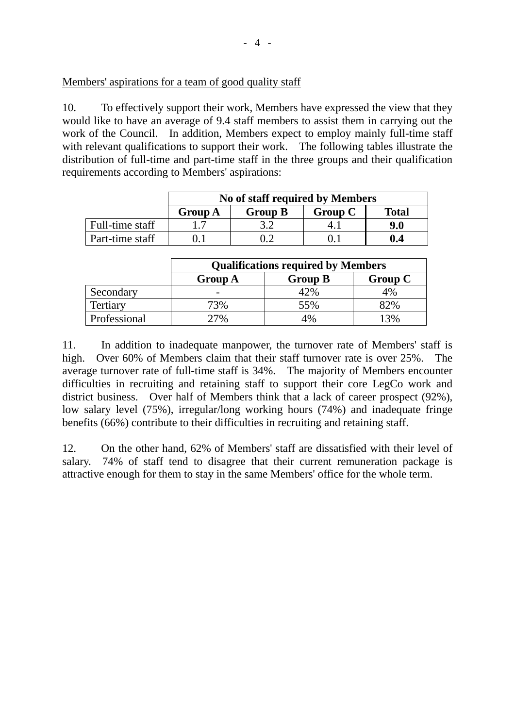Members' aspirations for a team of good quality staff

10. To effectively support their work, Members have expressed the view that they would like to have an average of 9.4 staff members to assist them in carrying out the work of the Council. In addition, Members expect to employ mainly full-time staff with relevant qualifications to support their work. The following tables illustrate the distribution of full-time and part-time staff in the three groups and their qualification requirements according to Members' aspirations:

| | No of staff required by Members | | | |
|---|---|---|---|---|
| | Group A | Group B | Group C | Total |
| Full-time staff | 1.7 | 3.2 | 4.1 | **9.0** |
| Part-time staff | 0.1 | 0.2 | 0.1 | **0.4** |

| | Qualifications required by Members | | |
|---|---|---|---|
| | Group A | Group B | Group C |
| Secondary | - | 42% | 4% |
| Tertiary | 73% | 55% | 82% |
| Professional | 27% | 4% | 13% |

11. In addition to inadequate manpower, the turnover rate of Members' staff is high. Over 60% of Members claim that their staff turnover rate is over 25%. The average turnover rate of full-time staff is 34%. The majority of Members encounter difficulties in recruiting and retaining staff to support their core LegCo work and district business. Over half of Members think that a lack of career prospect (92%), low salary level (75%), irregular/long working hours (74%) and inadequate fringe benefits (66%) contribute to their difficulties in recruiting and retaining staff.

12. On the other hand, 62% of Members' staff are dissatisfied with their level of salary. 74% of staff tend to disagree that their current remuneration package is attractive enough for them to stay in the same Members' office for the whole term.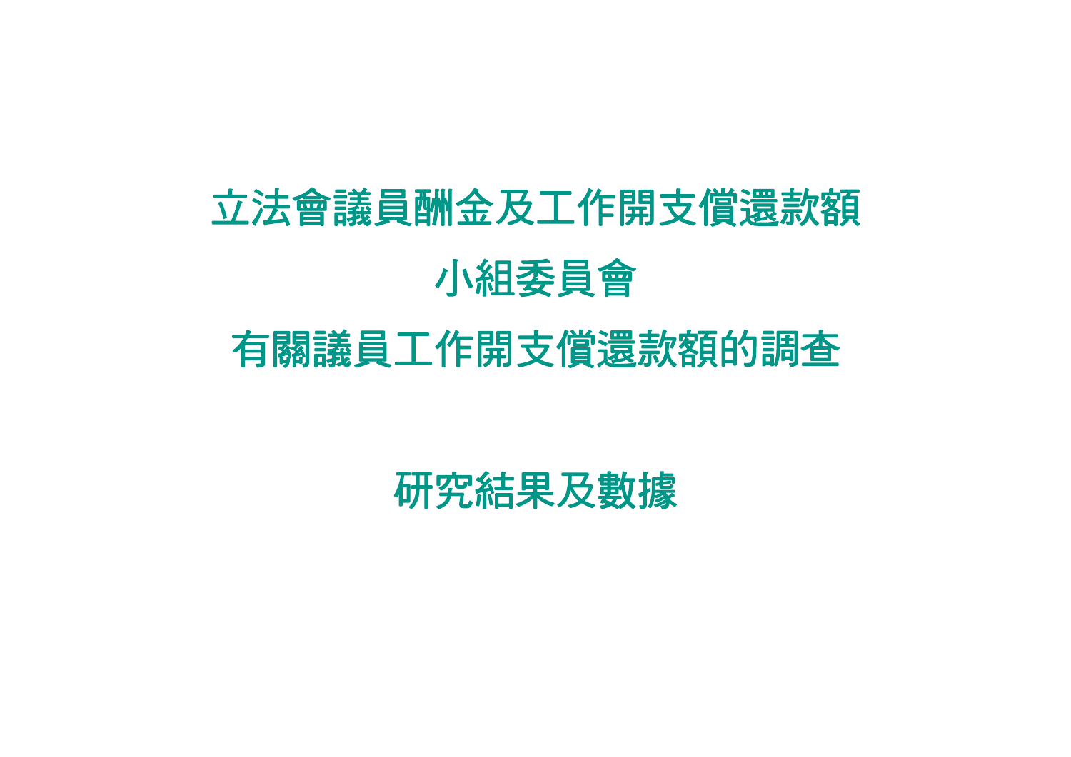# 立法會議員酬金及工作開支償還款額

# 小組委員會

# 有關議員工作開支償還款額的調查

# 研究結果及數據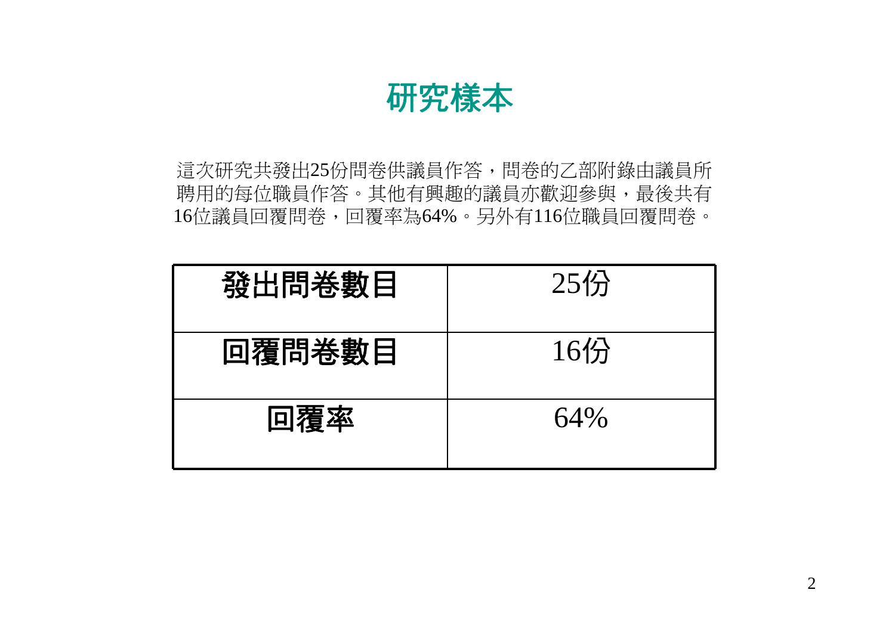# 研究樣本

這次研究共發出25份問卷供議員作答，問卷的乙部附錄由議員所聘用的每位職員作答。其他有興趣的議員亦歡迎參與，最後共有16位議員回覆問卷，回覆率為64%。另外有116位職員回覆問卷。

| 發出問卷數目 | 25份 |
|---|---|
| 回覆問卷數目 | 16份 |
| 回覆率 | 64% |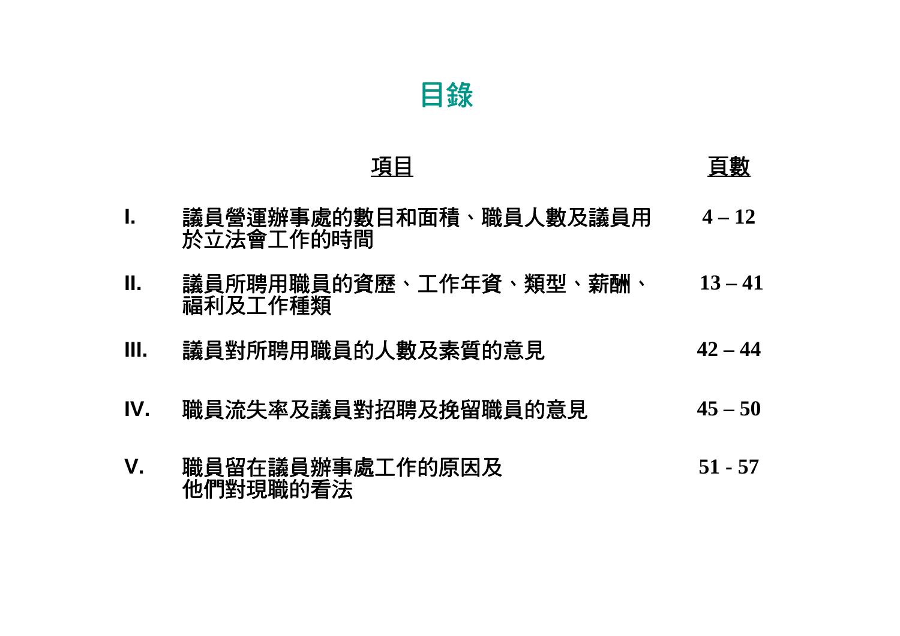# 目錄

| | 項目 | 頁數 |
|---|---|---|
| I. | 議員營運辦事處的數目和面積、職員人數及議員用於立法會工作的時間 | 4 – 12 |
| II. | 議員所聘用職員的資歷、工作年資、類型、薪酬、福利及工作種類 | 13 – 41 |
| III. | 議員對所聘用職員的人數及素質的意見 | 42 – 44 |
| IV. | 職員流失率及議員對招聘及挽留職員的意見 | 45 – 50 |
| V. | 職員留在議員辦事處工作的原因及他們對現職的看法 | 51 - 57 |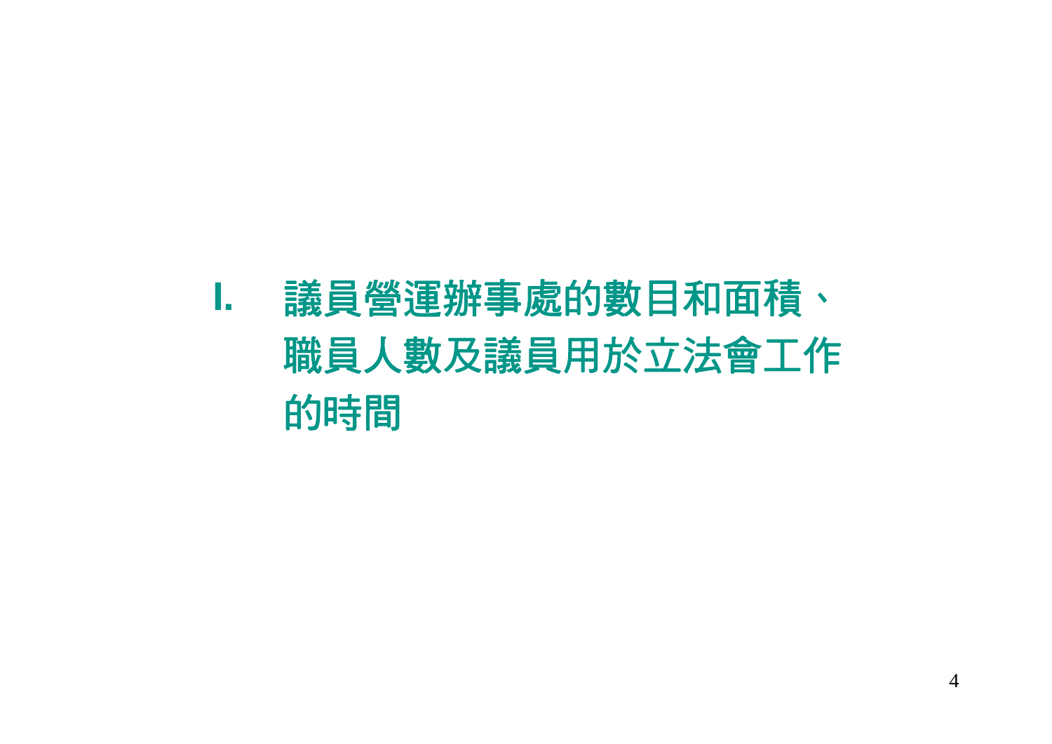# I. 議員營運辦事處的數目和面積、職員人數及議員用於立法會工作的時間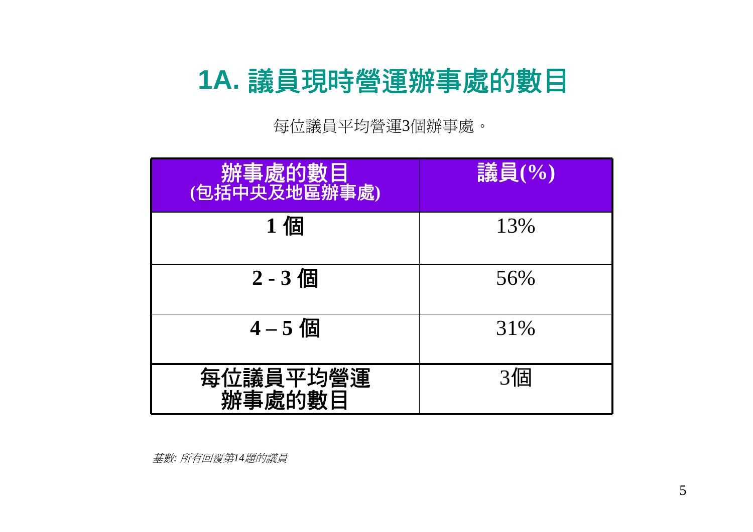# 1A. 議員現時營運辦事處的數目

每位議員平均營運3個辦事處。

| 辦事處的數目 (包括中央及地區辦事處) | 議員(%) |
| --- | --- |
| **1 個** | 13% |
| **2 - 3 個** | 56% |
| **4 – 5 個** | 31% |
| **每位議員平均營運辦事處的數目** | 3個 |

*基數: 所有回覆第14題的議員*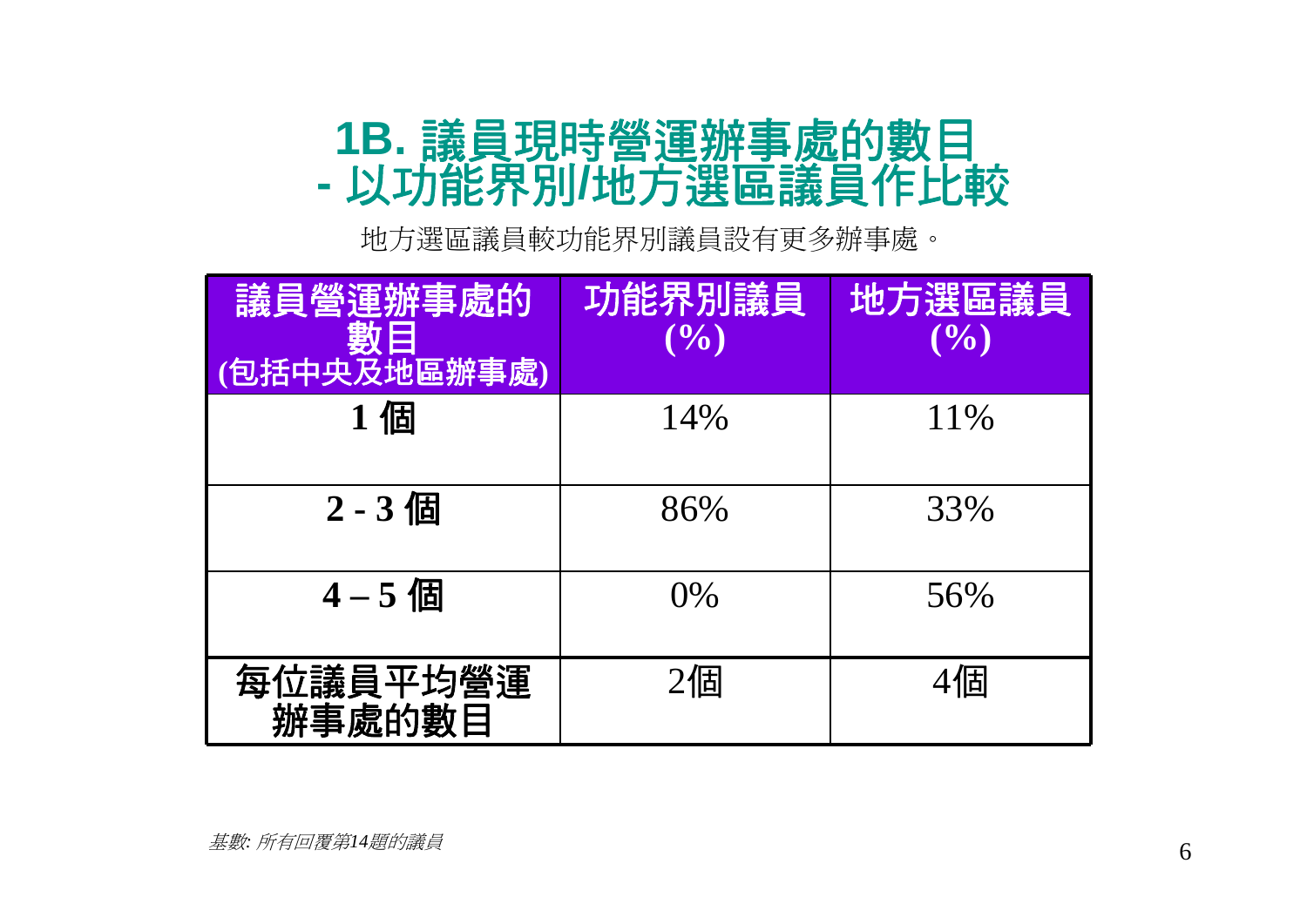# 1B. 議員現時營運辦事處的數目 - 以功能界別/地方選區議員作比較

地方選區議員較功能界別議員設有更多辦事處。

| 議員營運辦事處的數目 (包括中央及地區辦事處) | 功能界別議員 (%) | 地方選區議員 (%) |
| --- | --- | --- |
| **1 個** | 14% | 11% |
| **2 - 3 個** | 86% | 33% |
| **4 – 5 個** | 0% | 56% |
| **每位議員平均營運辦事處的數目** | 2個 | 4個 |

*基數: 所有回覆第14題的議員*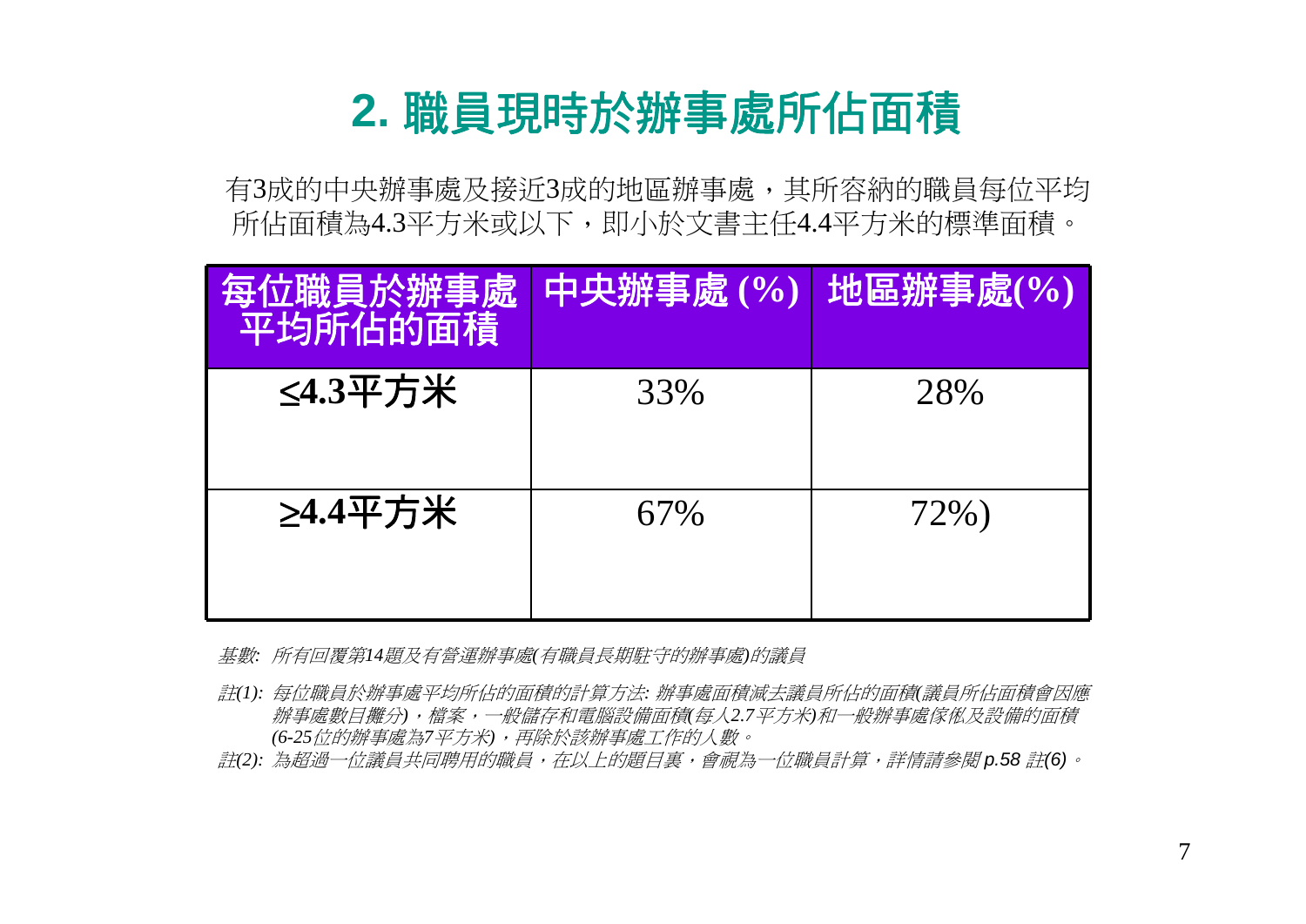## 2. 職員現時於辦事處所佔面積

有3成的中央辦事處及接近3成的地區辦事處，其所容納的職員每位平均所佔面積為4.3平方米或以下，即小於文書主任4.4平方米的標準面積。

| 每位職員於辦事處平均所佔的面積 | 中央辦事處 (%) | 地區辦事處(%) |
|---|---|---|
| ≤4.3平方米 | 33% | 28% |
| ≥4.4平方米 | 67% | 72%) |

*基數: 所有回覆第14題及有營運辦事處(有職員長期駐守的辦事處)的議員*

*註(1): 每位職員於辦事處平均所佔的面積的計算方法: 辦事處面積減去議員所佔的面積(議員所佔面積會因應辦事處數目攤分)，檔案，一般儲存和電腦設備面積(每人2.7平方米)和一般辦事處傢俬及設備的面積(6-25位的辦事處為7平方米)，再除於該辦事處工作的人數。*

*註(2): 為超過一位議員共同聘用的職員，在以上的題目裏，會視為一位職員計算，詳情請參閱 p.58 註(6)。*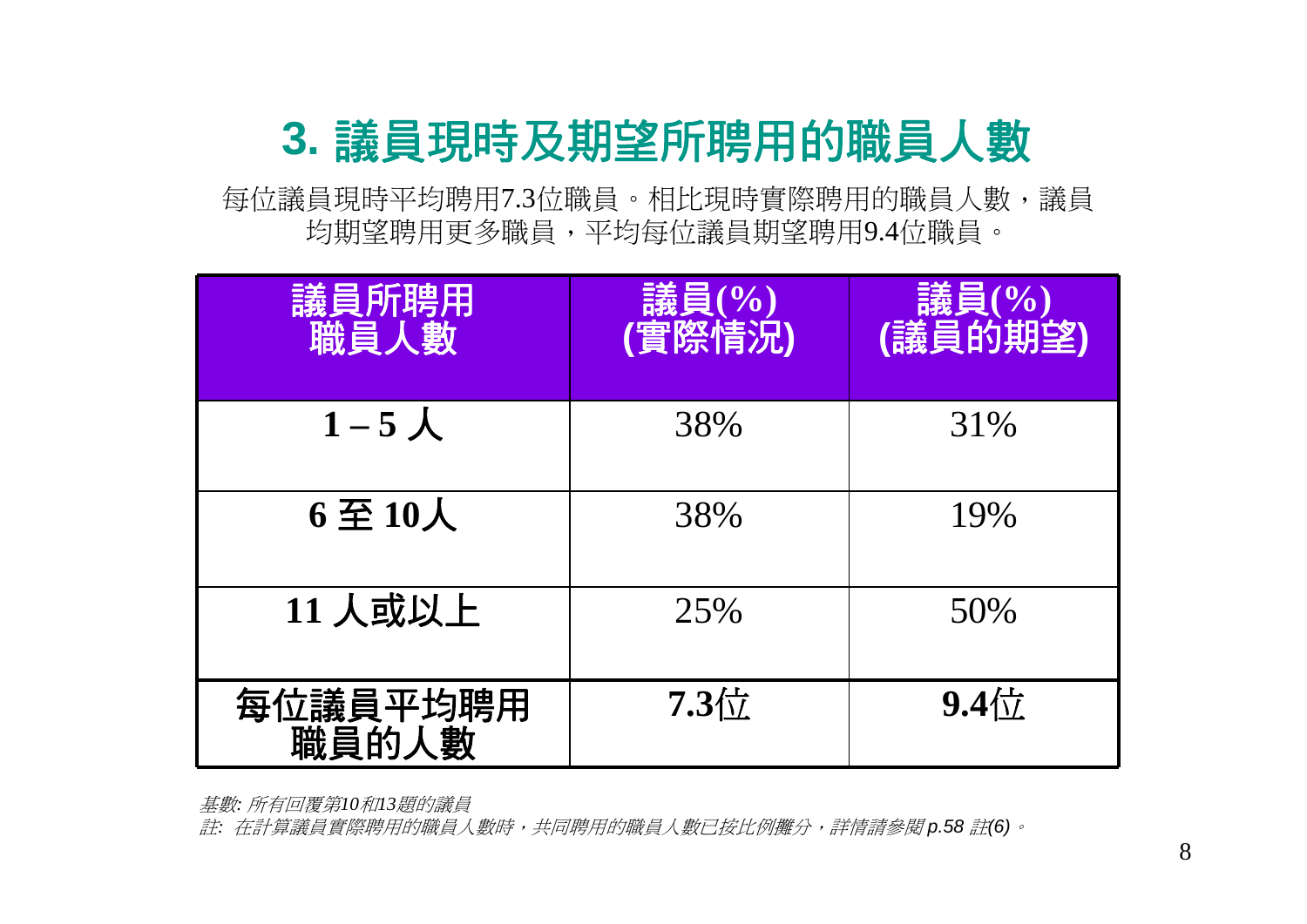# 3. 議員現時及期望所聘用的職員人數

每位議員現時平均聘用7.3位職員。相比現時實際聘用的職員人數，議員均期望聘用更多職員，平均每位議員期望聘用9.4位職員。

| 議員所聘用職員人數 | 議員(%)(實際情況) | 議員(%)(議員的期望) |
|---|---|---|
| **1 – 5 人** | 38% | 31% |
| **6 至 10人** | 38% | 19% |
| **11 人或以上** | 25% | 50% |
| **每位議員平均聘用職員的人數** | **7.3**位 | **9.4**位 |

*基數: 所有回覆第10和13題的議員*

*註: 在計算議員實際聘用的職員人數時，共同聘用的職員人數已按比例攤分，詳情請參閱 p.58 註(6)。*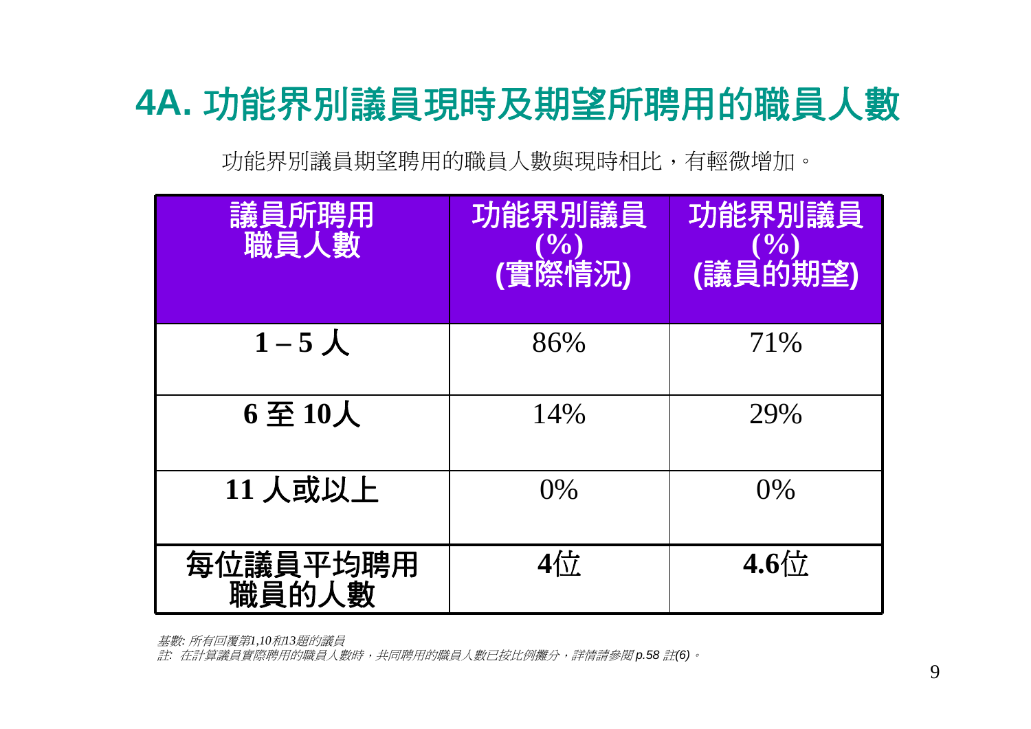## 4A. 功能界別議員現時及期望所聘用的職員人數

功能界別議員期望聘用的職員人數與現時相比，有輕微增加。

| 議員所聘用職員人數 | 功能界別議員 (%) (實際情況) | 功能界別議員 (%) (議員的期望) |
| --- | --- | --- |
| **1 – 5 人** | 86% | 71% |
| **6 至 10人** | 14% | 29% |
| **11 人或以上** | 0% | 0% |
| **每位議員平均聘用職員的人數** | **4**位 | **4.6**位 |

*基數: 所有回覆第1,10和13題的議員*

*註: 在計算議員實際聘用的職員人數時，共同聘用的職員人數已按比例攤分，詳情請參閱 p.58 註(6)。*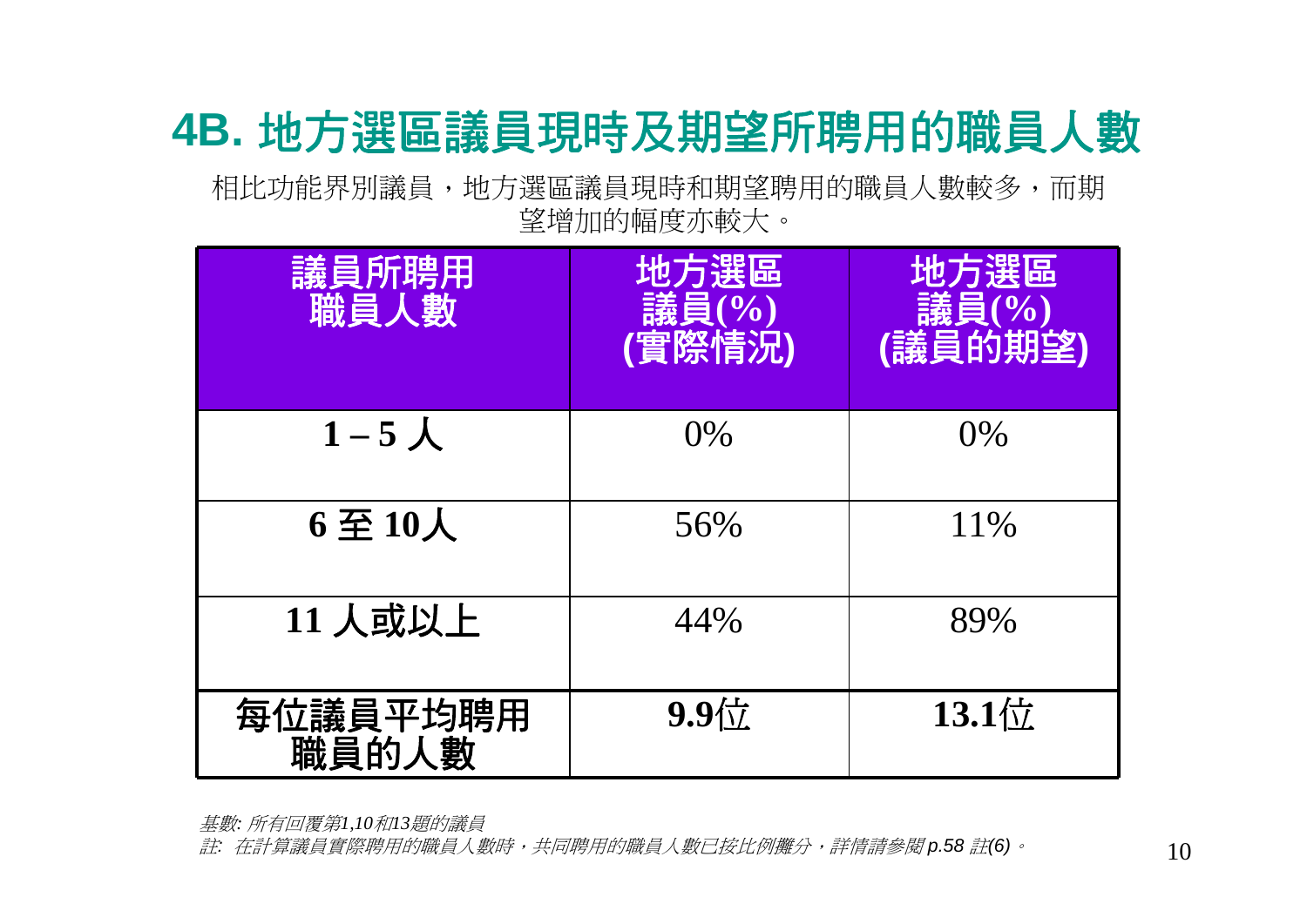# 4B. 地方選區議員現時及期望所聘用的職員人數

相比功能界別議員，地方選區議員現時和期望聘用的職員人數較多，而期望增加的幅度亦較大。

| 議員所聘用職員人數 | 地方選區議員(%)(實際情況) | 地方選區議員(%)(議員的期望) |
|---|---|---|
| **1 – 5 人** | 0% | 0% |
| **6 至 10人** | 56% | 11% |
| **11 人或以上** | 44% | 89% |
| **每位議員平均聘用職員的人數** | **9.9**位 | **13.1**位 |

*基數: 所有回覆第1,10和13題的議員*

*註: 在計算議員實際聘用的職員人數時，共同聘用的職員人數已按比例攤分，詳情請參閱 p.58 註(6)。*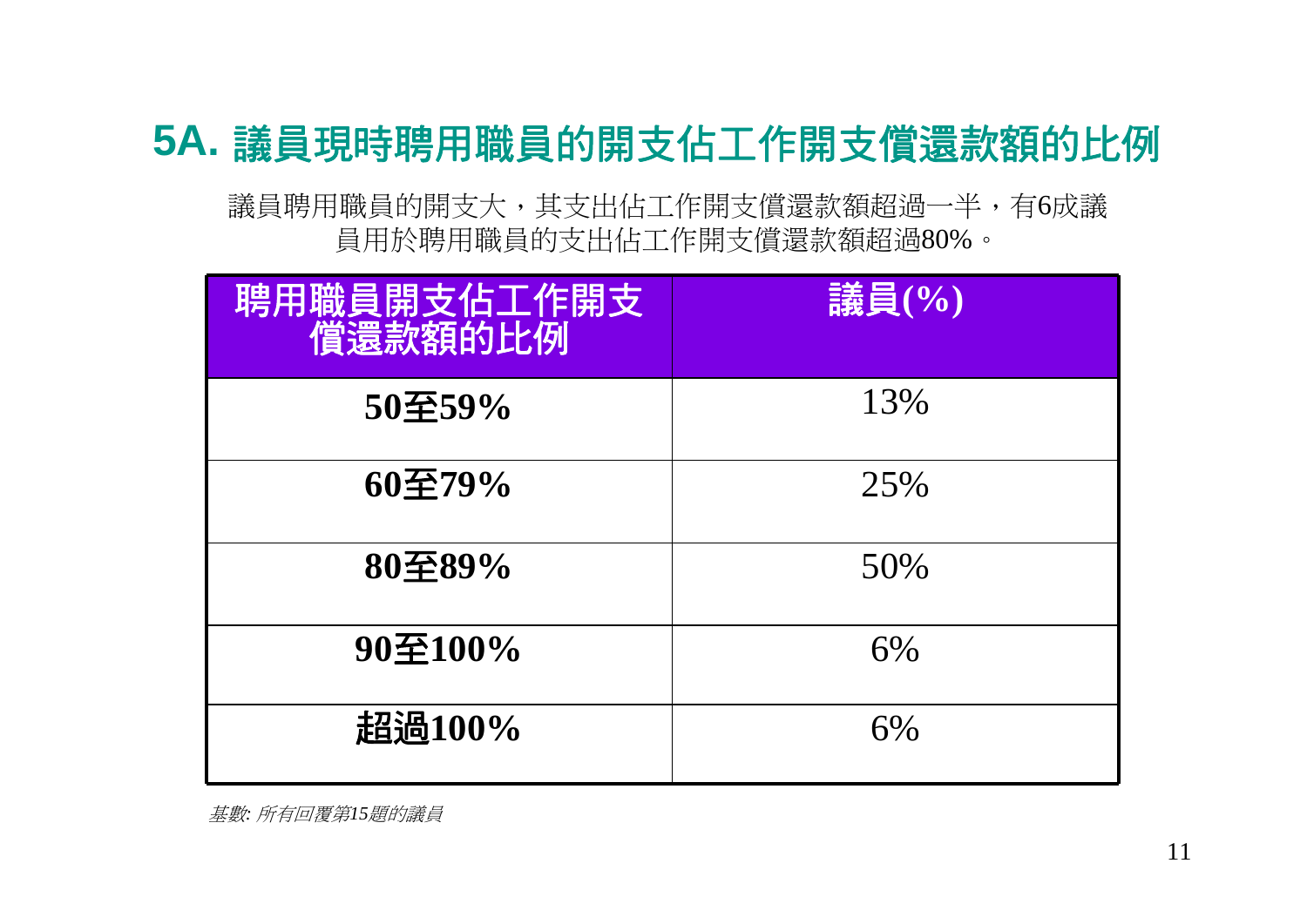## 5A. 議員現時聘用職員的開支佔工作開支償還款額的比例

議員聘用職員的開支大，其支出佔工作開支償還款額超過一半，有6成議員用於聘用職員的支出佔工作開支償還款額超過80%。

| 聘用職員開支佔工作開支償還款額的比例 | 議員(%) |
|---|---|
| **50至59%** | 13% |
| **60至79%** | 25% |
| **80至89%** | 50% |
| **90至100%** | 6% |
| **超過100%** | 6% |

*基數: 所有回覆第15題的議員*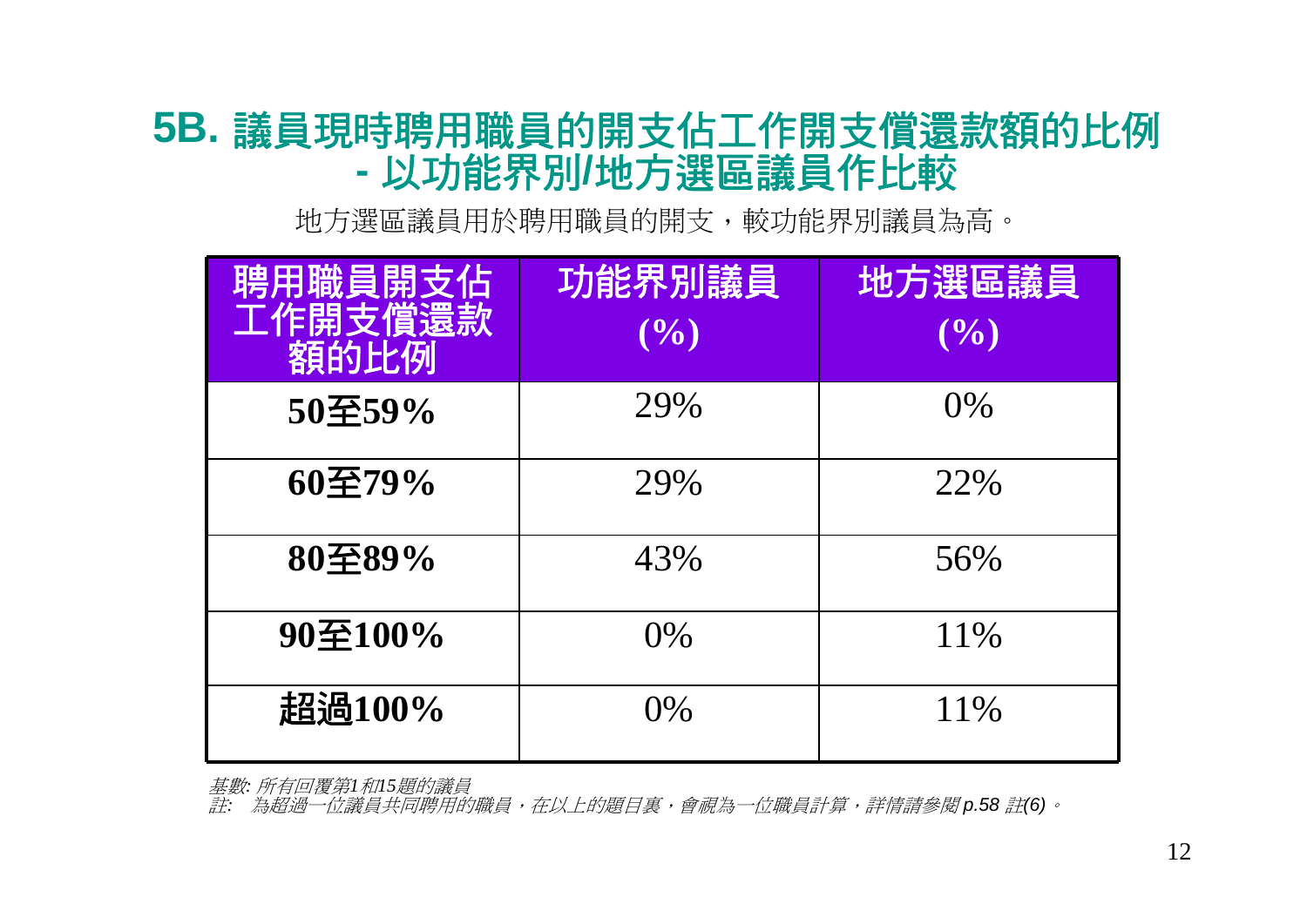## 5B. 議員現時聘用職員的開支佔工作開支償還款額的比例 - 以功能界別/地方選區議員作比較

地方選區議員用於聘用職員的開支，較功能界別議員為高。

| 聘用職員開支佔工作開支償還款額的比例 | 功能界別議員 (%) | 地方選區議員 (%) |
|---|---|---|
| **50至59%** | 29% | 0% |
| **60至79%** | 29% | 22% |
| **80至89%** | 43% | 56% |
| **90至100%** | 0% | 11% |
| **超過100%** | 0% | 11% |

*基數: 所有回覆第1和15題的議員*

*註: 為超過一位議員共同聘用的職員，在以上的題目裏，會視為一位職員計算，詳情請參閱 p.58 註(6)。*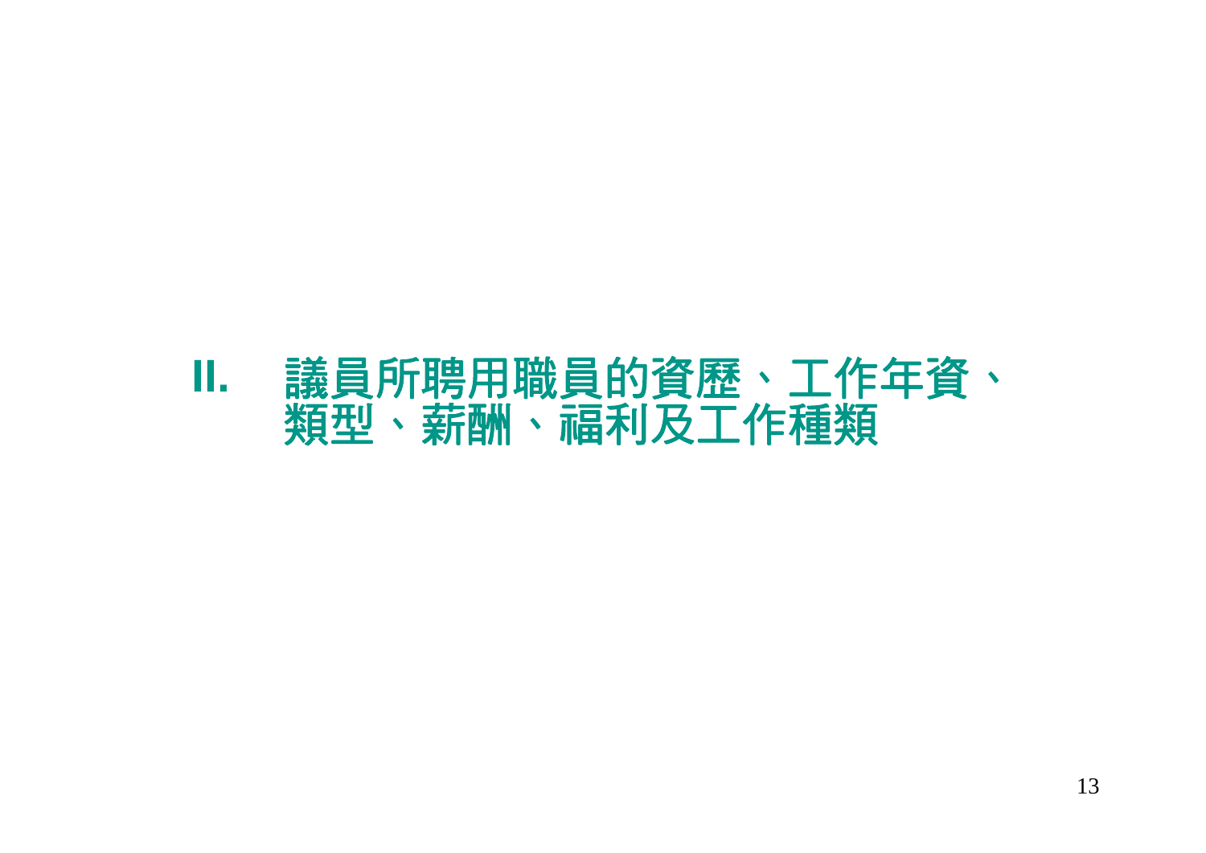# II. 議員所聘用職員的資歷、工作年資、類型、薪酬、福利及工作種類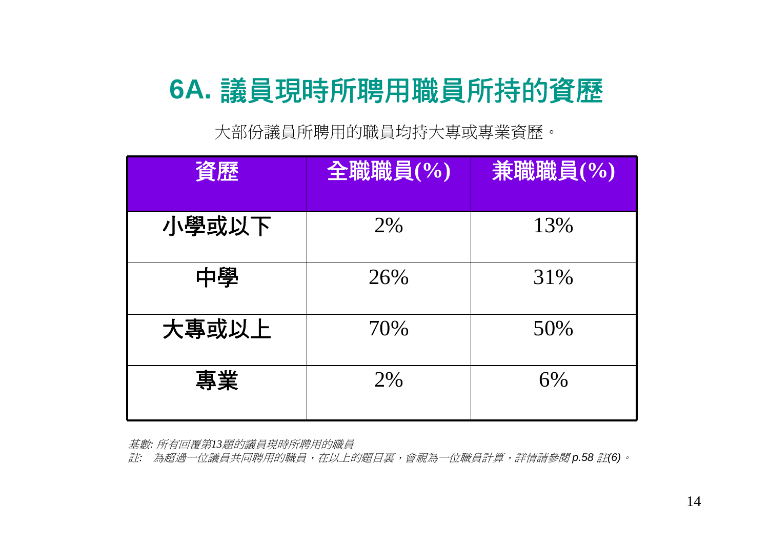# 6A. 議員現時所聘用職員所持的資歷

大部份議員所聘用的職員均持大專或專業資歷。

| 資歷 | 全職職員(%) | 兼職職員(%) |
|---|---|---|
| 小學或以下 | 2% | 13% |
| 中學 | 26% | 31% |
| 大專或以上 | 70% | 50% |
| 專業 | 2% | 6% |

*基數: 所有回覆第13題的議員現時所聘用的職員*

*註: 為超過一位議員共同聘用的職員，在以上的題目裏，會視為一位職員計算，詳情請參閱 p.58 註(6)。*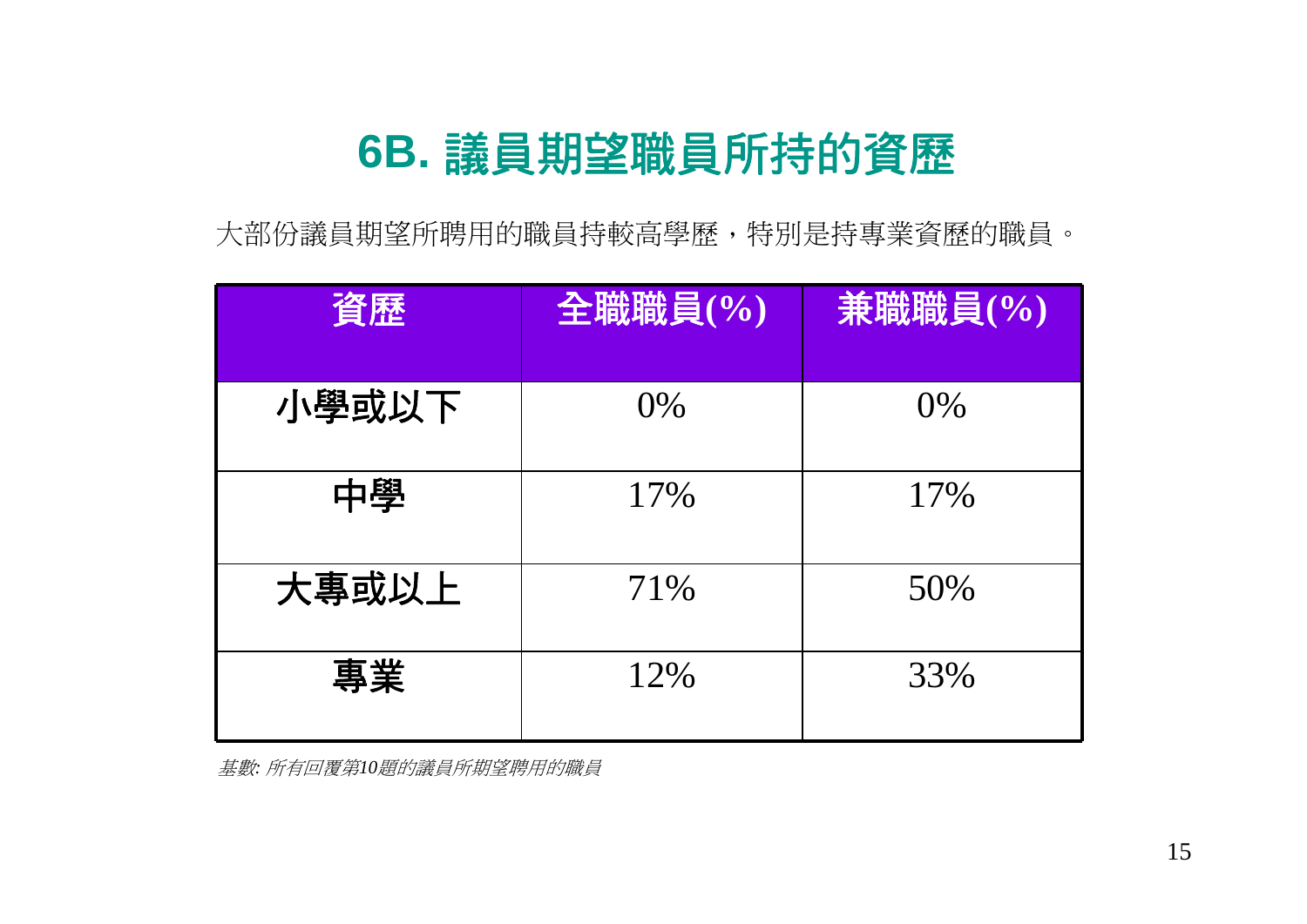# 6B. 議員期望職員所持的資歷

大部份議員期望所聘用的職員持較高學歷，特別是持專業資歷的職員。

| 資歷 | 全職職員(%) | 兼職職員(%) |
|---|---|---|
| 小學或以下 | 0% | 0% |
| 中學 | 17% | 17% |
| 大專或以上 | 71% | 50% |
| 專業 | 12% | 33% |

*基數: 所有回覆第10題的議員所期望聘用的職員*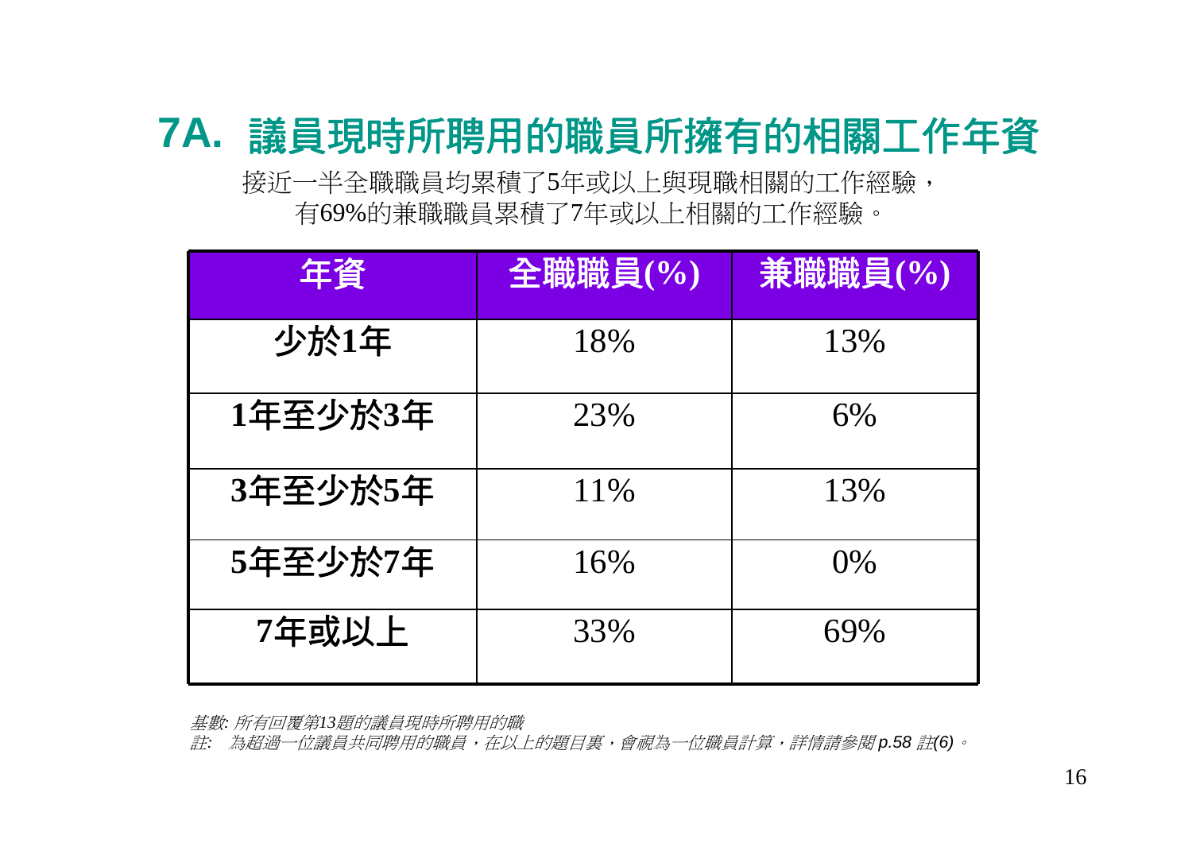# 7A. 議員現時所聘用的職員所擁有的相關工作年資

接近一半全職職員均累積了5年或以上與現職相關的工作經驗，
有69%的兼職職員累積了7年或以上相關的工作經驗。

| 年資 | 全職職員(%) | 兼職職員(%) |
|---|---|---|
| 少於1年 | 18% | 13% |
| 1年至少於3年 | 23% | 6% |
| 3年至少於5年 | 11% | 13% |
| 5年至少於7年 | 16% | 0% |
| 7年或以上 | 33% | 69% |

*基數: 所有回覆第13題的議員現時所聘用的職*

*註: 為超過一位議員共同聘用的職員，在以上的題目裏，會視為一位職員計算，詳情請參閱 p.58 註(6)。*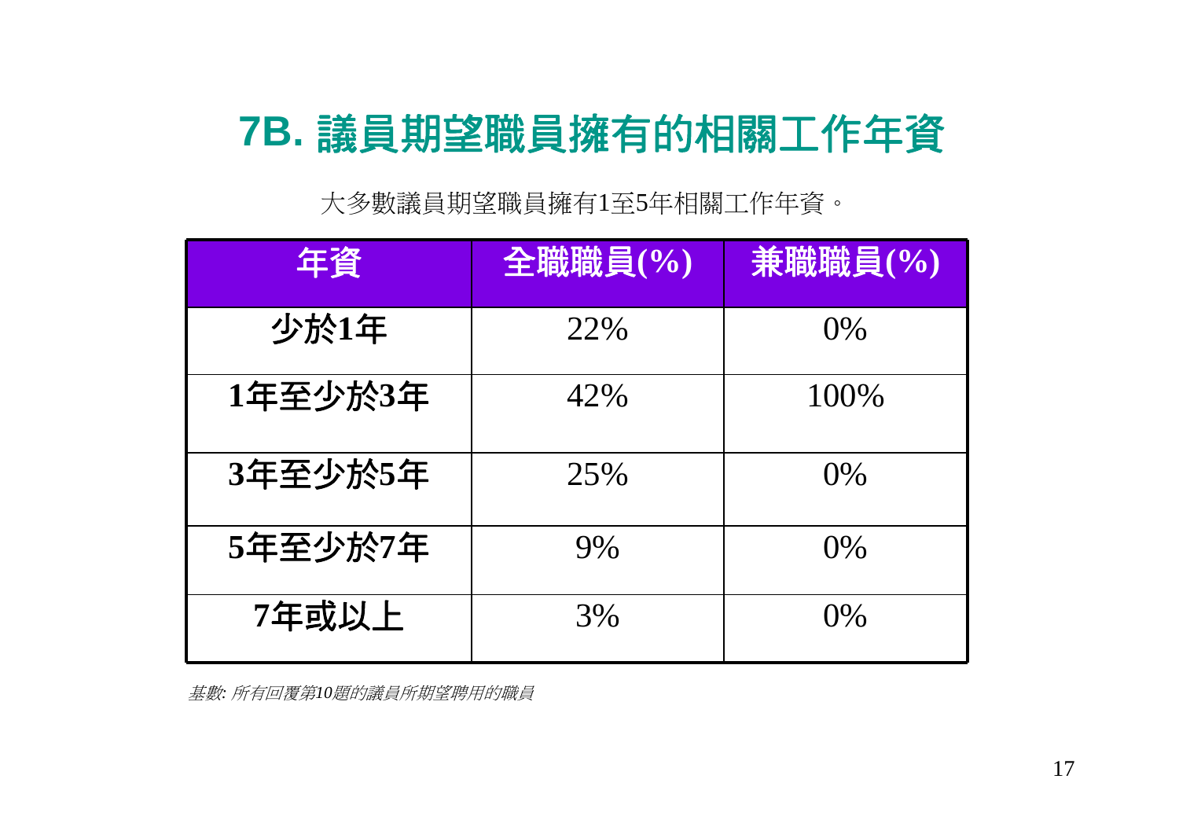# 7B. 議員期望職員擁有的相關工作年資

大多數議員期望職員擁有1至5年相關工作年資。

| 年資 | 全職職員(%) | 兼職職員(%) |
|---|---|---|
| 少於1年 | 22% | 0% |
| 1年至少於3年 | 42% | 100% |
| 3年至少於5年 | 25% | 0% |
| 5年至少於7年 | 9% | 0% |
| 7年或以上 | 3% | 0% |

*基數: 所有回覆第10題的議員所期望聘用的職員*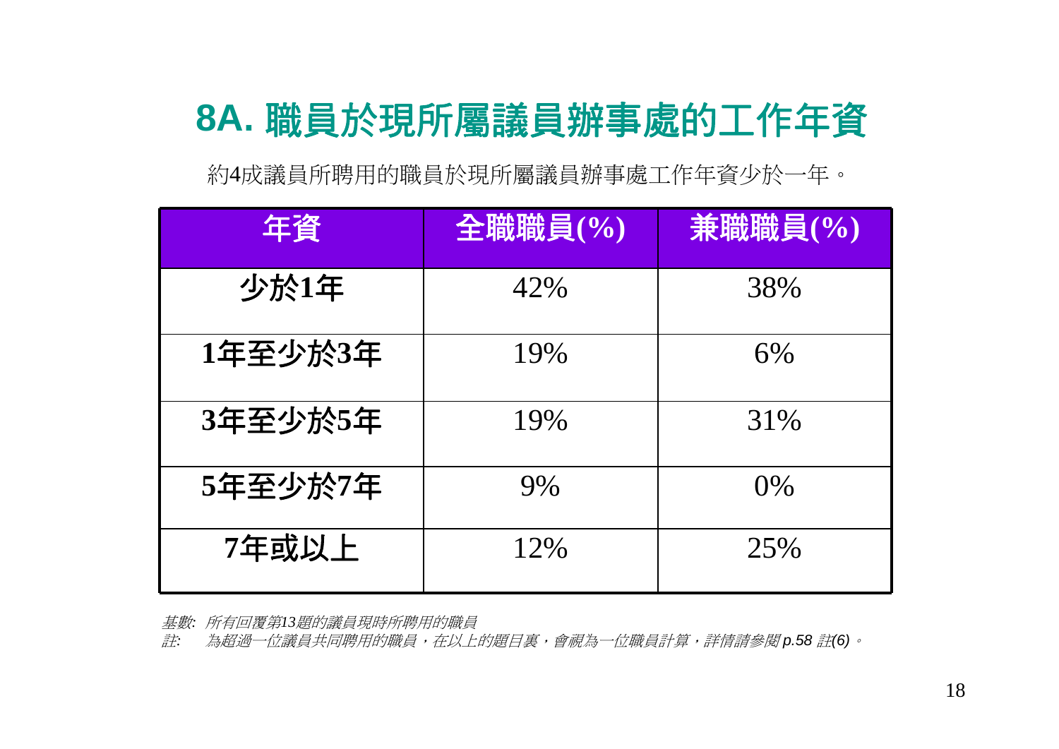# 8A. 職員於現所屬議員辦事處的工作年資

約4成議員所聘用的職員於現所屬議員辦事處工作年資少於一年。

| 年資 | 全職職員(%) | 兼職職員(%) |
|---|---|---|
| **少於1年** | 42% | 38% |
| **1年至少於3年** | 19% | 6% |
| **3年至少於5年** | 19% | 31% |
| **5年至少於7年** | 9% | 0% |
| **7年或以上** | 12% | 25% |

*基數: 所有回覆第13題的議員現時所聘用的職員*

*註: 為超過一位議員共同聘用的職員，在以上的題目裏，會視為一位職員計算，詳情請參閱 p.58 註(6)。*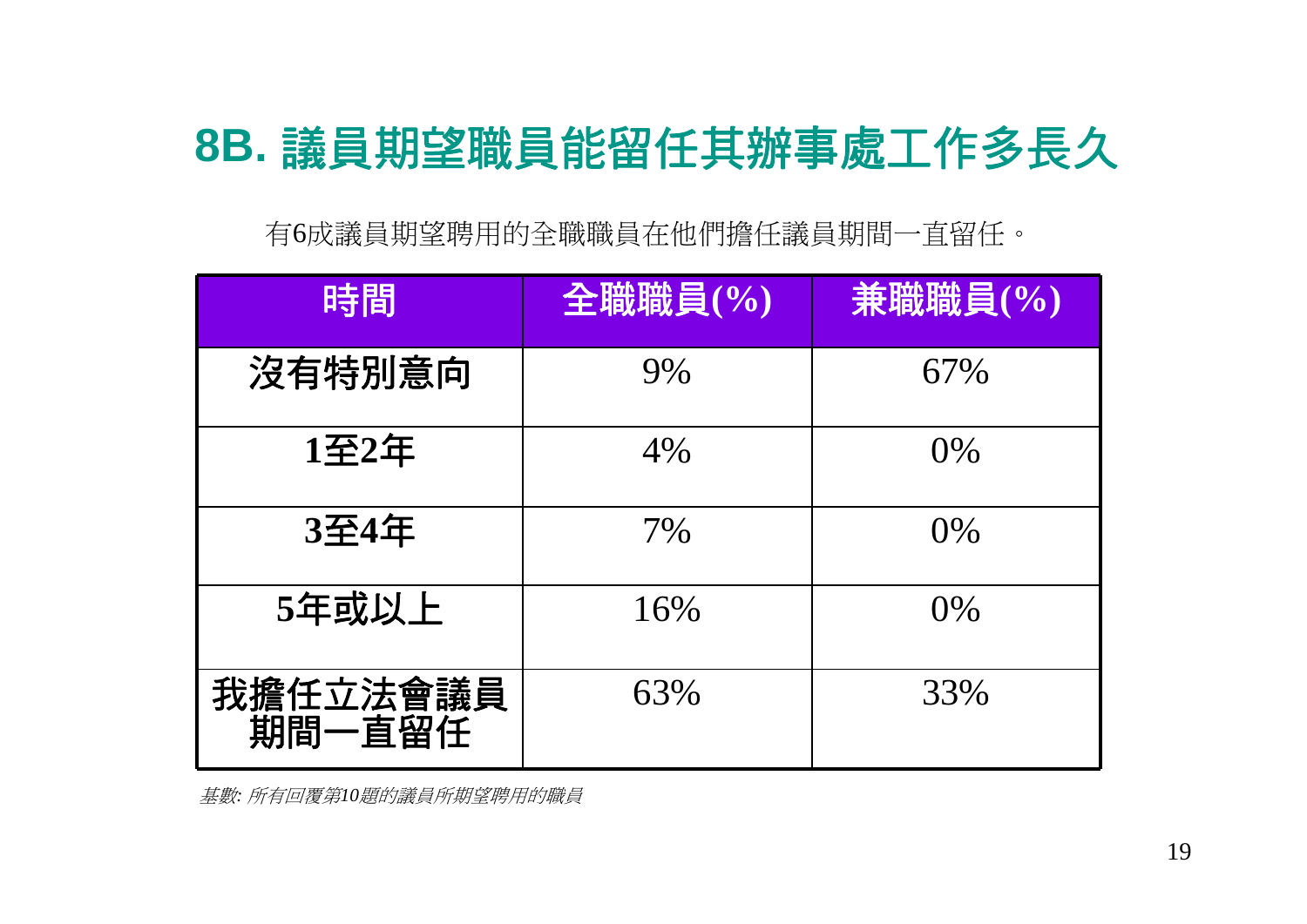# 8B. 議員期望職員能留任其辦事處工作多長久

有6成議員期望聘用的全職職員在他們擔任議員期間一直留任。

| 時間 | 全職職員(%) | 兼職職員(%) |
|---|---|---|
| 沒有特別意向 | 9% | 67% |
| 1至2年 | 4% | 0% |
| 3至4年 | 7% | 0% |
| 5年或以上 | 16% | 0% |
| 我擔任立法會議員期間一直留任 | 63% | 33% |

*基數: 所有回覆第10題的議員所期望聘用的職員*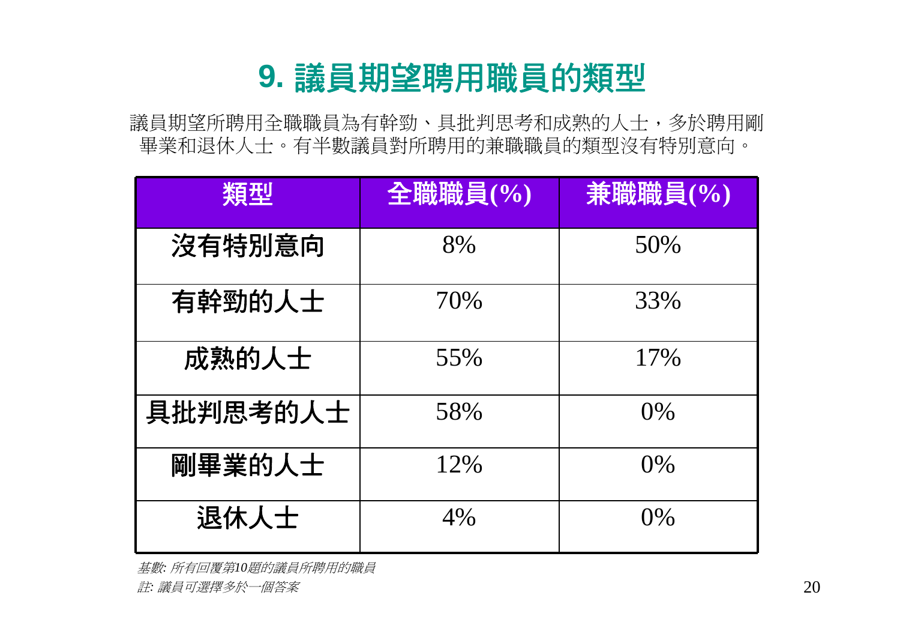# 9. 議員期望聘用職員的類型

議員期望所聘用全職職員為有幹勁、具批判思考和成熟的人士，多於聘用剛畢業和退休人士。有半數議員對所聘用的兼職職員的類型沒有特別意向。

| 類型 | 全職職員(%) | 兼職職員(%) |
|---|---|---|
| 沒有特別意向 | 8% | 50% |
| 有幹勁的人士 | 70% | 33% |
| 成熟的人士 | 55% | 17% |
| 具批判思考的人士 | 58% | 0% |
| 剛畢業的人士 | 12% | 0% |
| 退休人士 | 4% | 0% |

*基數: 所有回覆第10題的議員所聘用的職員*

*註: 議員可選擇多於一個答案*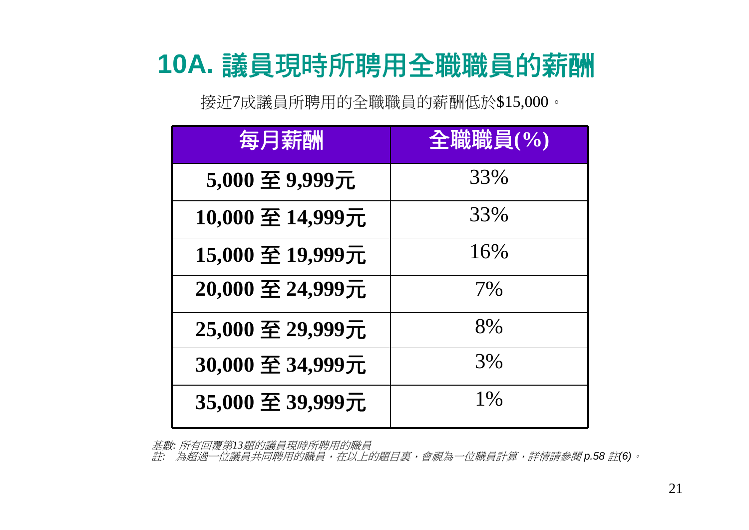# 10A. 議員現時所聘用全職職員的薪酬

接近7成議員所聘用的全職職員的薪酬低於$15,000。

| 每月薪酬 | 全職職員(%) |
|---|---|
| **5,000 至 9,999元** | 33% |
| **10,000 至 14,999元** | 33% |
| **15,000 至 19,999元** | 16% |
| **20,000 至 24,999元** | 7% |
| **25,000 至 29,999元** | 8% |
| **30,000 至 34,999元** | 3% |
| **35,000 至 39,999元** | 1% |

*基數: 所有回覆第13題的議員現時所聘用的職員*
*註: 為超過一位議員共同聘用的職員，在以上的題目裏，會視為一位職員計算，詳情請參閱 p.58 註(6)。*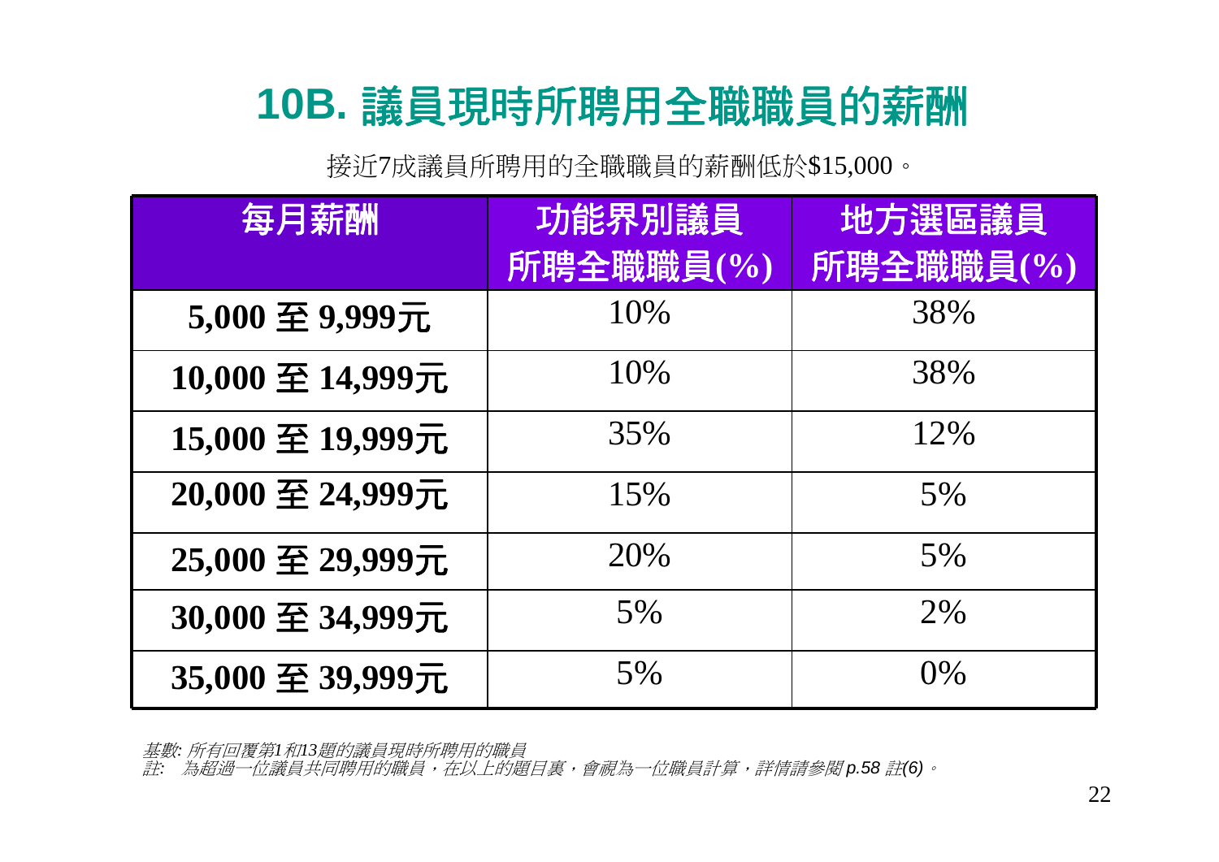# 10B. 議員現時所聘用全職職員的薪酬

接近7成議員所聘用的全職職員的薪酬低於$15,000。

| 每月薪酬 | 功能界別議員所聘全職職員(%) | 地方選區議員所聘全職職員(%) |
|---|---|---|
| **5,000 至 9,999元** | 10% | 38% |
| **10,000 至 14,999元** | 10% | 38% |
| **15,000 至 19,999元** | 35% | 12% |
| **20,000 至 24,999元** | 15% | 5% |
| **25,000 至 29,999元** | 20% | 5% |
| **30,000 至 34,999元** | 5% | 2% |
| **35,000 至 39,999元** | 5% | 0% |

*基數: 所有回覆第1和13題的議員現時所聘用的職員*
*註: 為超過一位議員共同聘用的職員，在以上的題目裏，會視為一位職員計算，詳情請參閱 p.58 註(6)。*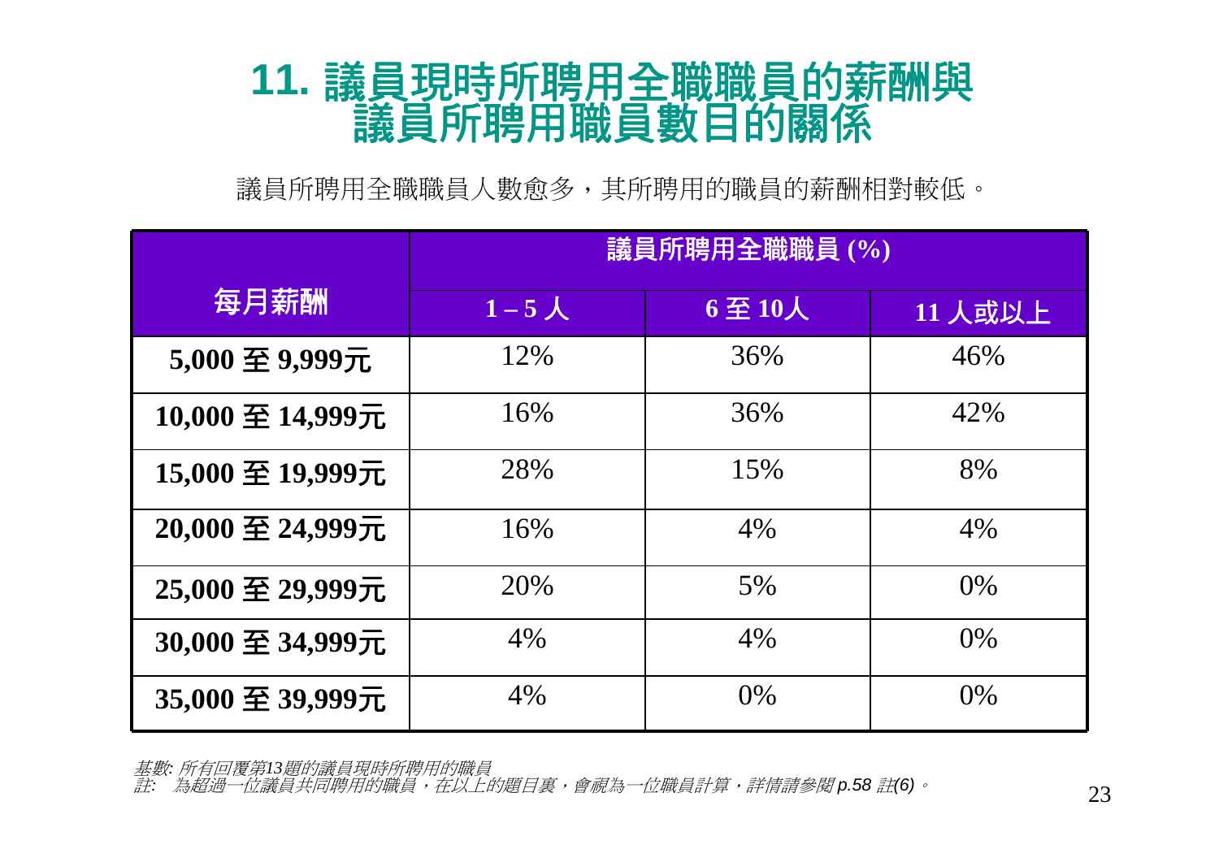# 11. 議員現時所聘用全職職員的薪酬與議員所聘用職員數目的關係

議員所聘用全職職員人數愈多，其所聘用的職員的薪酬相對較低。

| 每月薪酬 | 議員所聘用全職職員 (%) | | |
|---|---|---|---|
| | 1 – 5 人 | 6 至 10人 | 11 人或以上 |
| 5,000 至 9,999元 | 12% | 36% | 46% |
| 10,000 至 14,999元 | 16% | 36% | 42% |
| 15,000 至 19,999元 | 28% | 15% | 8% |
| 20,000 至 24,999元 | 16% | 4% | 4% |
| 25,000 至 29,999元 | 20% | 5% | 0% |
| 30,000 至 34,999元 | 4% | 4% | 0% |
| 35,000 至 39,999元 | 4% | 0% | 0% |

*基數: 所有回覆第13題的議員現時所聘用的職員*

*註: 為超過一位議員共同聘用的職員，在以上的題目裏，會視為一位職員計算，詳情請參閱 p.58 註(6)。*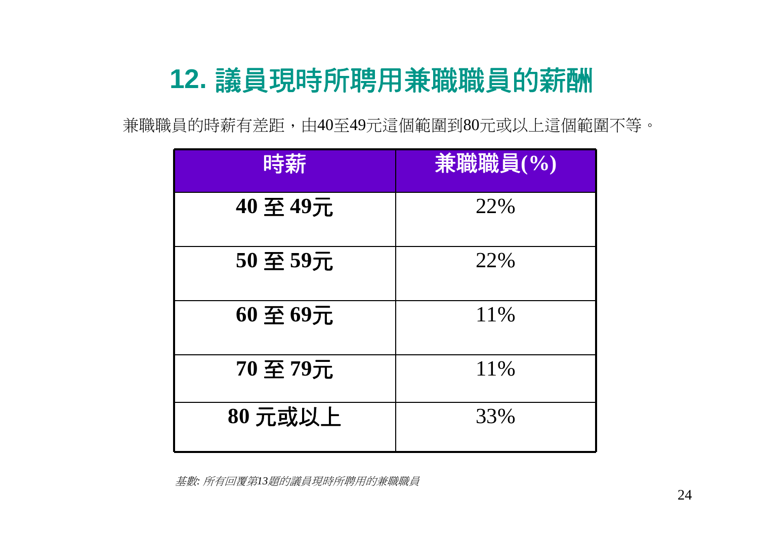## 12. 議員現時所聘用兼職職員的薪酬

兼職職員的時薪有差距，由40至49元這個範圍到80元或以上這個範圍不等。

| 時薪 | 兼職職員(%) |
|---|---|
| **40 至 49元** | 22% |
| **50 至 59元** | 22% |
| **60 至 69元** | 11% |
| **70 至 79元** | 11% |
| **80 元或以上** | 33% |

*基數: 所有回覆第13題的議員現時所聘用的兼職職員*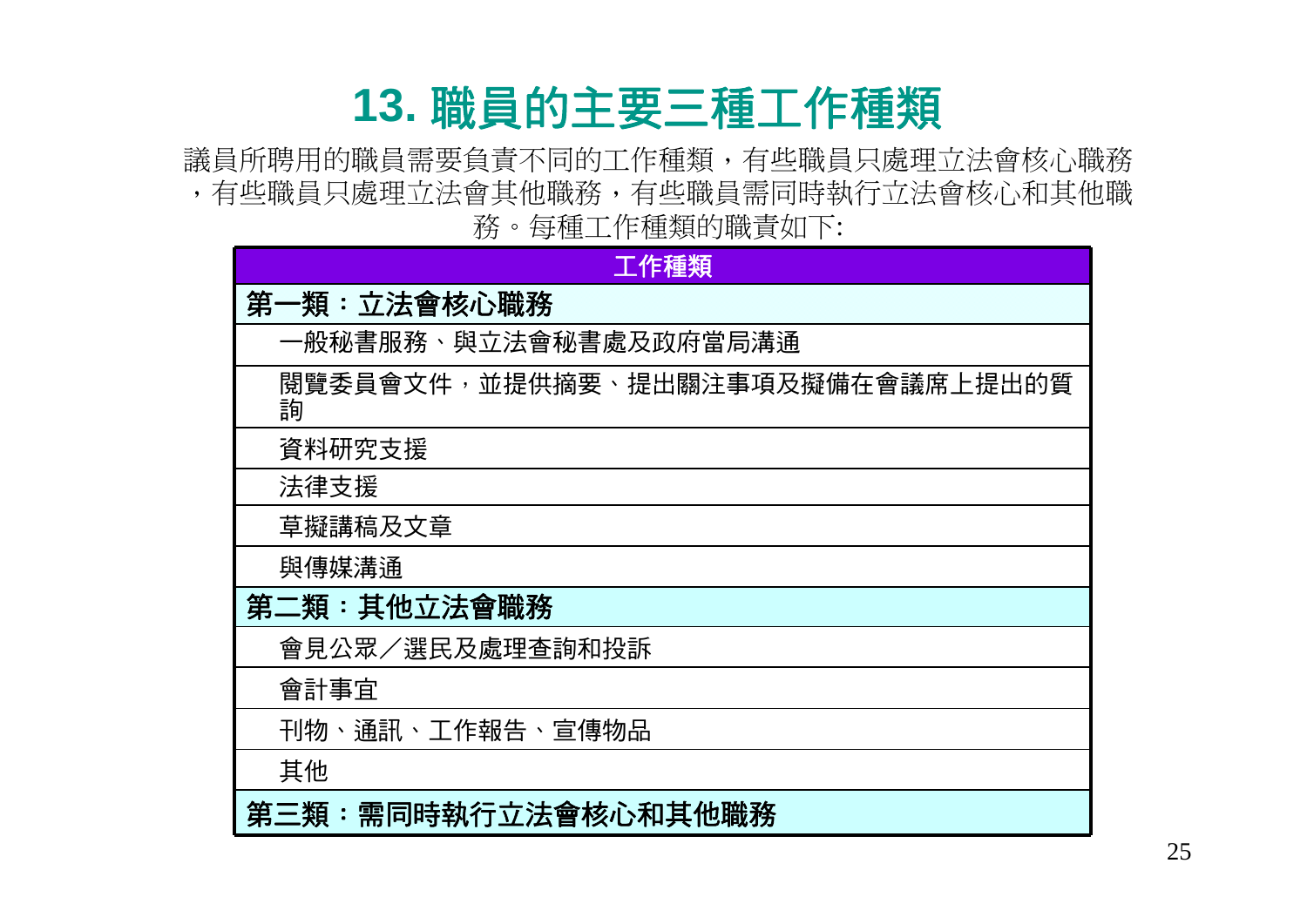# 13. 職員的主要三種工作種類

議員所聘用的職員需要負責不同的工作種類，有些職員只處理立法會核心職務，有些職員只處理立法會其他職務，有些職員需同時執行立法會核心和其他職務。每種工作種類的職責如下:

| 工作種類 |
|---|
| **第一類：立法會核心職務** |
| 一般秘書服務、與立法會秘書處及政府當局溝通 |
| 閱覽委員會文件，並提供摘要、提出關注事項及擬備在會議席上提出的質詢 |
| 資料研究支援 |
| 法律支援 |
| 草擬講稿及文章 |
| 與傳媒溝通 |
| **第二類：其他立法會職務** |
| 會見公眾／選民及處理查詢和投訴 |
| 會計事宜 |
| 刊物、通訊、工作報告、宣傳物品 |
| 其他 |
| **第三類：需同時執行立法會核心和其他職務** |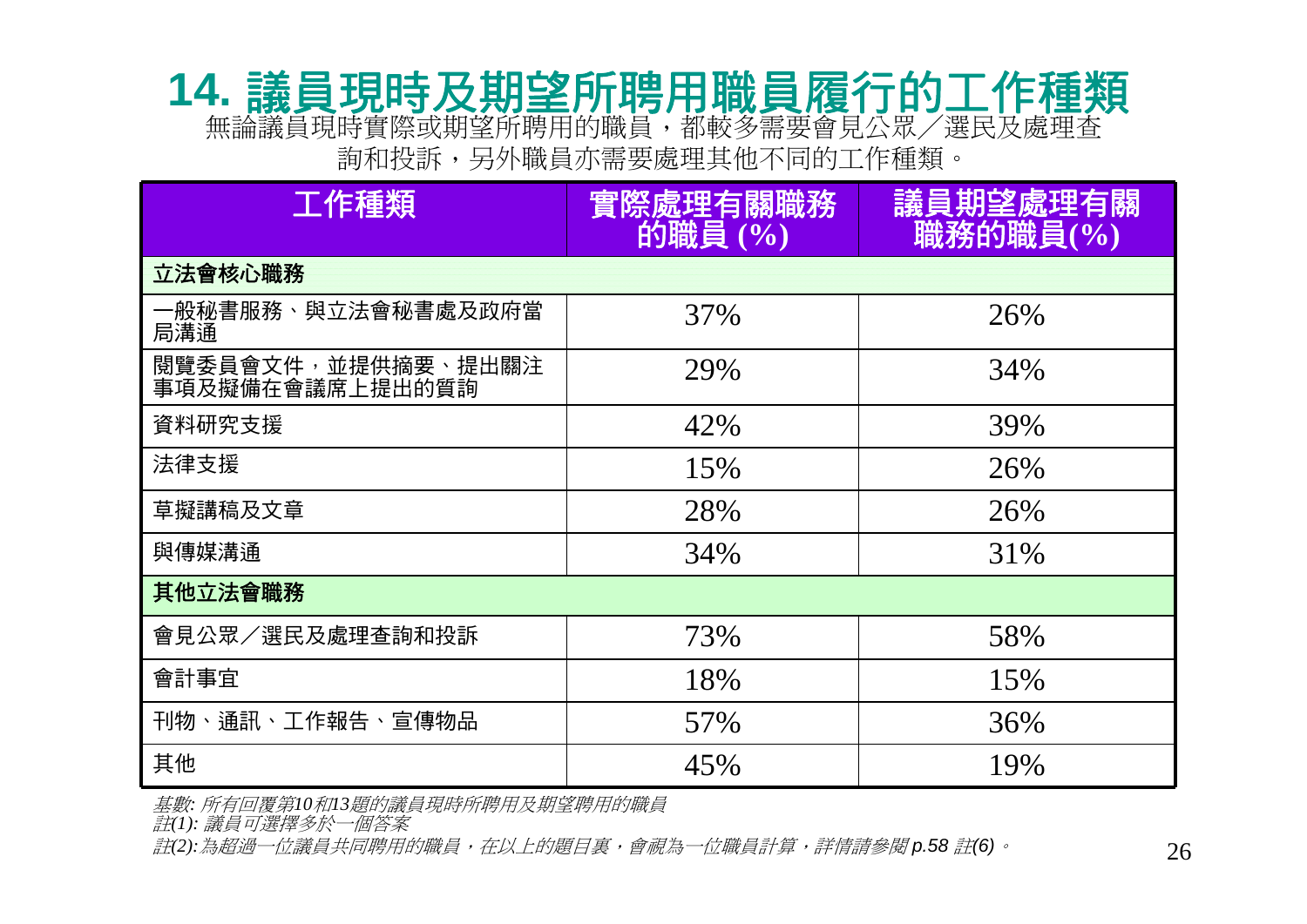# 14. 議員現時及期望所聘用職員履行的工作種類

無論議員現時實際或期望所聘用的職員，都較多需要會見公眾／選民及處理查詢和投訴，另外職員亦需要處理其他不同的工作種類。

| 工作種類 | 實際處理有關職務的職員 (%) | 議員期望處理有關職務的職員(%) |
|---|---|---|
| **立法會核心職務** | | |
| 一般秘書服務、與立法會秘書處及政府當局溝通 | 37% | 26% |
| 閱覽委員會文件，並提供摘要、提出關注事項及擬備在會議席上提出的質詢 | 29% | 34% |
| 資料研究支援 | 42% | 39% |
| 法律支援 | 15% | 26% |
| 草擬講稿及文章 | 28% | 26% |
| 與傳媒溝通 | 34% | 31% |
| **其他立法會職務** | | |
| 會見公眾／選民及處理查詢和投訴 | 73% | 58% |
| 會計事宜 | 18% | 15% |
| 刊物、通訊、工作報告、宣傳物品 | 57% | 36% |
| 其他 | 45% | 19% |

*基數: 所有回覆第10和13題的議員現時所聘用及期望聘用的職員*
*註(1): 議員可選擇多於一個答案*
*註(2): 為超過一位議員共同聘用的職員，在以上的題目裏，會視為一位職員計算，詳情請參閱 p.58 註(6)。*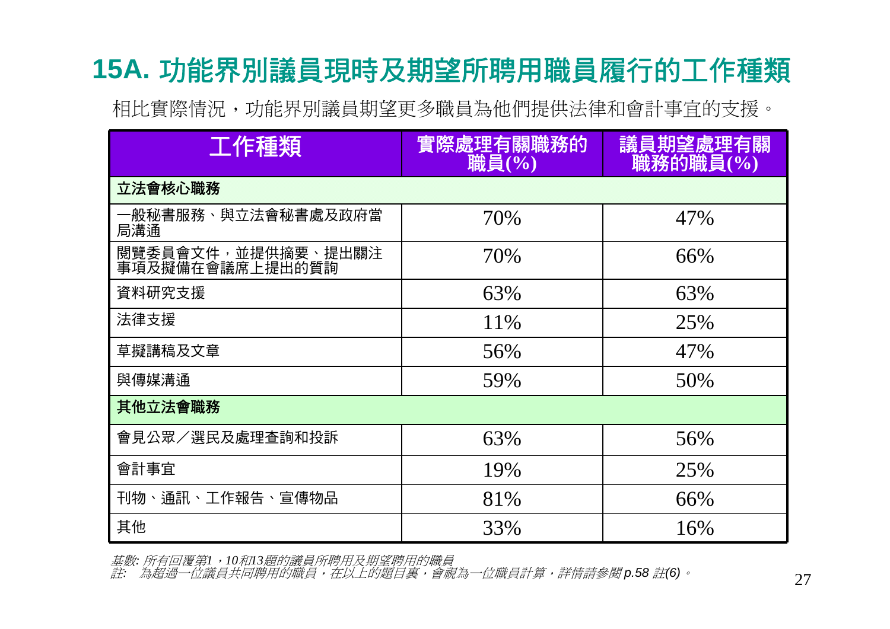## 15A. 功能界別議員現時及期望所聘用職員履行的工作種類

相比實際情況，功能界別議員期望更多職員為他們提供法律和會計事宜的支援。

| 工作種類 | 實際處理有關職務的職員(%) | 議員期望處理有關職務的職員(%) |
|---|---|---|
| **立法會核心職務** | | |
| 一般秘書服務、與立法會秘書處及政府當局溝通 | 70% | 47% |
| 閱覽委員會文件，並提供摘要、提出關注事項及擬備在會議席上提出的質詢 | 70% | 66% |
| 資料研究支援 | 63% | 63% |
| 法律支援 | 11% | 25% |
| 草擬講稿及文章 | 56% | 47% |
| 與傳媒溝通 | 59% | 50% |
| **其他立法會職務** | | |
| 會見公眾／選民及處理查詢和投訴 | 63% | 56% |
| 會計事宜 | 19% | 25% |
| 刊物、通訊、工作報告、宣傳物品 | 81% | 66% |
| 其他 | 33% | 16% |

*基數: 所有回覆第1，10和13題的議員所聘用及期望聘用的職員*
*註: 為超過一位議員共同聘用的職員，在以上的題目裏，會視為一位職員計算，詳情請參閱 p.58 註(6)。*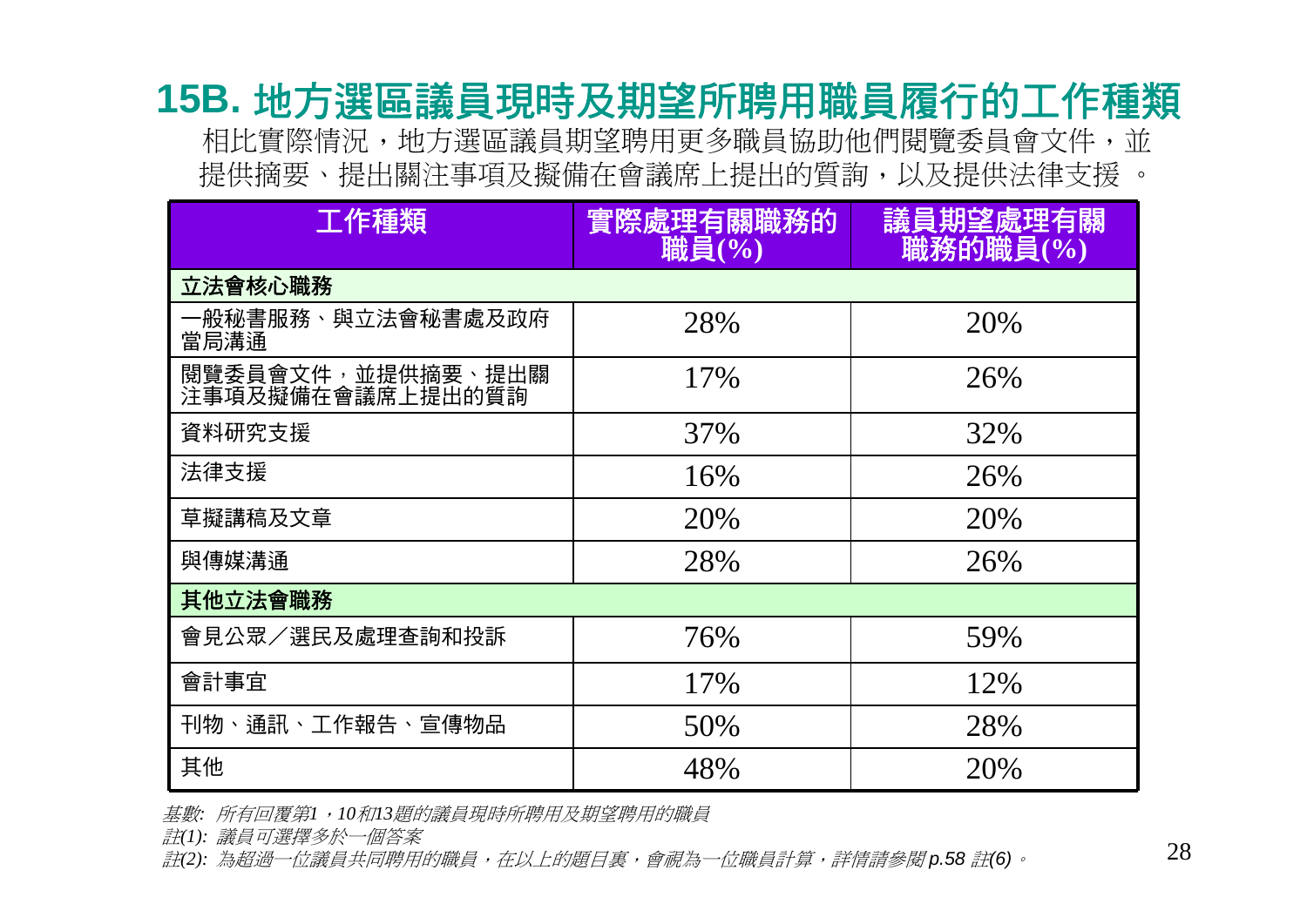## 15B. 地方選區議員現時及期望所聘用職員履行的工作種類

相比實際情況，地方選區議員期望聘用更多職員協助他們閱覽委員會文件，並提供摘要、提出關注事項及擬備在會議席上提出的質詢，以及提供法律支援 。

| 工作種類 | 實際處理有關職務的職員(%) | 議員期望處理有關職務的職員(%) |
|---|---|---|
| **立法會核心職務** | | |
| 一般秘書服務、與立法會秘書處及政府當局溝通 | 28% | 20% |
| 閱覽委員會文件，並提供摘要、提出關注事項及擬備在會議席上提出的質詢 | 17% | 26% |
| 資料研究支援 | 37% | 32% |
| 法律支援 | 16% | 26% |
| 草擬講稿及文章 | 20% | 20% |
| 與傳媒溝通 | 28% | 26% |
| **其他立法會職務** | | |
| 會見公眾／選民及處理查詢和投訴 | 76% | 59% |
| 會計事宜 | 17% | 12% |
| 刊物、通訊、工作報告、宣傳物品 | 50% | 28% |
| 其他 | 48% | 20% |

*基數: 所有回覆第1，10和13題的議員現時所聘用及期望聘用的職員*

*註(1): 議員可選擇多於一個答案*

*註(2): 為超過一位議員共同聘用的職員，在以上的題目裏，會視為一位職員計算，詳情請參閱 p.58 註(6)。*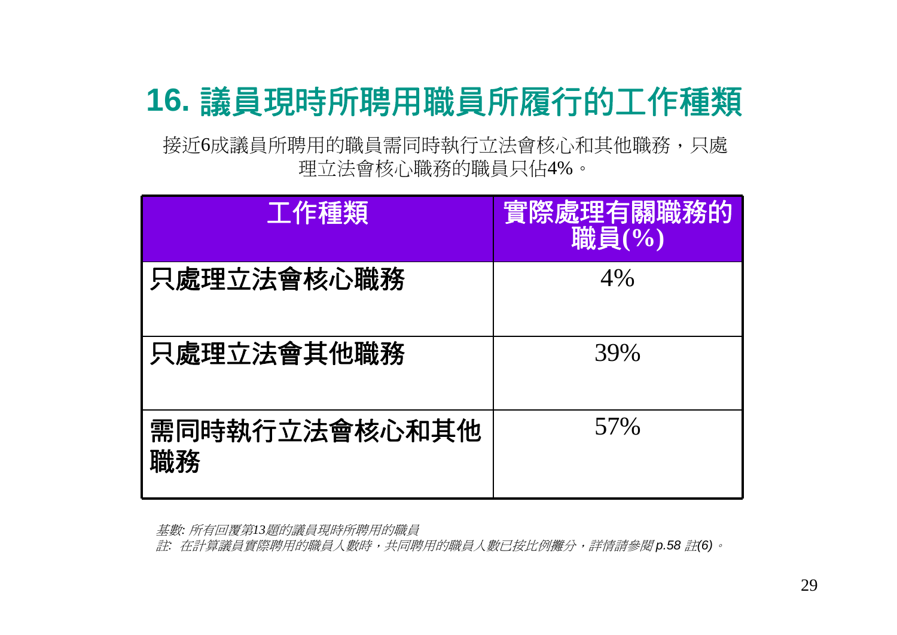# 16. 議員現時所聘用職員所履行的工作種類

接近6成議員所聘用的職員需同時執行立法會核心和其他職務，只處理立法會核心職務的職員只佔4%。

| 工作種類 | 實際處理有關職務的職員(%) |
|---|---|
| 只處理立法會核心職務 | 4% |
| 只處理立法會其他職務 | 39% |
| 需同時執行立法會核心和其他職務 | 57% |

*基數: 所有回覆第13題的議員現時所聘用的職員*

*註: 在計算議員實際聘用的職員人數時，共同聘用的職員人數已按比例攤分，詳情請參閱 p.58 註(6)。*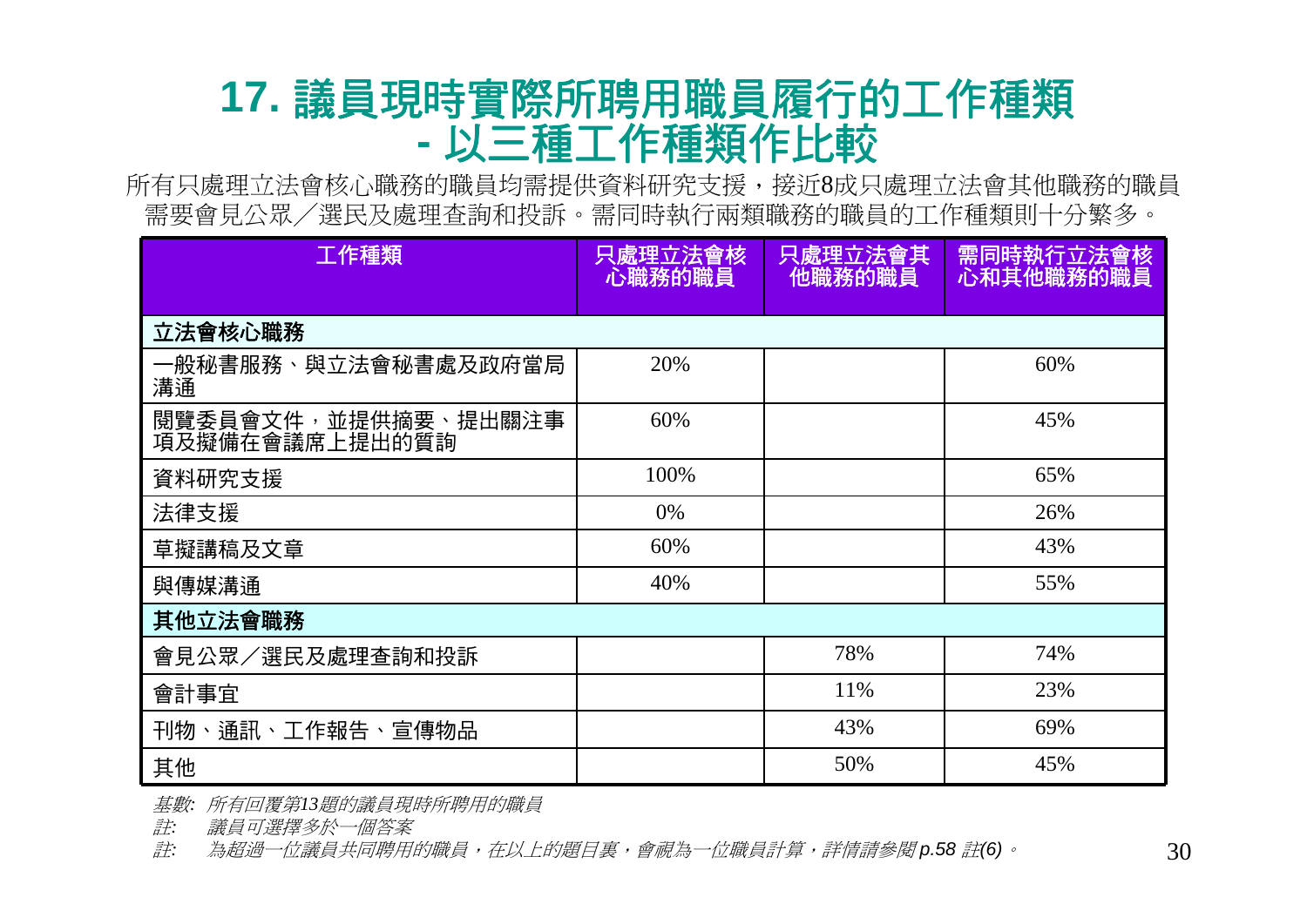# 17. 議員現時實際所聘用職員履行的工作種類 - 以三種工作種類作比較

所有只處理立法會核心職務的職員均需提供資料研究支援，接近8成只處理立法會其他職務的職員需要會見公眾／選民及處理查詢和投訴。需同時執行兩類職務的職員的工作種類則十分繁多。

| 工作種類 | 只處理立法會核心職務的職員 | 只處理立法會其他職務的職員 | 需同時執行立法會核心和其他職務的職員 |
|---|---|---|---|
| **立法會核心職務** | | | |
| 一般秘書服務、與立法會秘書處及政府當局溝通 | 20% | | 60% |
| 閱覽委員會文件，並提供摘要、提出關注事項及擬備在會議席上提出的質詢 | 60% | | 45% |
| 資料研究支援 | 100% | | 65% |
| 法律支援 | 0% | | 26% |
| 草擬講稿及文章 | 60% | | 43% |
| 與傳媒溝通 | 40% | | 55% |
| **其他立法會職務** | | | |
| 會見公眾／選民及處理查詢和投訴 | | 78% | 74% |
| 會計事宜 | | 11% | 23% |
| 刊物、通訊、工作報告、宣傳物品 | | 43% | 69% |
| 其他 | | 50% | 45% |

*基數: 所有回覆第13題的議員現時所聘用的職員*

*註: 議員可選擇多於一個答案*

*註: 為超過一位議員共同聘用的職員，在以上的題目裏，會視為一位職員計算，詳情請參閱 p.58 註(6)。*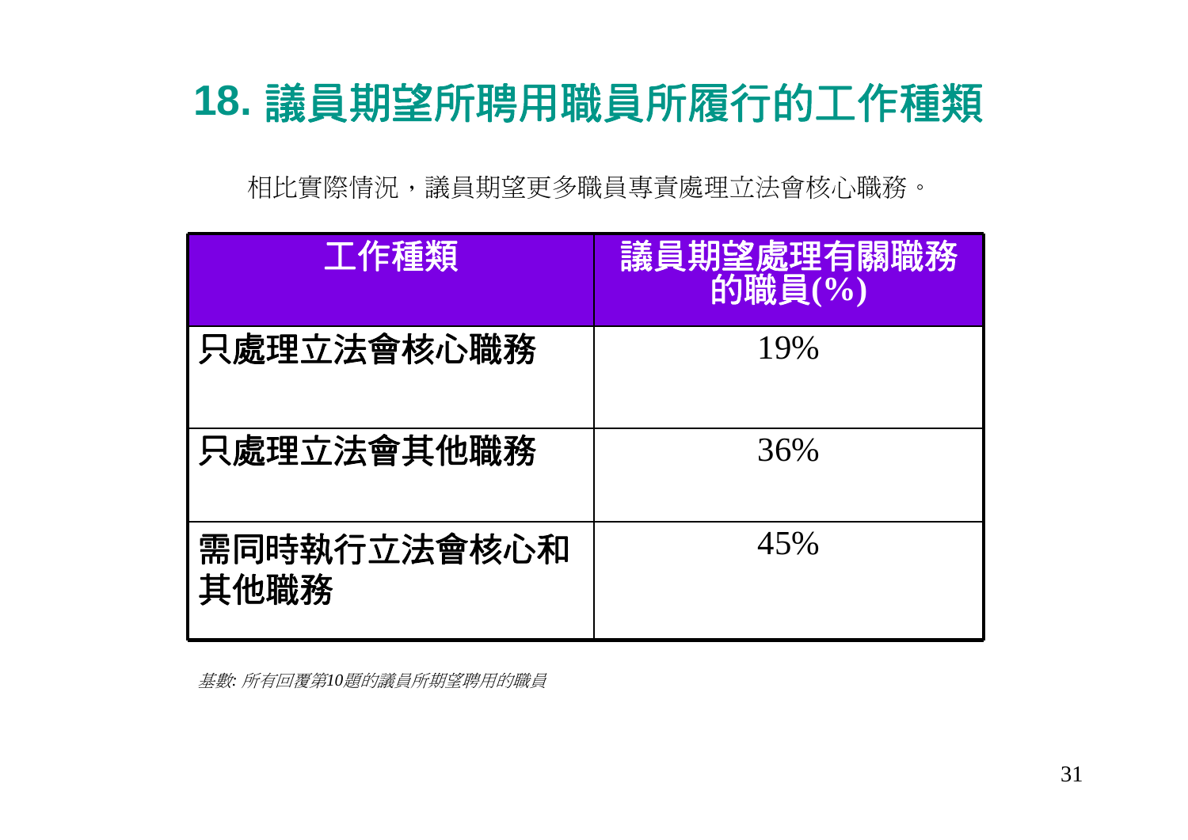# 18. 議員期望所聘用職員所履行的工作種類

相比實際情況，議員期望更多職員專責處理立法會核心職務。

| 工作種類 | 議員期望處理有關職務的職員(%) |
|---|---|
| 只處理立法會核心職務 | 19% |
| 只處理立法會其他職務 | 36% |
| 需同時執行立法會核心和其他職務 | 45% |

*基數: 所有回覆第10題的議員所期望聘用的職員*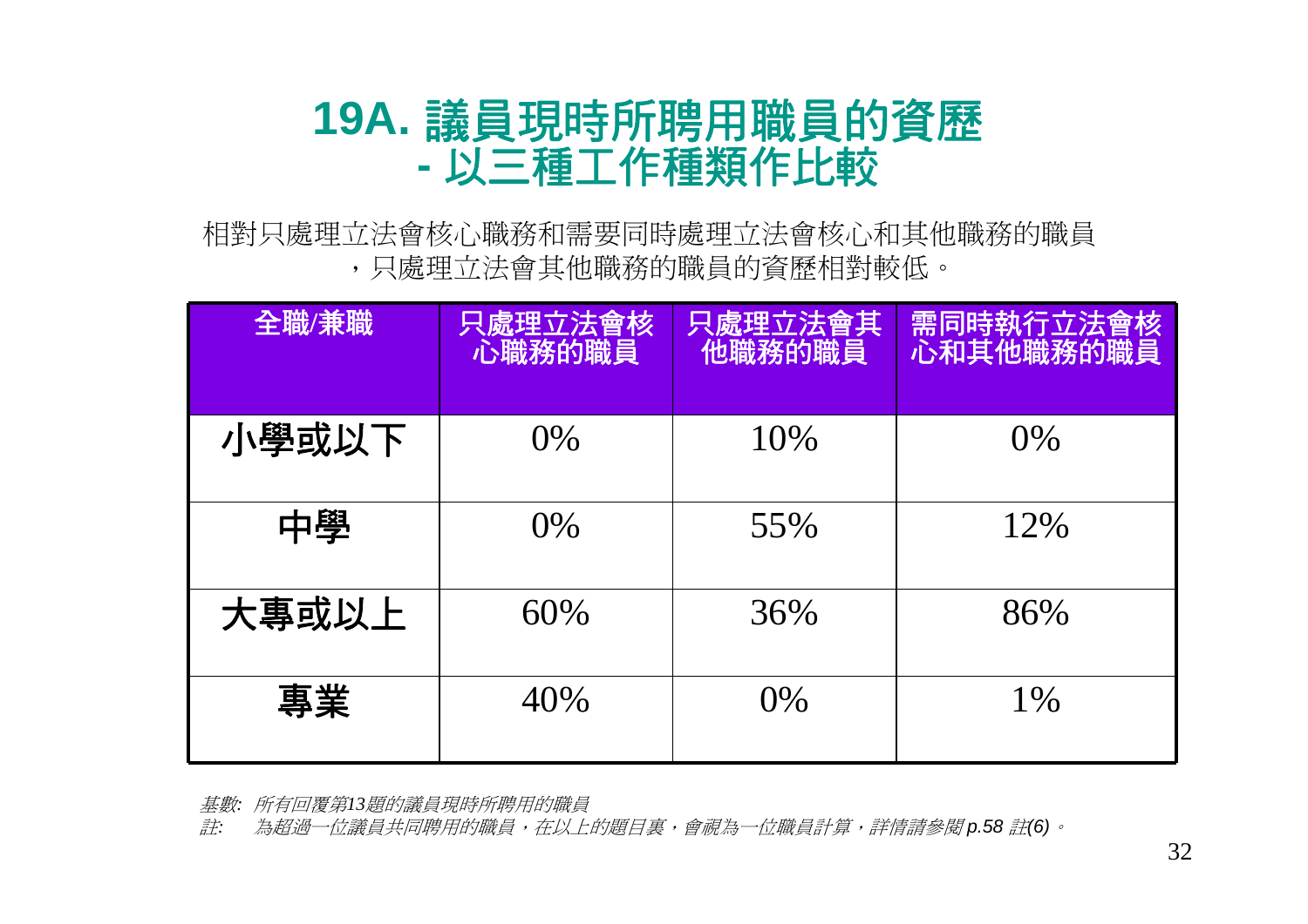# 19A. 議員現時所聘用職員的資歷
# - 以三種工作種類作比較

相對只處理立法會核心職務和需要同時處理立法會核心和其他職務的職員，只處理立法會其他職務的職員的資歷相對較低。

| 全職/兼職 | 只處理立法會核心職務的職員 | 只處理立法會其他職務的職員 | 需同時執行立法會核心和其他職務的職員 |
|---|---|---|---|
| 小學或以下 | 0% | 10% | 0% |
| 中學 | 0% | 55% | 12% |
| 大專或以上 | 60% | 36% | 86% |
| 專業 | 40% | 0% | 1% |

*基數: 所有回覆第13題的議員現時所聘用的職員*

*註: 為超過一位議員共同聘用的職員，在以上的題目裏，會視為一位職員計算，詳情請參閱 p.58 註(6)。*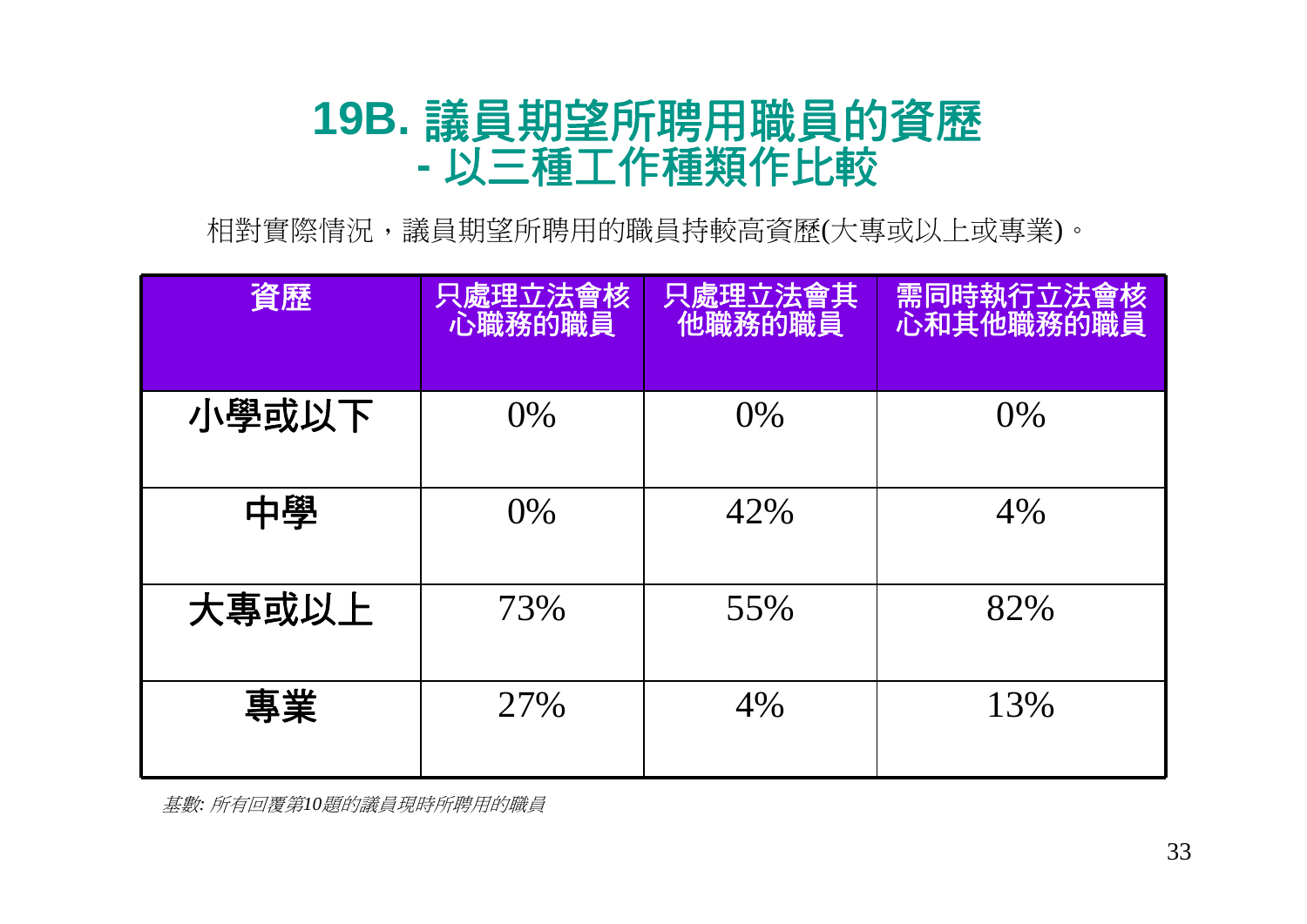# 19B. 議員期望所聘用職員的資歷
# - 以三種工作種類作比較

相對實際情況，議員期望所聘用的職員持較高資歷(大專或以上或專業)。

| 資歷 | 只處理立法會核心職務的職員 | 只處理立法會其他職務的職員 | 需同時執行立法會核心和其他職務的職員 |
|---|---|---|---|
| 小學或以下 | 0% | 0% | 0% |
| 中學 | 0% | 42% | 4% |
| 大專或以上 | 73% | 55% | 82% |
| 專業 | 27% | 4% | 13% |

*基數: 所有回覆第10題的議員現時所聘用的職員*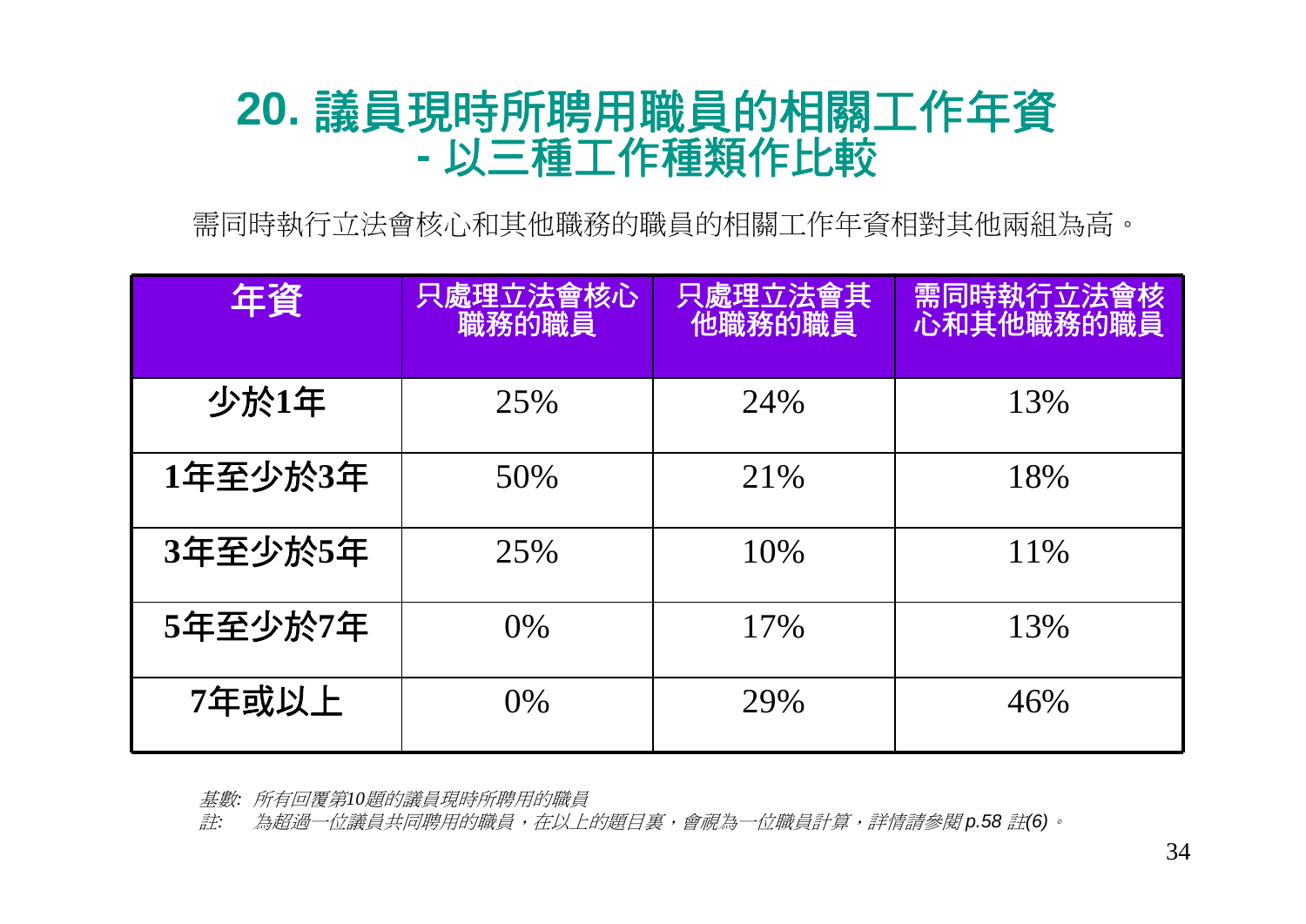# 20. 議員現時所聘用職員的相關工作年資 - 以三種工作種類作比較

需同時執行立法會核心和其他職務的職員的相關工作年資相對其他兩組為高。

| 年資 | 只處理立法會核心職務的職員 | 只處理立法會其他職務的職員 | 需同時執行立法會核心和其他職務的職員 |
|---|---|---|---|
| **少於1年** | 25% | 24% | 13% |
| **1年至少於3年** | 50% | 21% | 18% |
| **3年至少於5年** | 25% | 10% | 11% |
| **5年至少於7年** | 0% | 17% | 13% |
| **7年或以上** | 0% | 29% | 46% |

*基數: 所有回覆第10題的議員現時所聘用的職員*

*註: 為超過一位議員共同聘用的職員，在以上的題目裏，會視為一位職員計算，詳情請參閱 p.58 註(6)。*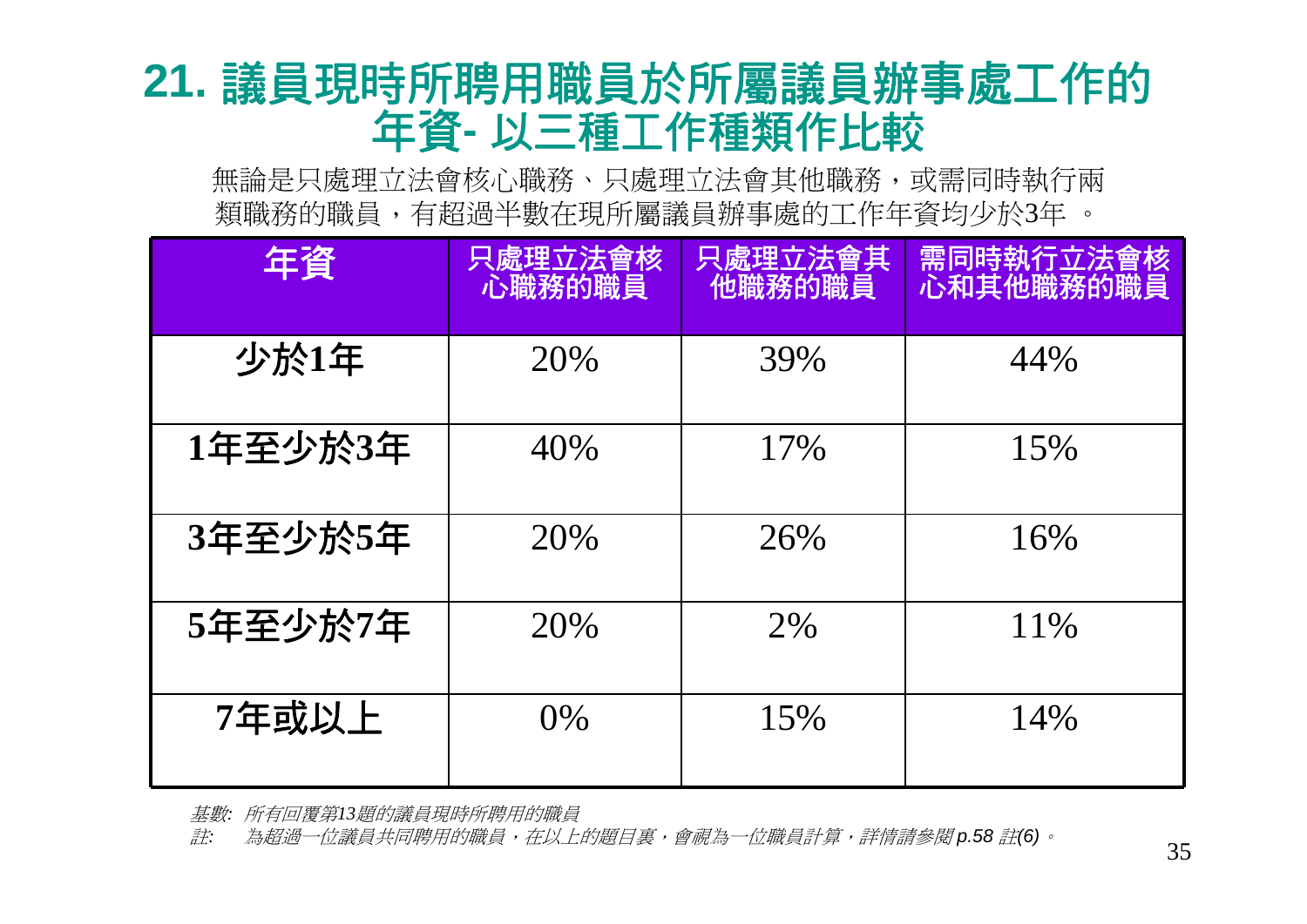## 21. 議員現時所聘用職員於所屬議員辦事處工作的年資- 以三種工作種類作比較

無論是只處理立法會核心職務、只處理立法會其他職務，或需同時執行兩類職務的職員，有超過半數在現所屬議員辦事處的工作年資均少於3年 。

| 年資 | 只處理立法會核心職務的職員 | 只處理立法會其他職務的職員 | 需同時執行立法會核心和其他職務的職員 |
|---|---|---|---|
| 少於1年 | 20% | 39% | 44% |
| 1年至少於3年 | 40% | 17% | 15% |
| 3年至少於5年 | 20% | 26% | 16% |
| 5年至少於7年 | 20% | 2% | 11% |
| 7年或以上 | 0% | 15% | 14% |

*基數: 所有回覆第13題的議員現時所聘用的職員*

*註: 為超過一位議員共同聘用的職員，在以上的題目裏，會視為一位職員計算，詳情請參閱 p.58 註(6)。*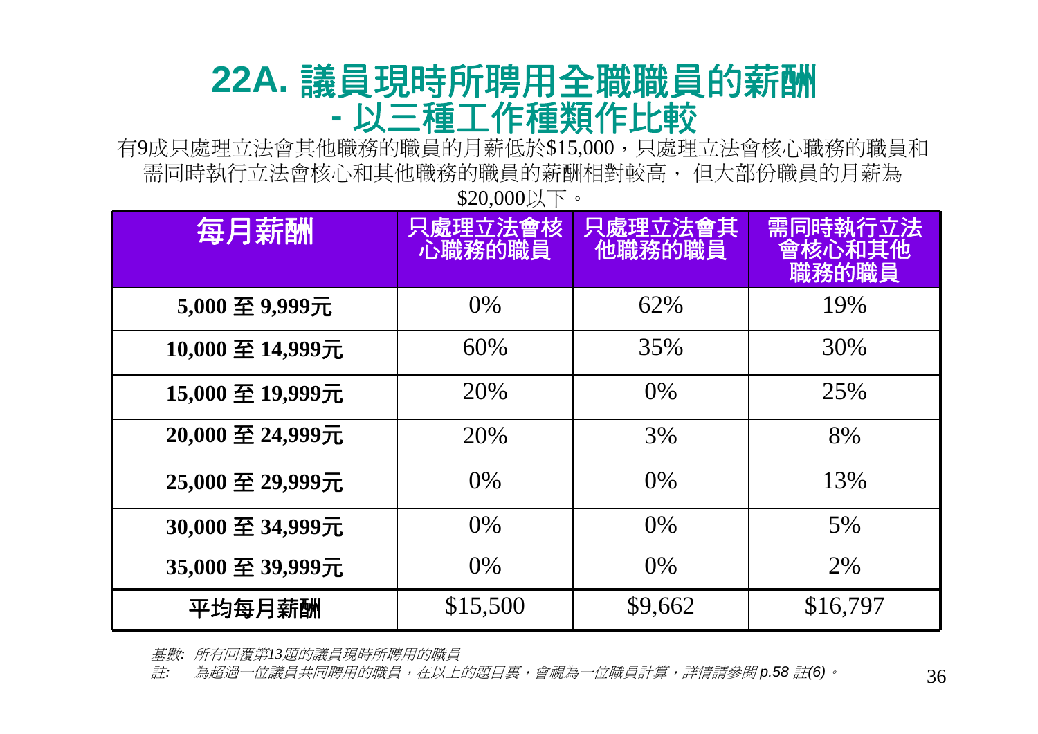# 22A. 議員現時所聘用全職職員的薪酬 - 以三種工作種類作比較

有9成只處理立法會其他職務的職員的月薪低於$15,000，只處理立法會核心職務的職員和需同時執行立法會核心和其他職務的職員的薪酬相對較高， 但大部份職員的月薪為$20,000以下。

| 每月薪酬 | 只處理立法會核心職務的職員 | 只處理立法會其他職務的職員 | 需同時執行立法會核心和其他職務的職員 |
|---|---|---|---|
| **5,000 至 9,999元** | 0% | 62% | 19% |
| **10,000 至 14,999元** | 60% | 35% | 30% |
| **15,000 至 19,999元** | 20% | 0% | 25% |
| **20,000 至 24,999元** | 20% | 3% | 8% |
| **25,000 至 29,999元** | 0% | 0% | 13% |
| **30,000 至 34,999元** | 0% | 0% | 5% |
| **35,000 至 39,999元** | 0% | 0% | 2% |
| **平均每月薪酬** | $15,500 | $9,662 | $16,797 |

*基數: 所有回覆第13題的議員現時所聘用的職員*

*註: 為超過一位議員共同聘用的職員，在以上的題目裏，會視為一位職員計算，詳情請參閱 p.58 註(6)。*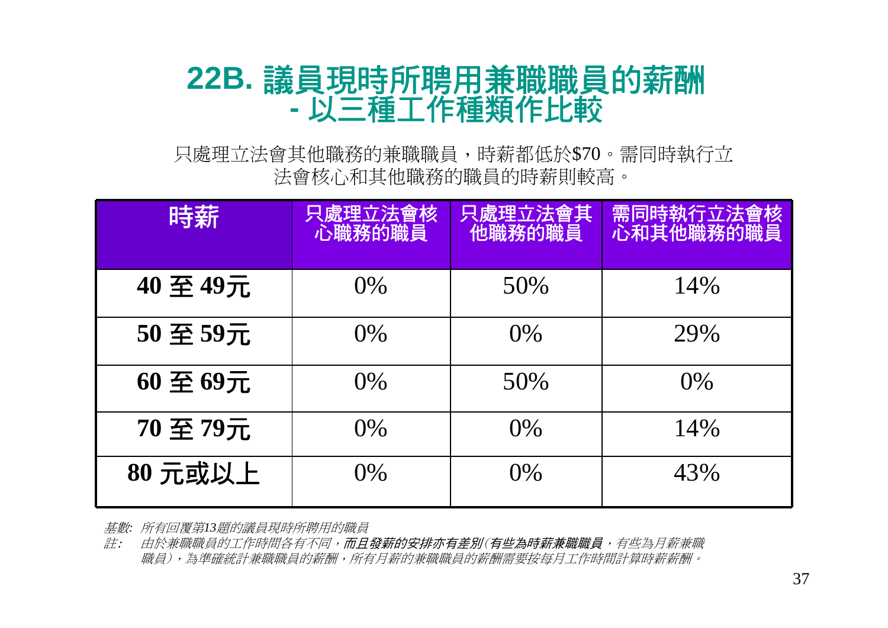# 22B. 議員現時所聘用兼職職員的薪酬 - 以三種工作種類作比較

只處理立法會其他職務的兼職職員，時薪都低於$70。需同時執行立法會核心和其他職務的職員的時薪則較高。

| 時薪 | 只處理立法會核心職務的職員 | 只處理立法會其他職務的職員 | 需同時執行立法會核心和其他職務的職員 |
|---|---|---|---|
| **40 至 49元** | 0% | 50% | 14% |
| **50 至 59元** | 0% | 0% | 29% |
| **60 至 69元** | 0% | 50% | 0% |
| **70 至 79元** | 0% | 0% | 14% |
| **80 元或以上** | 0% | 0% | 43% |

*基數: 所有回覆第13題的議員現時所聘用的職員*

*註: 由於兼職職員的工作時間各有不同，**而且發薪的安排亦有差別(有些為時薪兼職職員**，有些為月薪兼職職員)，為準確統計兼職職員的薪酬，所有月薪的兼職職員的薪酬需要按每月工作時間計算時薪薪酬。*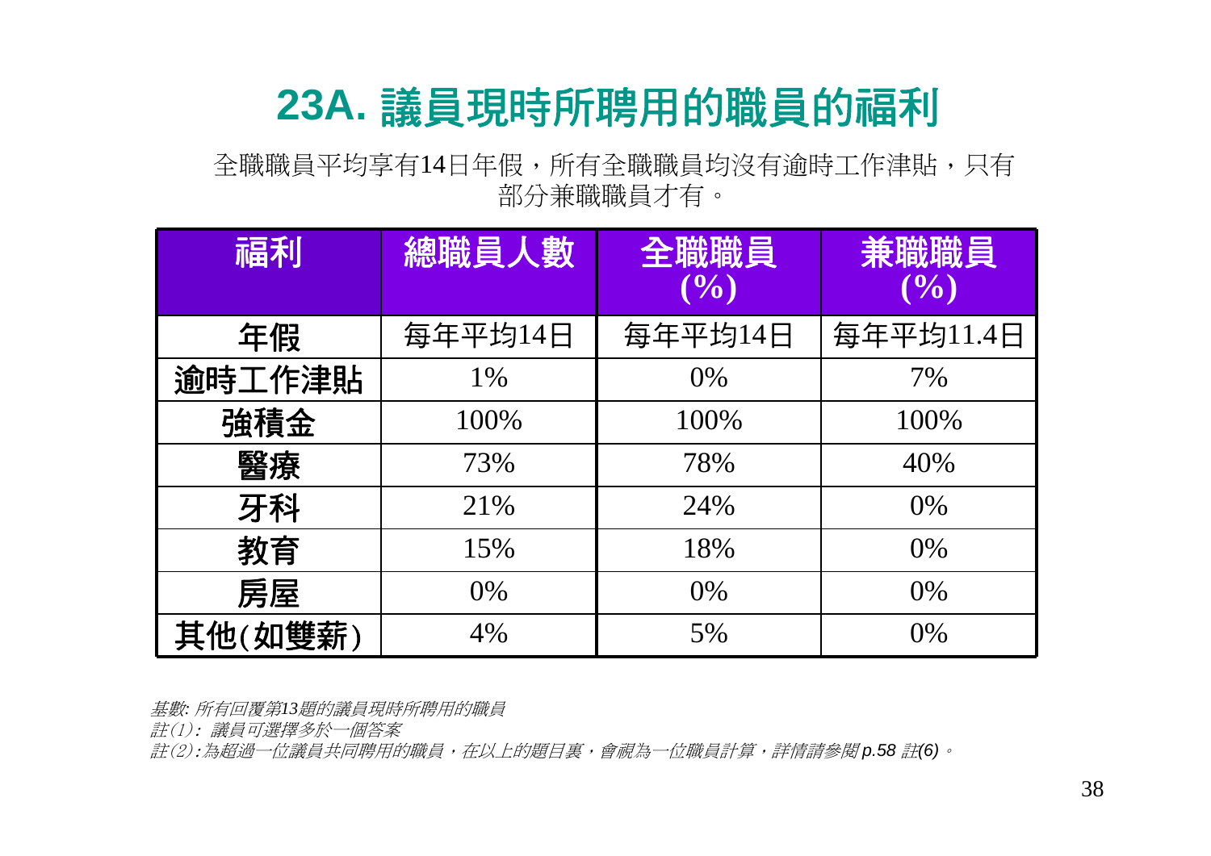# 23A. 議員現時所聘用的職員的福利

全職職員平均享有14日年假，所有全職職員均沒有逾時工作津貼，只有部分兼職職員才有。

| 福利 | 總職員人數 | 全職職員 (%) | 兼職職員 (%) |
|---|---|---|---|
| 年假 | 每年平均14日 | 每年平均14日 | 每年平均11.4日 |
| 逾時工作津貼 | 1% | 0% | 7% |
| 強積金 | 100% | 100% | 100% |
| 醫療 | 73% | 78% | 40% |
| 牙科 | 21% | 24% | 0% |
| 教育 | 15% | 18% | 0% |
| 房屋 | 0% | 0% | 0% |
| 其他(如雙薪) | 4% | 5% | 0% |

*基數: 所有回覆第13題的議員現時所聘用的職員*
*註(1): 議員可選擇多於一個答案*
*註(2): 為超過一位議員共同聘用的職員，在以上的題目裏，會視為一位職員計算，詳情請參閱 p.58 註(6)。*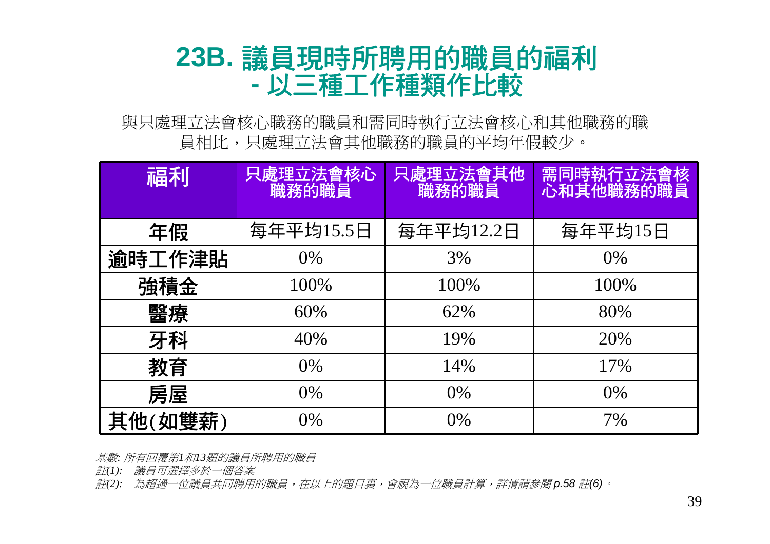# 23B. 議員現時所聘用的職員的福利 - 以三種工作種類作比較

與只處理立法會核心職務的職員和需同時執行立法會核心和其他職務的職員相比，只處理立法會其他職務的職員的平均年假較少。

| 福利 | 只處理立法會核心職務的職員 | 只處理立法會其他職務的職員 | 需同時執行立法會核心和其他職務的職員 |
|---|---|---|---|
| 年假 | 每年平均15.5日 | 每年平均12.2日 | 每年平均15日 |
| 逾時工作津貼 | 0% | 3% | 0% |
| 強積金 | 100% | 100% | 100% |
| 醫療 | 60% | 62% | 80% |
| 牙科 | 40% | 19% | 20% |
| 教育 | 0% | 14% | 17% |
| 房屋 | 0% | 0% | 0% |
| 其他(如雙薪) | 0% | 0% | 7% |

*基數: 所有回覆第1和13題的議員所聘用的職員*

*註(1): 議員可選擇多於一個答案*

*註(2): 為超過一位議員共同聘用的職員，在以上的題目裏，會視為一位職員計算，詳情請參閱 p.58 註(6)。*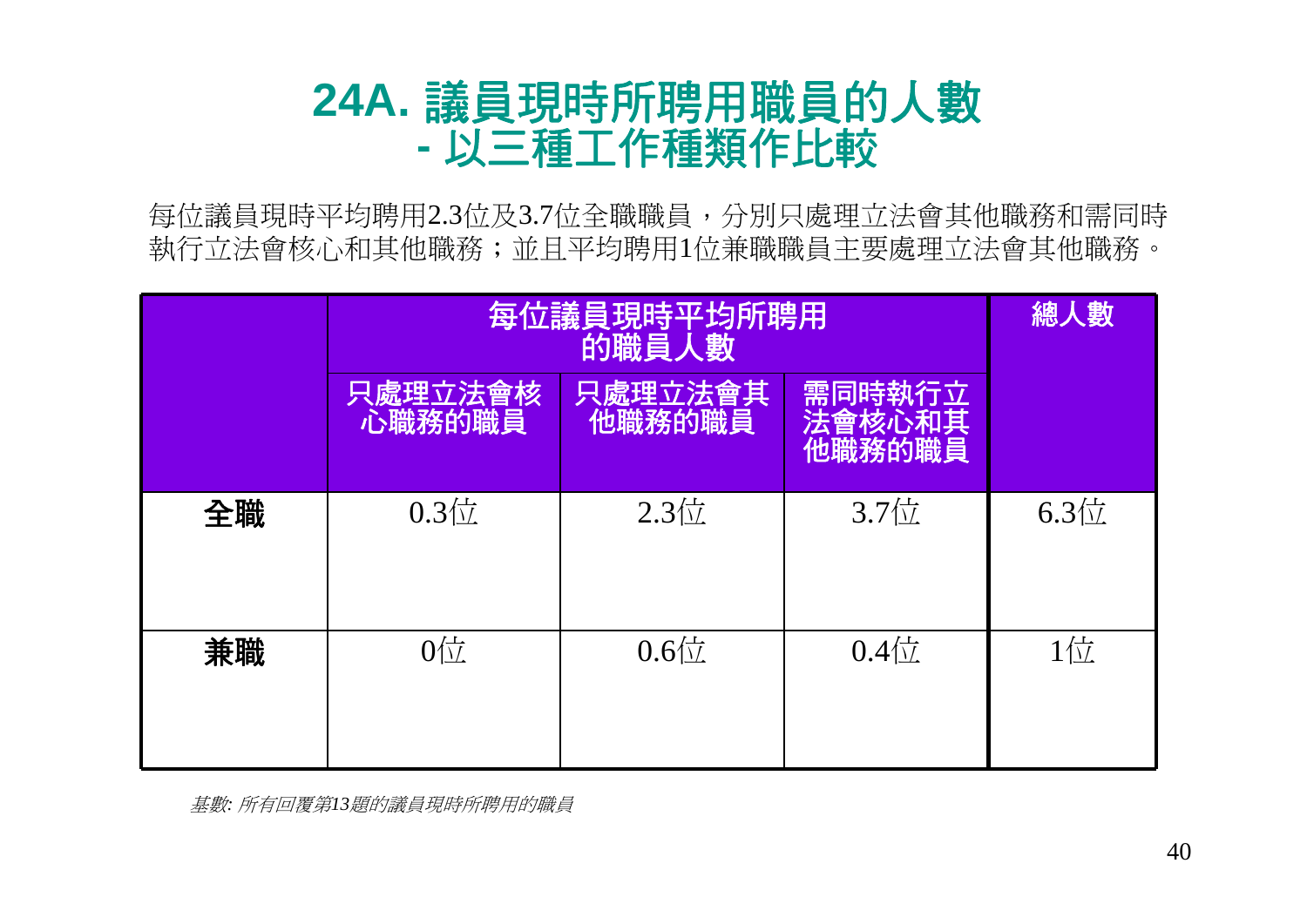# 24A. 議員現時所聘用職員的人數
# - 以三種工作種類作比較

每位議員現時平均聘用2.3位及3.7位全職職員，分別只處理立法會其他職務和需同時執行立法會核心和其他職務；並且平均聘用1位兼職職員主要處理立法會其他職務。

| | 每位議員現時平均所聘用的職員人數 | | | 總人數 |
|---|---|---|---|---|
| | 只處理立法會核心職務的職員 | 只處理立法會其他職務的職員 | 需同時執行立法會核心和其他職務的職員 | |
| **全職** | 0.3位 | 2.3位 | 3.7位 | 6.3位 |
| **兼職** | 0位 | 0.6位 | 0.4位 | 1位 |

*基數: 所有回覆第13題的議員現時所聘用的職員*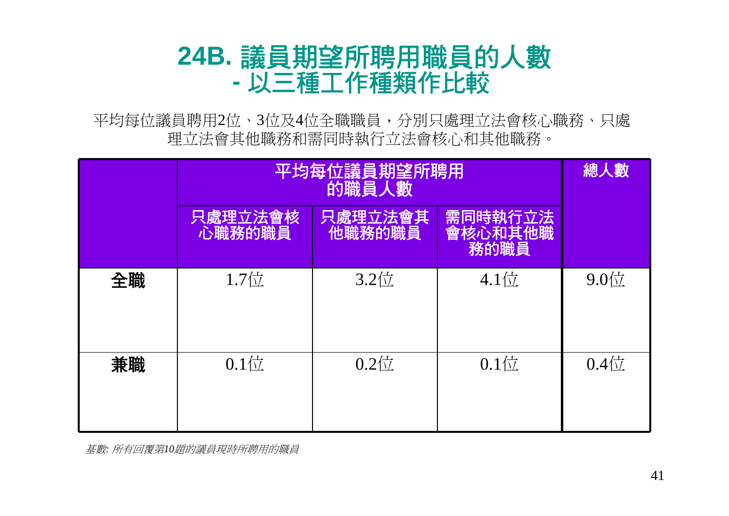# 24B. 議員期望所聘用職員的人數 - 以三種工作種類作比較

平均每位議員聘用2位、3位及4位全職職員，分別只處理立法會核心職務、只處理立法會其他職務和需同時執行立法會核心和其他職務。

| | 平均每位議員期望所聘用的職員人數 | | | 總人數 |
|---|---|---|---|---|
| | 只處理立法會核心職務的職員 | 只處理立法會其他職務的職員 | 需同時執行立法會核心和其他職務的職員 | |
| **全職** | 1.7位 | 3.2位 | 4.1位 | 9.0位 |
| **兼職** | 0.1位 | 0.2位 | 0.1位 | 0.4位 |

*基數: 所有回覆第10題的議員現時所聘用的職員*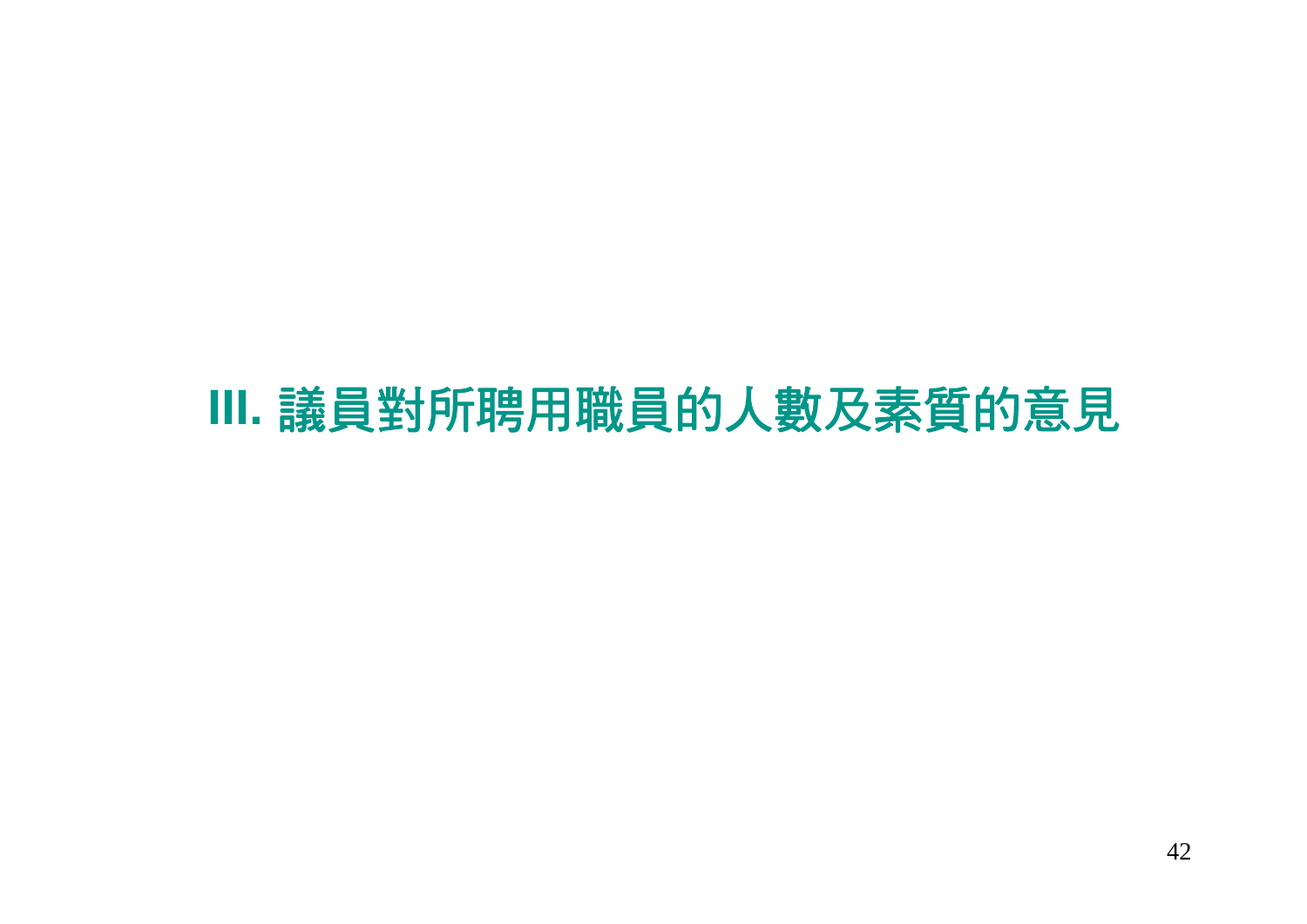# III. 議員對所聘用職員的人數及素質的意見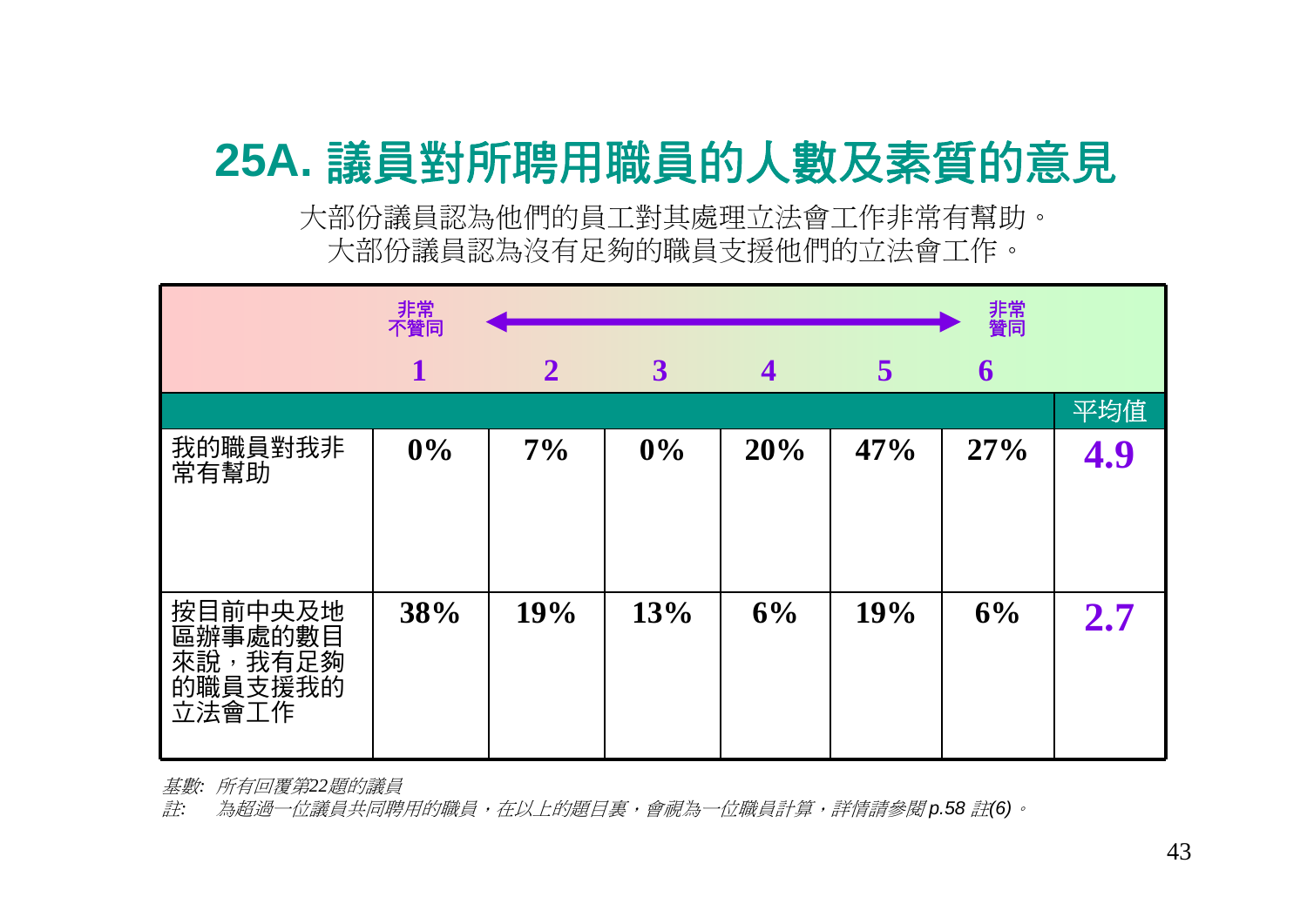# 25A. 議員對所聘用職員的人數及素質的意見

大部份議員認為他們的員工對其處理立法會工作非常有幫助。
大部份議員認為沒有足夠的職員支援他們的立法會工作。

| | 1<br>非常不贊同 | 2 | 3 | 4 | 5 | 6<br>非常贊同 | 平均值 |
|---|---|---|---|---|---|---|---|
| 我的職員對我非常有幫助 | **0%** | **7%** | **0%** | **20%** | **47%** | **27%** | **4.9** |
| 按目前中央及地區辦事處的數目來說，我有足夠的職員支援我的立法會工作 | **38%** | **19%** | **13%** | **6%** | **19%** | **6%** | **2.7** |

*基數: 所有回覆第22題的議員*

*註: 為超過一位議員共同聘用的職員，在以上的題目裏，會視為一位職員計算，詳情請參閱 p.58 註(6)。*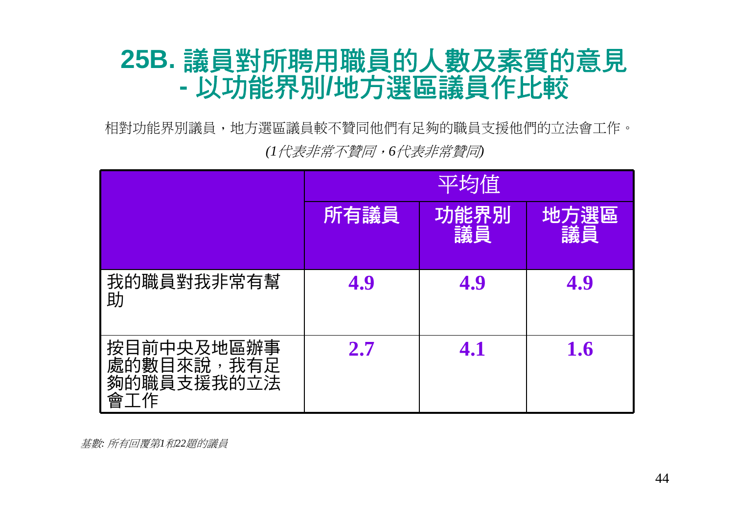# 25B. 議員對所聘用職員的人數及素質的意見 - 以功能界別/地方選區議員作比較

相對功能界別議員，地方選區議員較不贊同他們有足夠的職員支援他們的立法會工作。

*(1代表非常不贊同，6代表非常贊同)*

| | 平均值 | | |
|---|---|---|---|
| | **所有議員** | **功能界別議員** | **地方選區議員** |
| 我的職員對我非常有幫助 | **4.9** | **4.9** | **4.9** |
| 按目前中央及地區辦事處的數目來說，我有足夠的職員支援我的立法會工作 | **2.7** | **4.1** | **1.6** |

*基數: 所有回覆第1和22題的議員*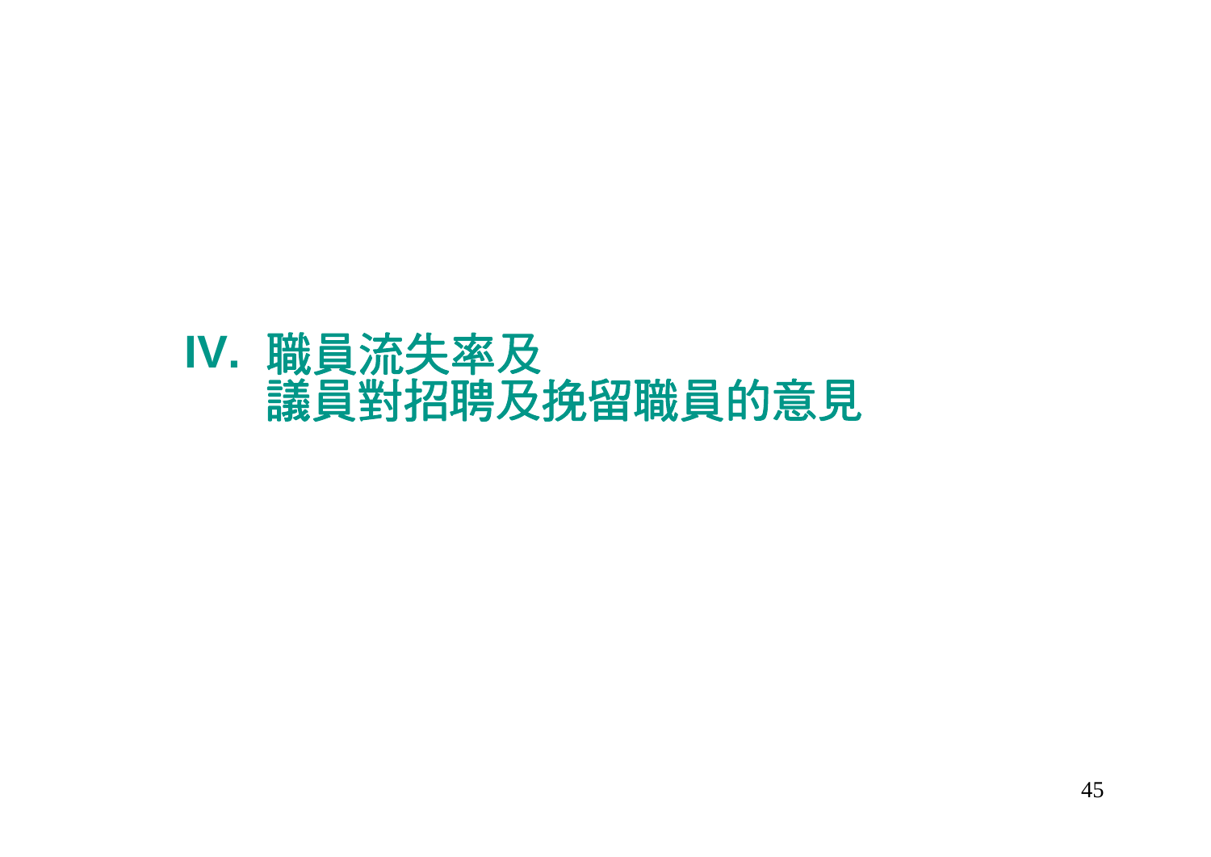# IV. 職員流失率及議員對招聘及挽留職員的意見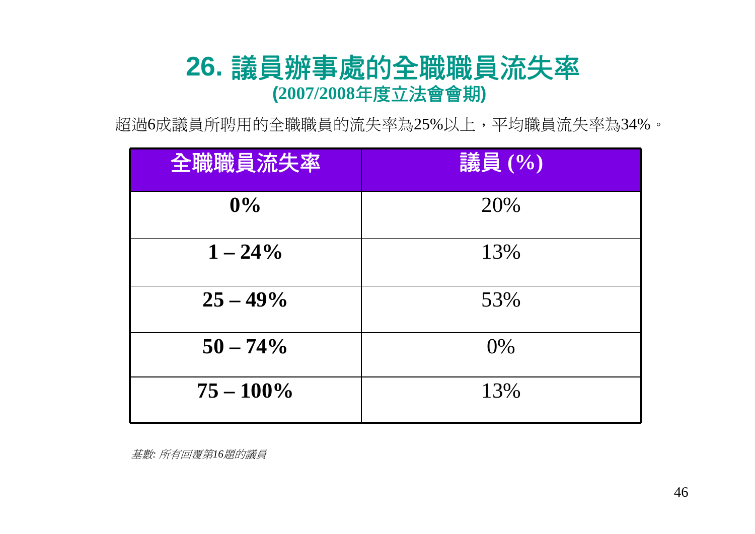# 26. 議員辦事處的全職職員流失率

**(2007/2008年度立法會會期)**

超過6成議員所聘用的全職職員的流失率為25%以上，平均職員流失率為34%。

| 全職職員流失率 | 議員 (%) |
|---|---|
| **0%** | 20% |
| **1 – 24%** | 13% |
| **25 – 49%** | 53% |
| **50 – 74%** | 0% |
| **75 – 100%** | 13% |

*基數: 所有回覆第16題的議員*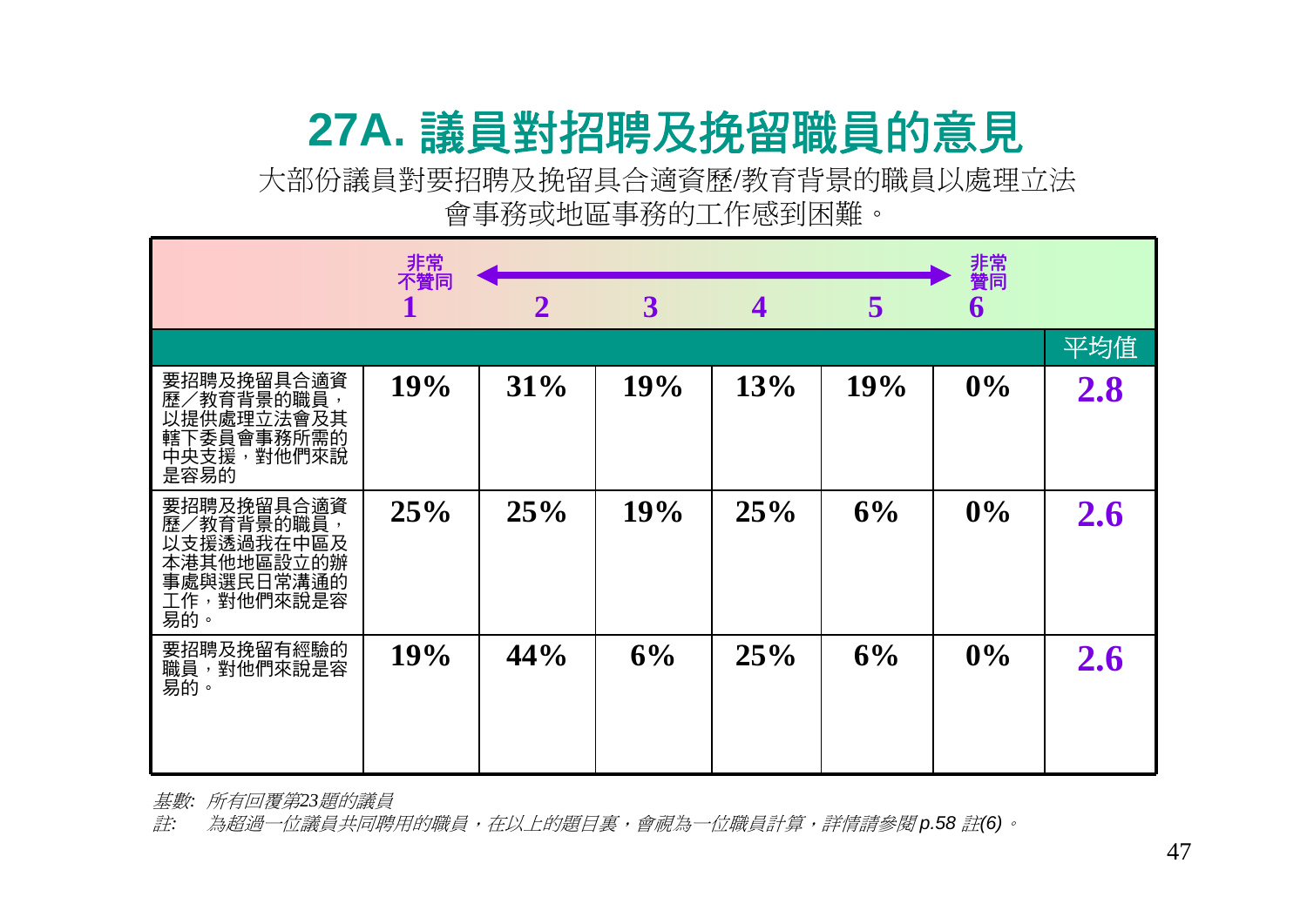# 27A. 議員對招聘及挽留職員的意見

大部份議員對要招聘及挽留具合適資歷/教育背景的職員以處理立法會事務或地區事務的工作感到困難。

| | 1<br>非常不贊同 | 2 | 3 | 4 | 5 | 6<br>非常贊同 | 平均值 |
|---|---|---|---|---|---|---|---|
| 要招聘及挽留具合適資歷／教育背景的職員，以提供處理立法會及其轄下委員會事務所需的中央支援，對他們來說是容易的 | 19% | 31% | 19% | 13% | 19% | 0% | 2.8 |
| 要招聘及挽留具合適資歷／教育背景的職員，以支援透過我在中區及本港其他地區設立的辦事處與選民日常溝通的工作，對他們來說是容易的。 | 25% | 25% | 19% | 25% | 6% | 0% | 2.6 |
| 要招聘及挽留有經驗的職員，對他們來說是容易的。 | 19% | 44% | 6% | 25% | 6% | 0% | 2.6 |

*基數: 所有回覆第23題的議員*

*註: 為超過一位議員共同聘用的職員，在以上的題目裏，會視為一位職員計算，詳情請參閱 p.58 註(6)。*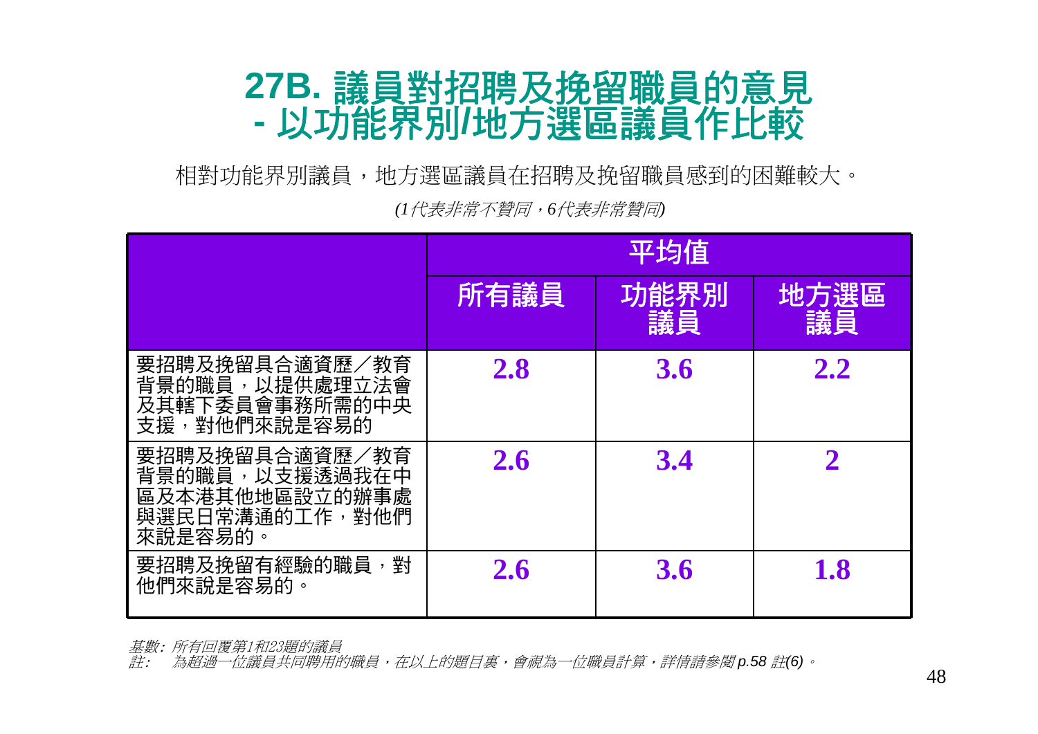# 27B. 議員對招聘及挽留職員的意見 - 以功能界別/地方選區議員作比較

相對功能界別議員，地方選區議員在招聘及挽留職員感到的困難較大。

*(1代表非常不贊同，6代表非常贊同)*

| | 平均值 | | |
|---|---|---|---|
| | 所有議員 | 功能界別議員 | 地方選區議員 |
| 要招聘及挽留具合適資歷／教育背景的職員，以提供處理立法會及其轄下委員會事務所需的中央支援，對他們來說是容易的 | **2.8** | **3.6** | **2.2** |
| 要招聘及挽留具合適資歷／教育背景的職員，以支援透過我在中區及本港其他地區設立的辦事處與選民日常溝通的工作，對他們來說是容易的。 | **2.6** | **3.4** | **2** |
| 要招聘及挽留有經驗的職員，對他們來說是容易的。 | **2.6** | **3.6** | **1.8** |

*基數：所有回覆第1和23題的議員*

*註：　為超過一位議員共同聘用的職員，在以上的題目裏，會視為一位職員計算，詳情請參閱 p.58 註(6)。*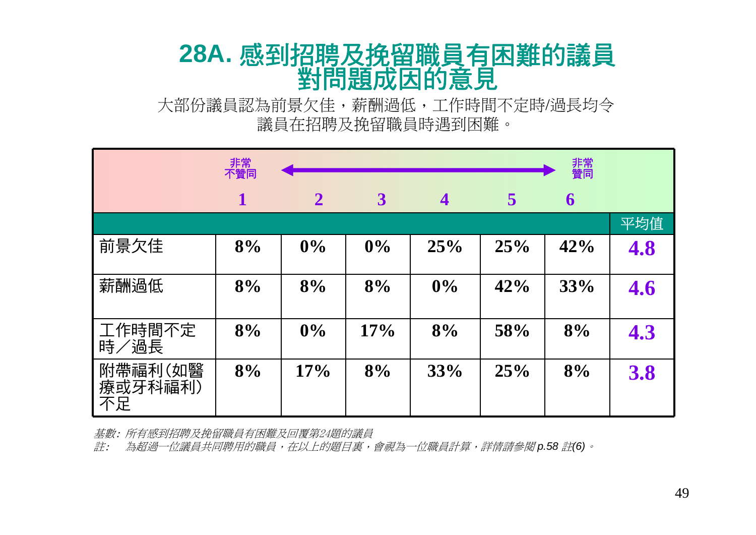# 28A. 感到招聘及挽留職員有困難的議員對問題成因的意見

大部份議員認為前景欠佳，薪酬過低，工作時間不定時/過長均令議員在招聘及挽留職員時遇到困難。

| | 非常不贊同 1 | 2 | 3 | 4 | 5 | 非常贊同 6 | 平均值 |
|---|---|---|---|---|---|---|---|
| 前景欠佳 | **8%** | **0%** | **0%** | **25%** | **25%** | **42%** | **4.8** |
| 薪酬過低 | **8%** | **8%** | **8%** | **0%** | **42%** | **33%** | **4.6** |
| 工作時間不定時／過長 | **8%** | **0%** | **17%** | **8%** | **58%** | **8%** | **4.3** |
| 附帶福利(如醫療或牙科福利)不足 | **8%** | **17%** | **8%** | **33%** | **25%** | **8%** | **3.8** |

*基數：所有感到招聘及挽留職員有困難及回覆第24題的議員*

*註：　為超過一位議員共同聘用的職員，在以上的題目裏，會視為一位職員計算，詳情請參閱 p.58 註(6)。*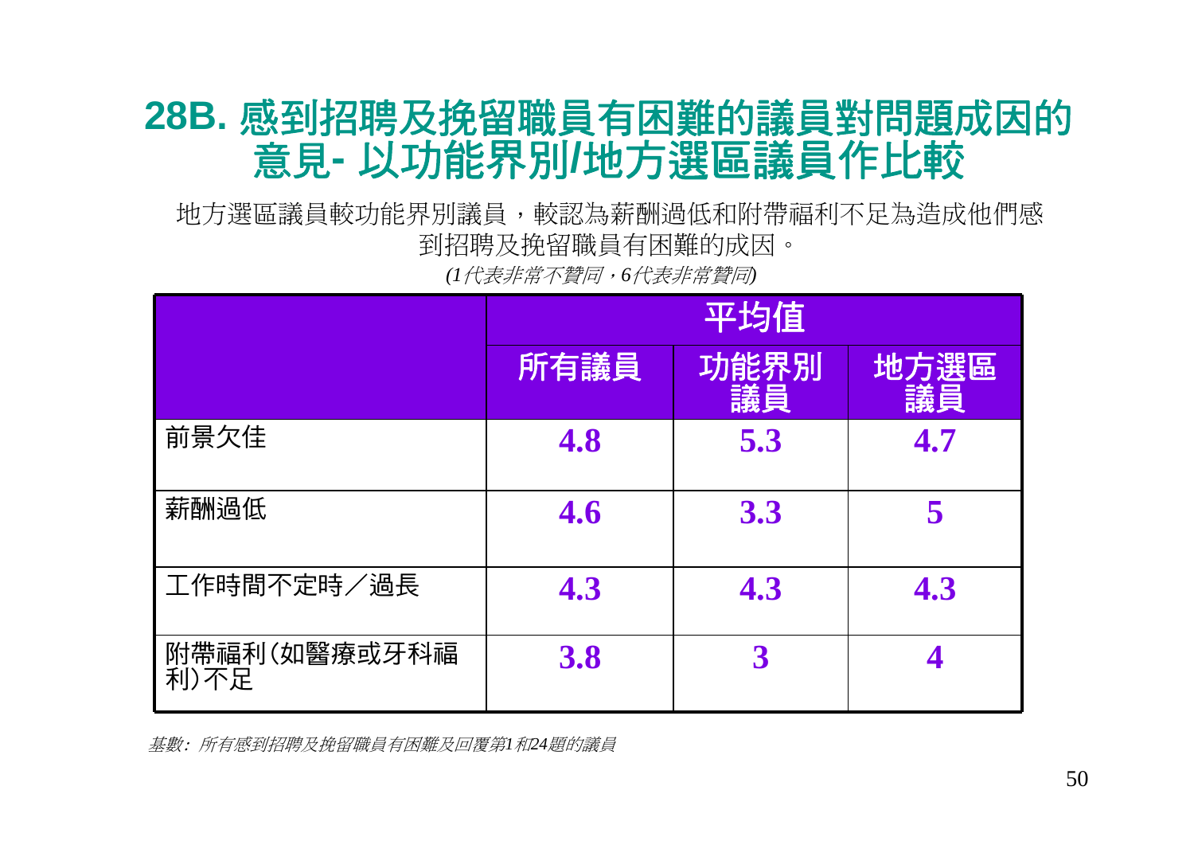# 28B. 感到招聘及挽留職員有困難的議員對問題成因的意見- 以功能界別/地方選區議員作比較

地方選區議員較功能界別議員，較認為薪酬過低和附帶福利不足為造成他們感到招聘及挽留職員有困難的成因。

*(1代表非常不贊同，6代表非常贊同)*

| | 平均值 | | |
|---|---|---|---|
| | 所有議員 | 功能界別議員 | 地方選區議員 |
| 前景欠佳 | **4.8** | **5.3** | **4.7** |
| 薪酬過低 | **4.6** | **3.3** | **5** |
| 工作時間不定時／過長 | **4.3** | **4.3** | **4.3** |
| 附帶福利(如醫療或牙科福利)不足 | **3.8** | **3** | **4** |

*基數：所有感到招聘及挽留職員有困難及回覆第1和24題的議員*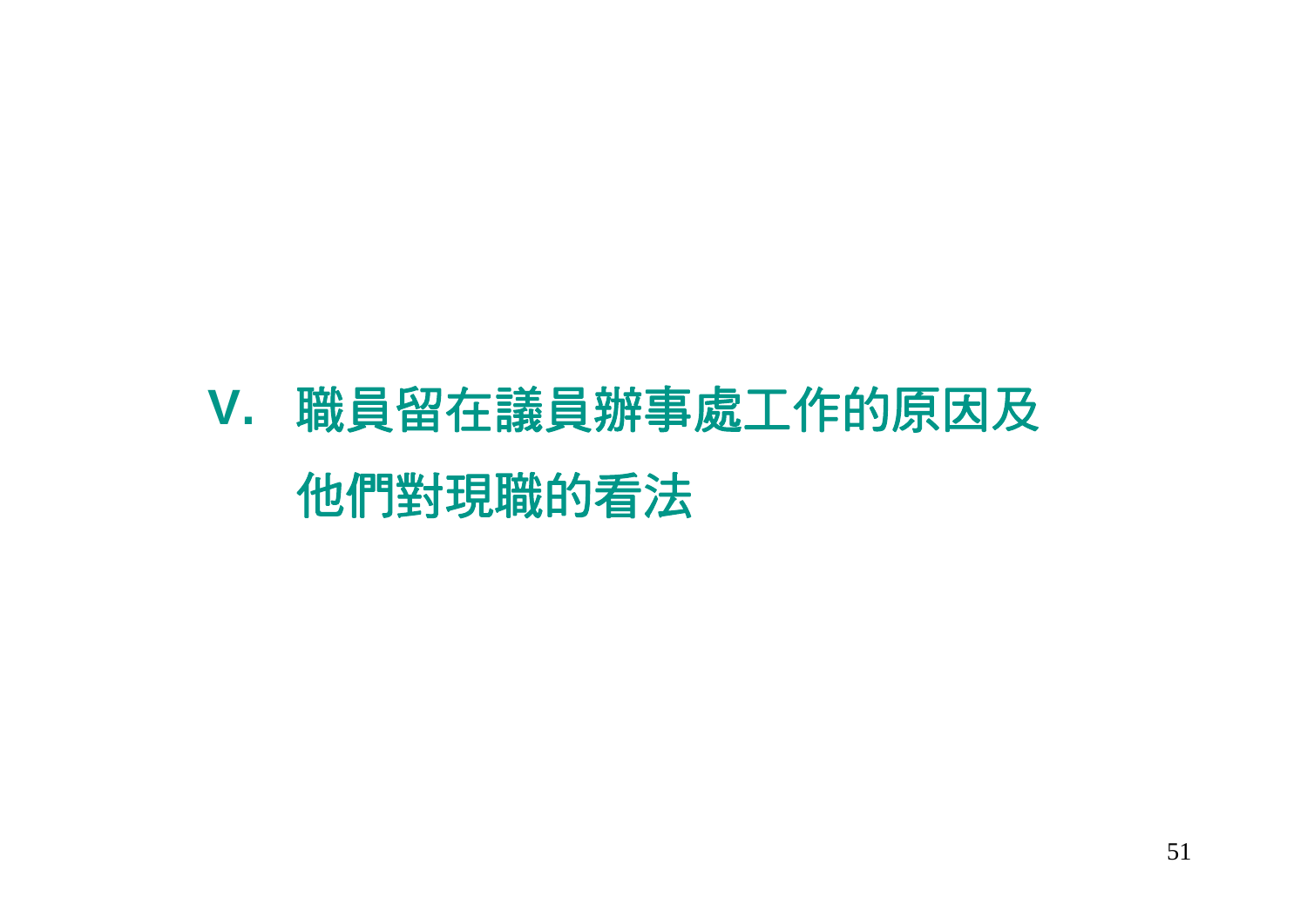# V. 職員留在議員辦事處工作的原因及他們對現職的看法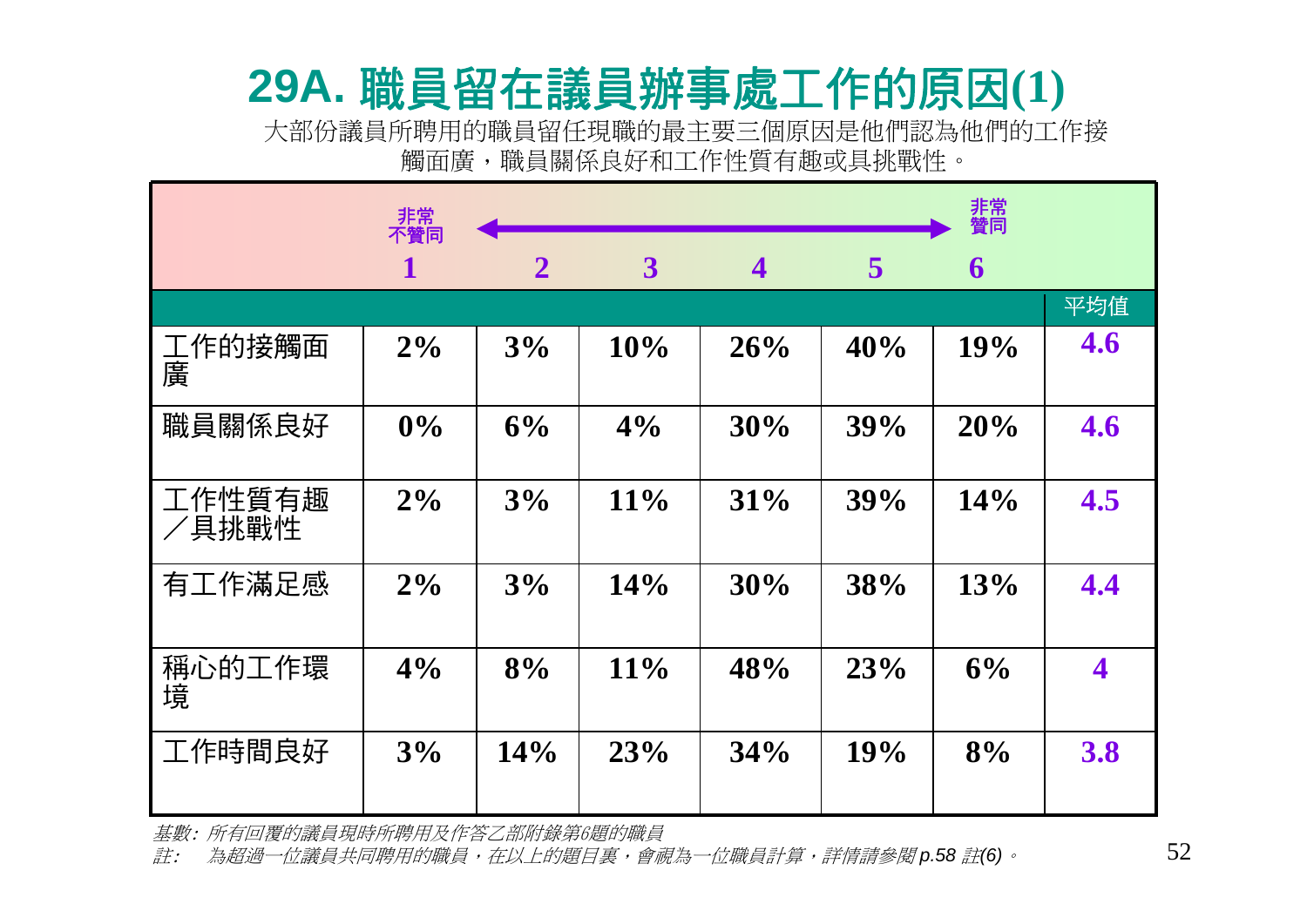# 29A. 職員留在議員辦事處工作的原因(1)

大部份議員所聘用的職員留任現職的最主要三個原因是他們認為他們的工作接觸面廣，職員關係良好和工作性質有趣或具挑戰性。

| | 1 非常不贊同 | 2 | 3 | 4 | 5 | 6 非常贊同 | 平均值 |
|---|---|---|---|---|---|---|---|
| 工作的接觸面廣 | 2% | 3% | 10% | 26% | 40% | 19% | 4.6 |
| 職員關係良好 | 0% | 6% | 4% | 30% | 39% | 20% | 4.6 |
| 工作性質有趣／具挑戰性 | 2% | 3% | 11% | 31% | 39% | 14% | 4.5 |
| 有工作滿足感 | 2% | 3% | 14% | 30% | 38% | 13% | 4.4 |
| 稱心的工作環境 | 4% | 8% | 11% | 48% | 23% | 6% | 4 |
| 工作時間良好 | 3% | 14% | 23% | 34% | 19% | 8% | 3.8 |

*基數：所有回覆的議員現時所聘用及作答乙部附錄第6題的職員*

*註：　為超過一位議員共同聘用的職員，在以上的題目裏，會視為一位職員計算，詳情請參閱 p.58 註(6)。*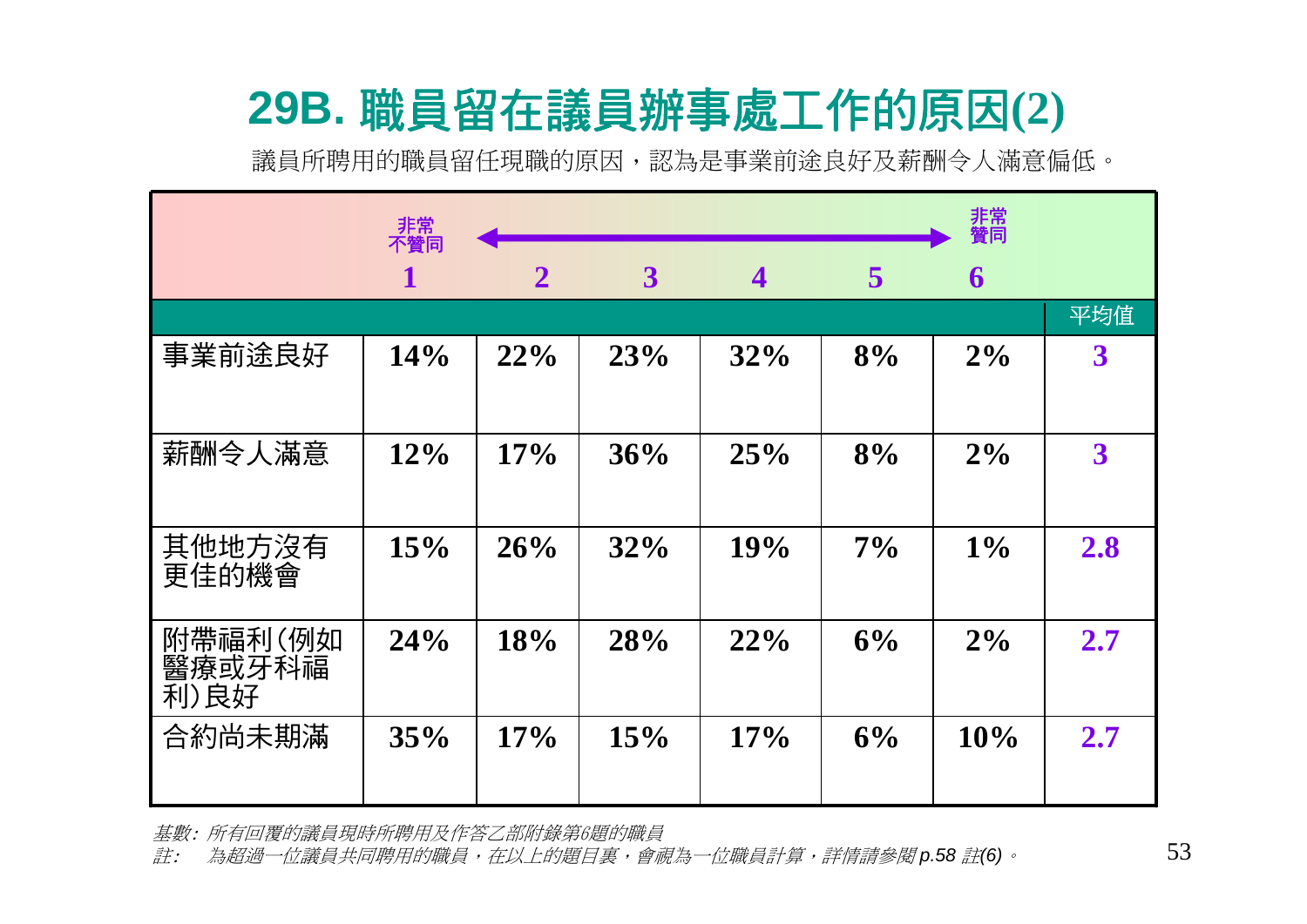# 29B. 職員留在議員辦事處工作的原因(2)

議員所聘用的職員留任現職的原因，認為是事業前途良好及薪酬令人滿意偏低。

| | 1<br>非常不贊同 | 2 | 3 | 4 | 5 | 6<br>非常贊同 | 平均值 |
|---|---|---|---|---|---|---|---|
| 事業前途良好 | 14% | 22% | 23% | 32% | 8% | 2% | 3 |
| 薪酬令人滿意 | 12% | 17% | 36% | 25% | 8% | 2% | 3 |
| 其他地方沒有更佳的機會 | 15% | 26% | 32% | 19% | 7% | 1% | 2.8 |
| 附帶福利(例如醫療或牙科福利)良好 | 24% | 18% | 28% | 22% | 6% | 2% | 2.7 |
| 合約尚未期滿 | 35% | 17% | 15% | 17% | 6% | 10% | 2.7 |

*基數：所有回覆的議員現時所聘用及作答乙部附錄第6題的職員*

*註：　為超過一位議員共同聘用的職員，在以上的題目裏，會視為一位職員計算，詳情請參閱 p.58 註(6)。*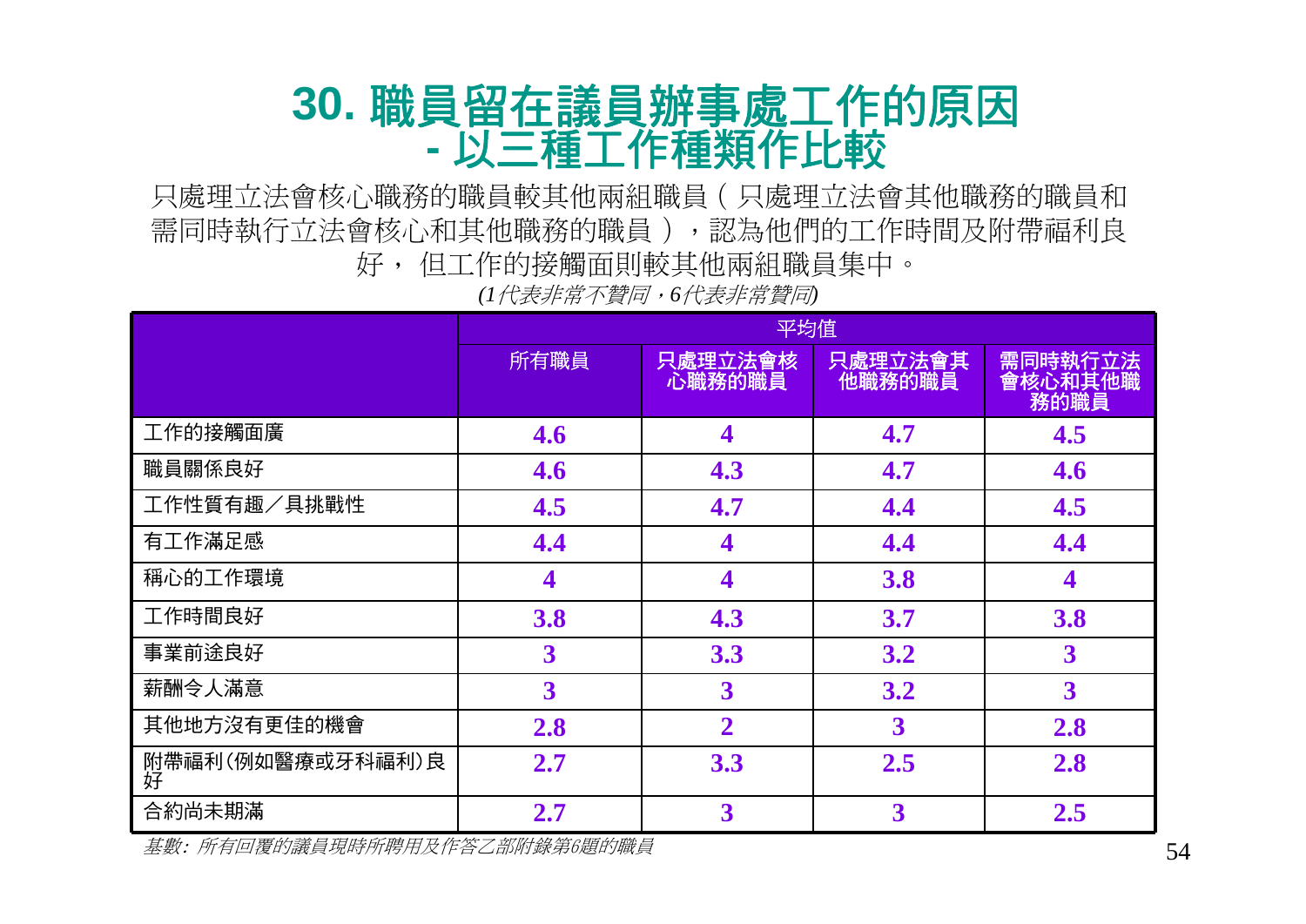# 30. 職員留在議員辦事處工作的原因 - 以三種工作種類作比較

只處理立法會核心職務的職員較其他兩組職員（只處理立法會其他職務的職員和需同時執行立法會核心和其他職務的職員），認為他們的工作時間及附帶福利良好，但工作的接觸面則較其他兩組職員集中。

*(1代表非常不贊同，6代表非常贊同)*

| | 平均值 | | | |
|---|---|---|---|---|
| | 所有職員 | 只處理立法會核心職務的職員 | 只處理立法會其他職務的職員 | 需同時執行立法會核心和其他職務的職員 |
| 工作的接觸面廣 | **4.6** | **4** | **4.7** | **4.5** |
| 職員關係良好 | **4.6** | **4.3** | **4.7** | **4.6** |
| 工作性質有趣／具挑戰性 | **4.5** | **4.7** | **4.4** | **4.5** |
| 有工作滿足感 | **4.4** | **4** | **4.4** | **4.4** |
| 稱心的工作環境 | **4** | **4** | **3.8** | **4** |
| 工作時間良好 | **3.8** | **4.3** | **3.7** | **3.8** |
| 事業前途良好 | **3** | **3.3** | **3.2** | **3** |
| 薪酬令人滿意 | **3** | **3** | **3.2** | **3** |
| 其他地方沒有更佳的機會 | **2.8** | **2** | **3** | **2.8** |
| 附帶福利(例如醫療或牙科福利)良好 | **2.7** | **3.3** | **2.5** | **2.8** |
| 合約尚未期滿 | **2.7** | **3** | **3** | **2.5** |

*基數：所有回覆的議員現時所聘用及作答乙部附錄第6題的職員*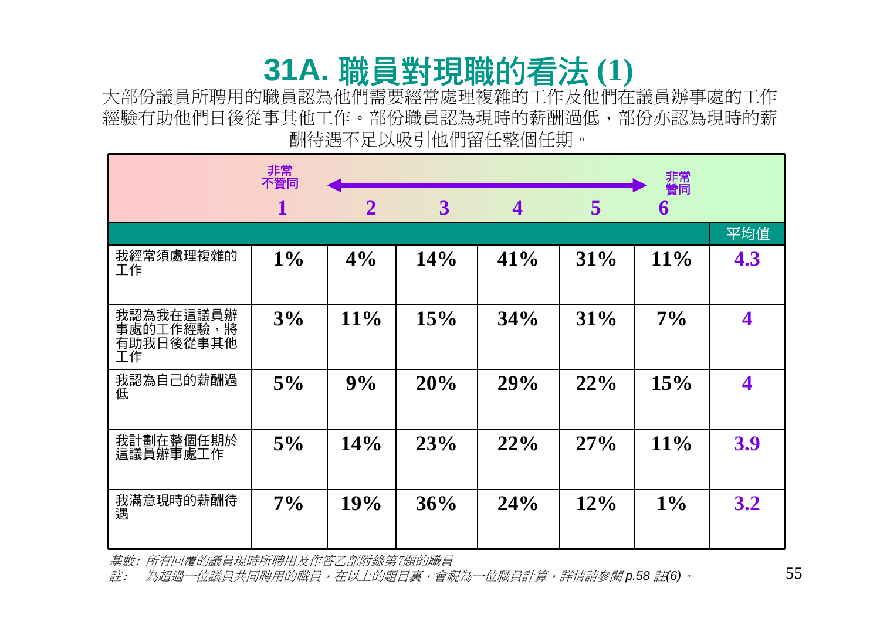# 31A. 職員對現職的看法 (1)

大部份議員所聘用的職員認為他們需要經常處理複雜的工作及他們在議員辦事處的工作經驗有助他們日後從事其他工作。部份職員認為現時的薪酬過低，部份亦認為現時的薪酬待遇不足以吸引他們留任整個任期。

| | 1 非常不贊同 | 2 | 3 | 4 | 5 | 6 非常贊同 | 平均值 |
|---|---|---|---|---|---|---|---|
| 我經常須處理複雜的工作 | 1% | 4% | 14% | 41% | 31% | 11% | 4.3 |
| 我認為我在這議員辦事處的工作經驗，將有助我日後從事其他工作 | 3% | 11% | 15% | 34% | 31% | 7% | 4 |
| 我認為自己的薪酬過低 | 5% | 9% | 20% | 29% | 22% | 15% | 4 |
| 我計劃在整個任期於這議員辦事處工作 | 5% | 14% | 23% | 22% | 27% | 11% | 3.9 |
| 我滿意現時的薪酬待遇 | 7% | 19% | 36% | 24% | 12% | 1% | 3.2 |

*基數：所有回覆的議員現時所聘用及作答乙部附錄第7題的職員*

*註：　為超過一位議員共同聘用的職員，在以上的題目裏，會視為一位職員計算，詳情請參閱 p.58 註(6)。*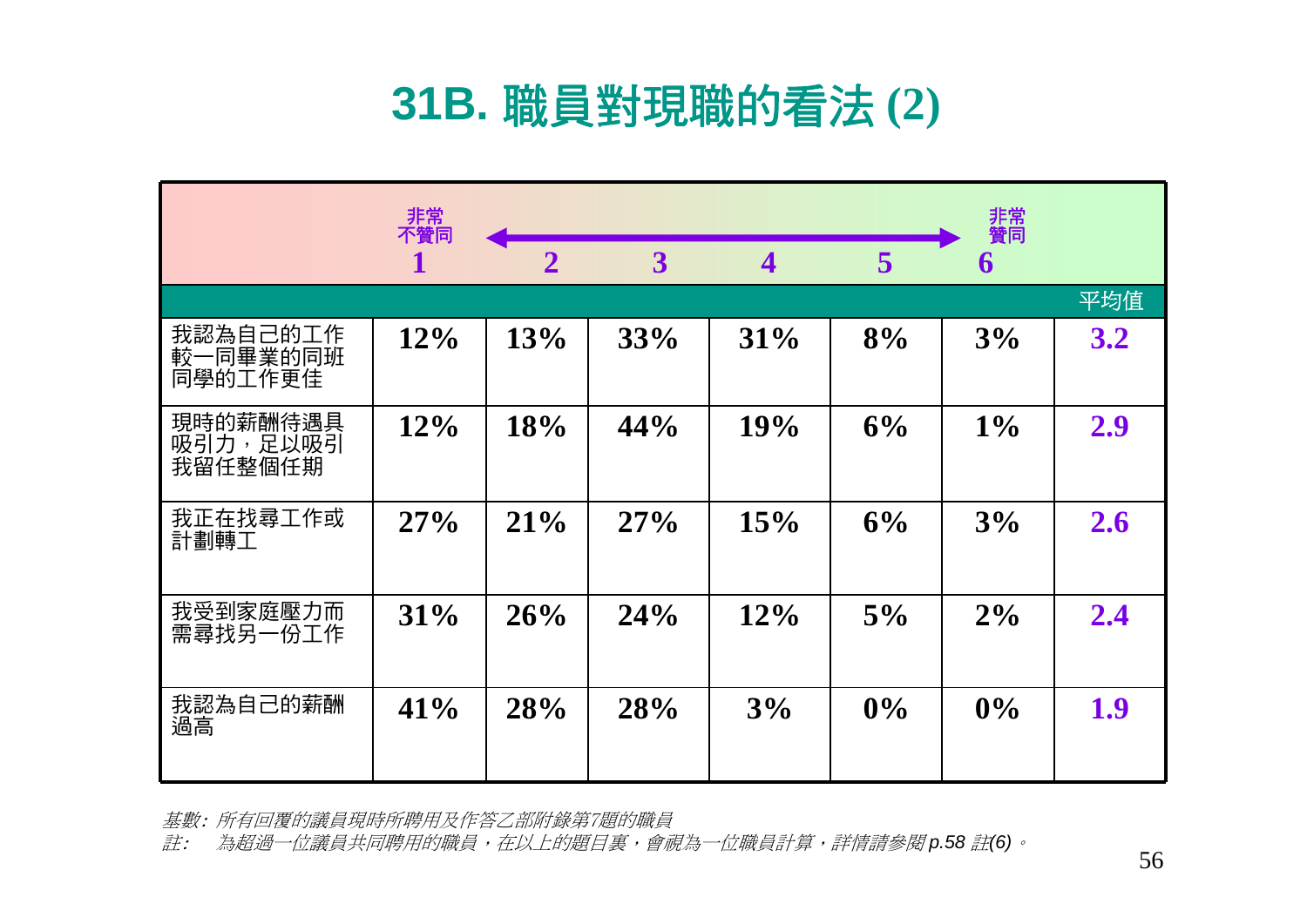# 31B. 職員對現職的看法 (2)

| | 1 非常不贊同 | 2 | 3 | 4 | 5 | 6 非常贊同 | 平均值 |
|---|---|---|---|---|---|---|---|
| 我認為自己的工作較一同畢業的同班同學的工作更佳 | 12% | 13% | 33% | 31% | 8% | 3% | 3.2 |
| 現時的薪酬待遇具吸引力，足以吸引我留任整個任期 | 12% | 18% | 44% | 19% | 6% | 1% | 2.9 |
| 我正在找尋工作或計劃轉工 | 27% | 21% | 27% | 15% | 6% | 3% | 2.6 |
| 我受到家庭壓力而需尋找另一份工作 | 31% | 26% | 24% | 12% | 5% | 2% | 2.4 |
| 我認為自己的薪酬過高 | 41% | 28% | 28% | 3% | 0% | 0% | 1.9 |

*基數：所有回覆的議員現時所聘用及作答乙部附錄第7題的職員*

*註：　為超過一位議員共同聘用的職員，在以上的題目裏，會視為一位職員計算，詳情請參閱 p.58 註(6)。*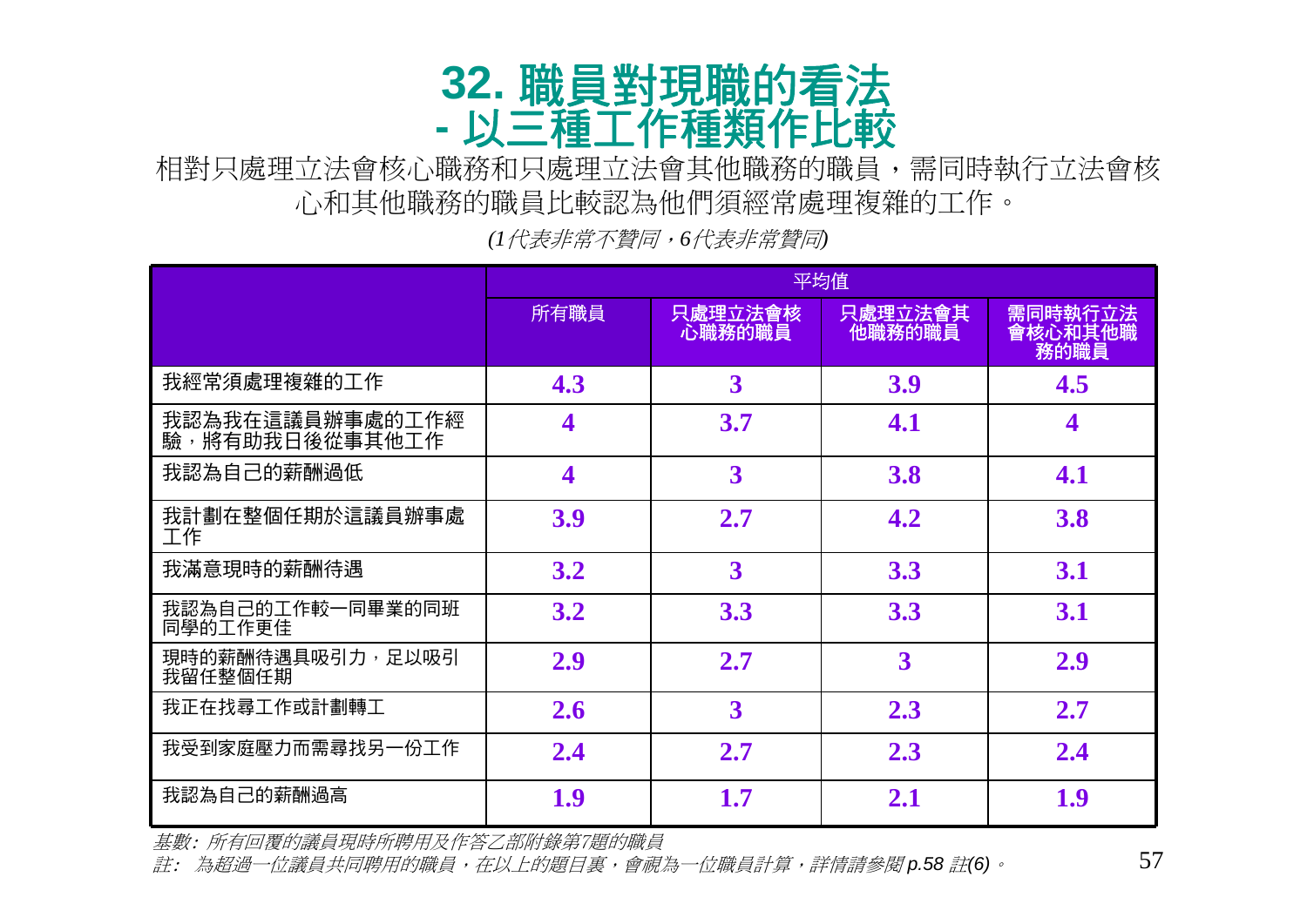# 32. 職員對現職的看法 - 以三種工作種類作比較

相對只處理立法會核心職務和只處理立法會其他職務的職員，需同時執行立法會核心和其他職務的職員比較認為他們須經常處理複雜的工作。

*(1代表非常不贊同，6代表非常贊同)*

| | 平均值 | | | |
|---|---|---|---|---|
| | 所有職員 | 只處理立法會核心職務的職員 | 只處理立法會其他職務的職員 | 需同時執行立法會核心和其他職務的職員 |
| 我經常須處理複雜的工作 | **4.3** | **3** | **3.9** | **4.5** |
| 我認為我在這議員辦事處的工作經驗，將有助我日後從事其他工作 | **4** | **3.7** | **4.1** | **4** |
| 我認為自己的薪酬過低 | **4** | **3** | **3.8** | **4.1** |
| 我計劃在整個任期於這議員辦事處工作 | **3.9** | **2.7** | **4.2** | **3.8** |
| 我滿意現時的薪酬待遇 | **3.2** | **3** | **3.3** | **3.1** |
| 我認為自己的工作較一同畢業的同班同學的工作更佳 | **3.2** | **3.3** | **3.3** | **3.1** |
| 現時的薪酬待遇具吸引力，足以吸引我留任整個任期 | **2.9** | **2.7** | **3** | **2.9** |
| 我正在找尋工作或計劃轉工 | **2.6** | **3** | **2.3** | **2.7** |
| 我受到家庭壓力而需尋找另一份工作 | **2.4** | **2.7** | **2.3** | **2.4** |
| 我認為自己的薪酬過高 | **1.9** | **1.7** | **2.1** | **1.9** |

*基數：所有回覆的議員現時所聘用及作答乙部附錄第7題的職員*

*註：為超過一位議員共同聘用的職員，在以上的題目裏，會視為一位職員計算，詳情請參閱 p.58 註(6)。*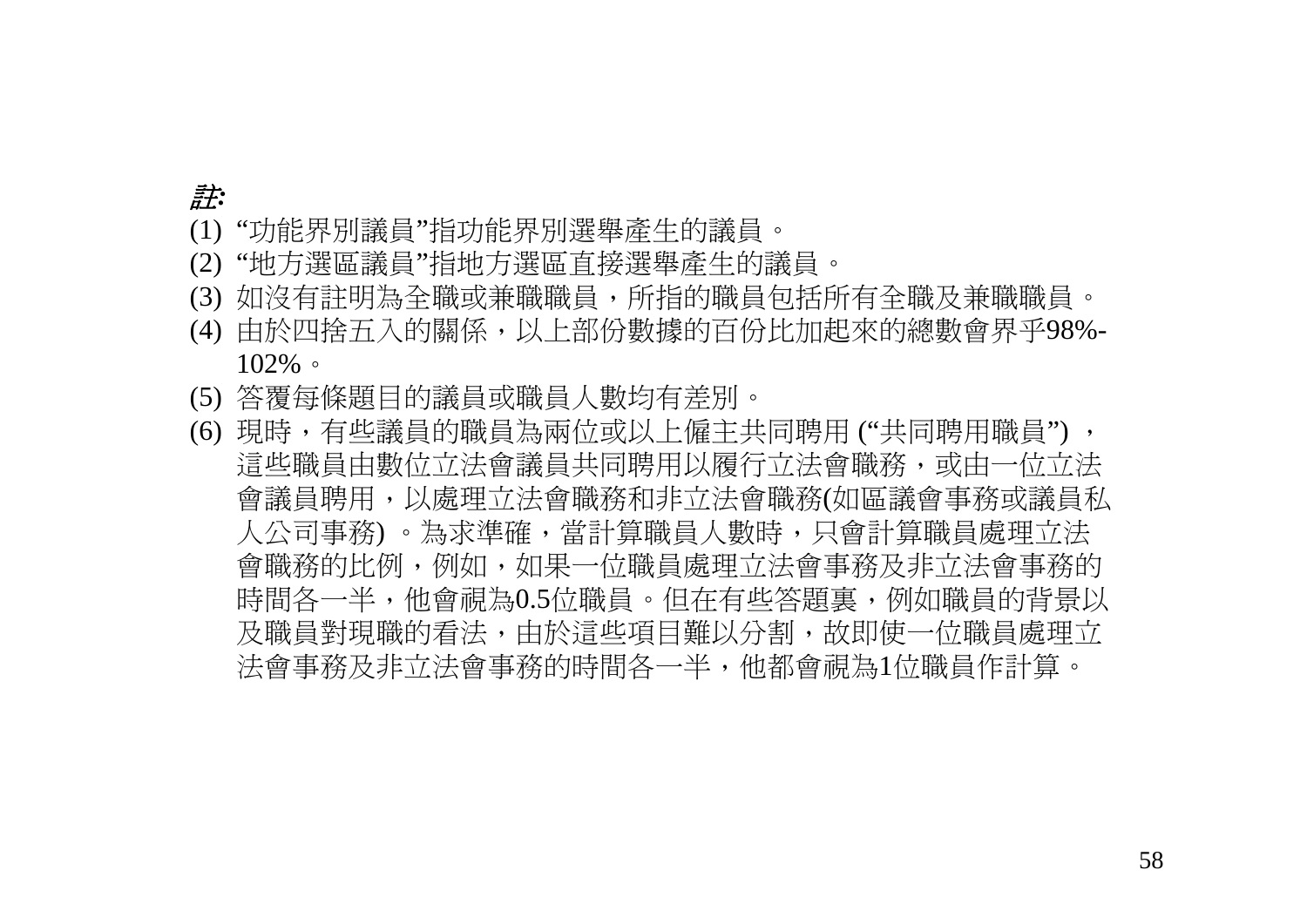*註:*

(1) “功能界別議員”指功能界別選舉產生的議員。
(2) “地方選區議員”指地方選區直接選舉產生的議員。
(3) 如沒有註明為全職或兼職職員，所指的職員包括所有全職及兼職職員。
(4) 由於四捨五入的關係，以上部份數據的百份比加起來的總數會界乎98%-102%。
(5) 答覆每條題目的議員或職員人數均有差別。
(6) 現時，有些議員的職員為兩位或以上僱主共同聘用 (“共同聘用職員”) ，這些職員由數位立法會議員共同聘用以履行立法會職務，或由一位立法會議員聘用，以處理立法會職務和非立法會職務(如區議會事務或議員私人公司事務) 。為求準確，當計算職員人數時，只會計算職員處理立法會職務的比例，例如，如果一位職員處理立法會事務及非立法會事務的時間各一半，他會視為0.5位職員。但在有些答題裏，例如職員的背景以及職員對現職的看法，由於這些項目難以分割，故即使一位職員處理立法會事務及非立法會事務的時間各一半，他都會視為1位職員作計算。